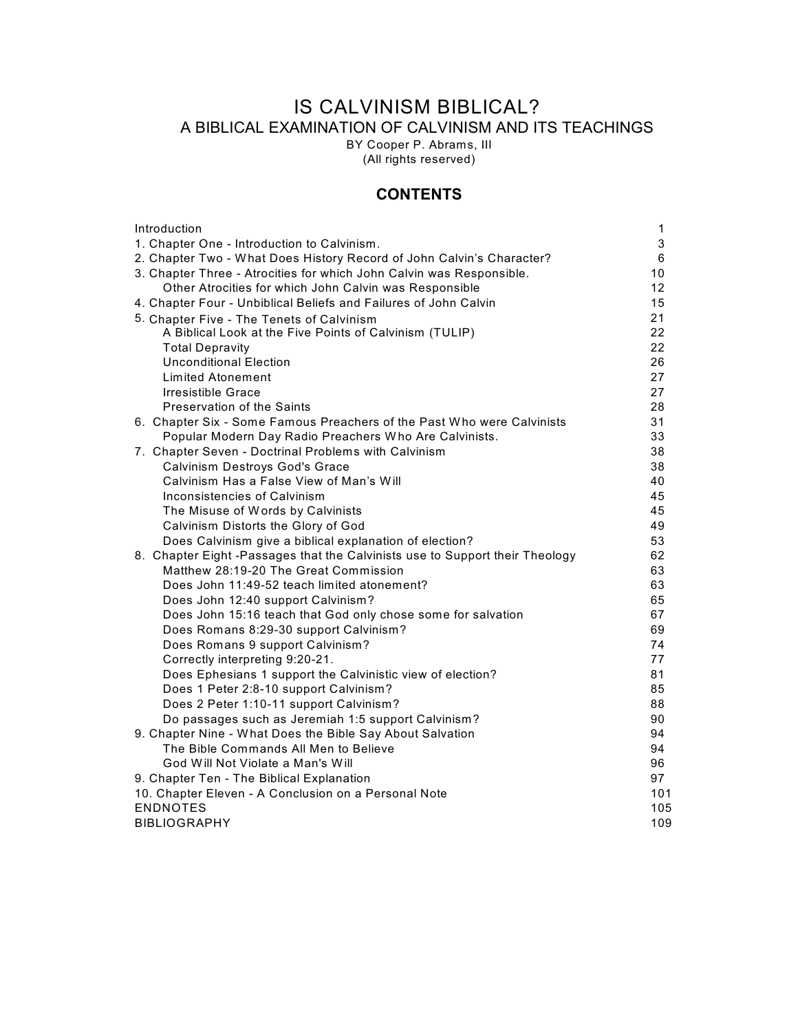# IS CALVINISM BIBLICAL?

## A BIBLICAL EXAMINATION OF CALVINISM AND ITS TEACHINGS

BY Cooper P. Abrams, III

(All rights reserved)

## CONTENTS

| | |
|---|---|
| Introduction | 1 |
| 1. Chapter One - Introduction to Calvinism. | 3 |
| 2. Chapter Two - What Does History Record of John Calvin's Character? | 6 |
| 3. Chapter Three - Atrocities for which John Calvin was Responsible. | 10 |
| Other Atrocities for which John Calvin was Responsible | 12 |
| 4. Chapter Four - Unbiblical Beliefs and Failures of John Calvin | 15 |
| 5. Chapter Five - The Tenets of Calvinism | 21 |
| A Biblical Look at the Five Points of Calvinism (TULIP) | 22 |
| Total Depravity | 22 |
| Unconditional Election | 26 |
| Limited Atonement | 27 |
| Irresistible Grace | 27 |
| Preservation of the Saints | 28 |
| 6. Chapter Six - Some Famous Preachers of the Past Who were Calvinists | 31 |
| Popular Modern Day Radio Preachers Who Are Calvinists. | 33 |
| 7. Chapter Seven - Doctrinal Problems with Calvinism | 38 |
| Calvinism Destroys God's Grace | 38 |
| Calvinism Has a False View of Man's Will | 40 |
| Inconsistencies of Calvinism | 45 |
| The Misuse of Words by Calvinists | 45 |
| Calvinism Distorts the Glory of God | 49 |
| Does Calvinism give a biblical explanation of election? | 53 |
| 8. Chapter Eight -Passages that the Calvinists use to Support their Theology | 62 |
| Matthew 28:19-20 The Great Commission | 63 |
| Does John 11:49-52 teach limited atonement? | 63 |
| Does John 12:40 support Calvinism? | 65 |
| Does John 15:16 teach that God only chose some for salvation | 67 |
| Does Romans 8:29-30 support Calvinism? | 69 |
| Does Romans 9 support Calvinism? | 74 |
| Correctly interpreting 9:20-21. | 77 |
| Does Ephesians 1 support the Calvinistic view of election? | 81 |
| Does 1 Peter 2:8-10 support Calvinism? | 85 |
| Does 2 Peter 1:10-11 support Calvinism? | 88 |
| Do passages such as Jeremiah 1:5 support Calvinism? | 90 |
| 9. Chapter Nine - What Does the Bible Say About Salvation | 94 |
| The Bible Commands All Men to Believe | 94 |
| God Will Not Violate a Man's Will | 96 |
| 9. Chapter Ten - The Biblical Explanation | 97 |
| 10. Chapter Eleven - A Conclusion on a Personal Note | 101 |
| ENDNOTES | 105 |
| BIBLIOGRAPHY | 109 |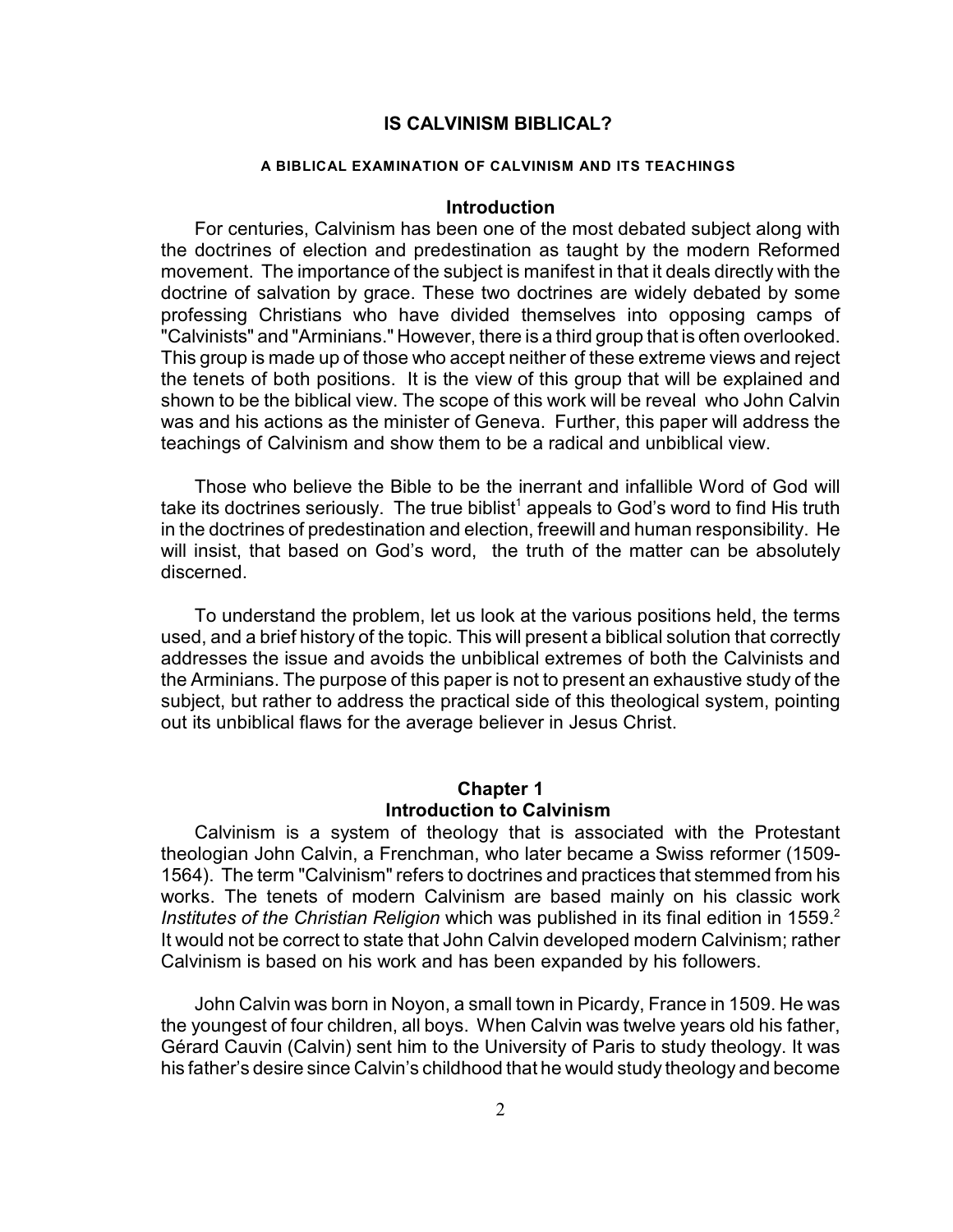# IS CALVINISM BIBLICAL?

### A BIBLICAL EXAMINATION OF CALVINISM AND ITS TEACHINGS

## Introduction

For centuries, Calvinism has been one of the most debated subject along with the doctrines of election and predestination as taught by the modern Reformed movement. The importance of the subject is manifest in that it deals directly with the doctrine of salvation by grace. These two doctrines are widely debated by some professing Christians who have divided themselves into opposing camps of "Calvinists" and "Arminians." However, there is a third group that is often overlooked. This group is made up of those who accept neither of these extreme views and reject the tenets of both positions. It is the view of this group that will be explained and shown to be the biblical view. The scope of this work will be reveal who John Calvin was and his actions as the minister of Geneva. Further, this paper will address the teachings of Calvinism and show them to be a radical and unbiblical view.

Those who believe the Bible to be the inerrant and infallible Word of God will take its doctrines seriously. The true biblist[1] appeals to God's word to find His truth in the doctrines of predestination and election, freewill and human responsibility. He will insist, that based on God's word, the truth of the matter can be absolutely discerned.

To understand the problem, let us look at the various positions held, the terms used, and a brief history of the topic. This will present a biblical solution that correctly addresses the issue and avoids the unbiblical extremes of both the Calvinists and the Arminians. The purpose of this paper is not to present an exhaustive study of the subject, but rather to address the practical side of this theological system, pointing out its unbiblical flaws for the average believer in Jesus Christ.

## Chapter 1
## Introduction to Calvinism

Calvinism is a system of theology that is associated with the Protestant theologian John Calvin, a Frenchman, who later became a Swiss reformer (1509-1564). The term "Calvinism" refers to doctrines and practices that stemmed from his works. The tenets of modern Calvinism are based mainly on his classic work *Institutes of the Christian Religion* which was published in its final edition in 1559.[2] It would not be correct to state that John Calvin developed modern Calvinism; rather Calvinism is based on his work and has been expanded by his followers.

John Calvin was born in Noyon, a small town in Picardy, France in 1509. He was the youngest of four children, all boys. When Calvin was twelve years old his father, Gérard Cauvin (Calvin) sent him to the University of Paris to study theology. It was his father's desire since Calvin's childhood that he would study theology and become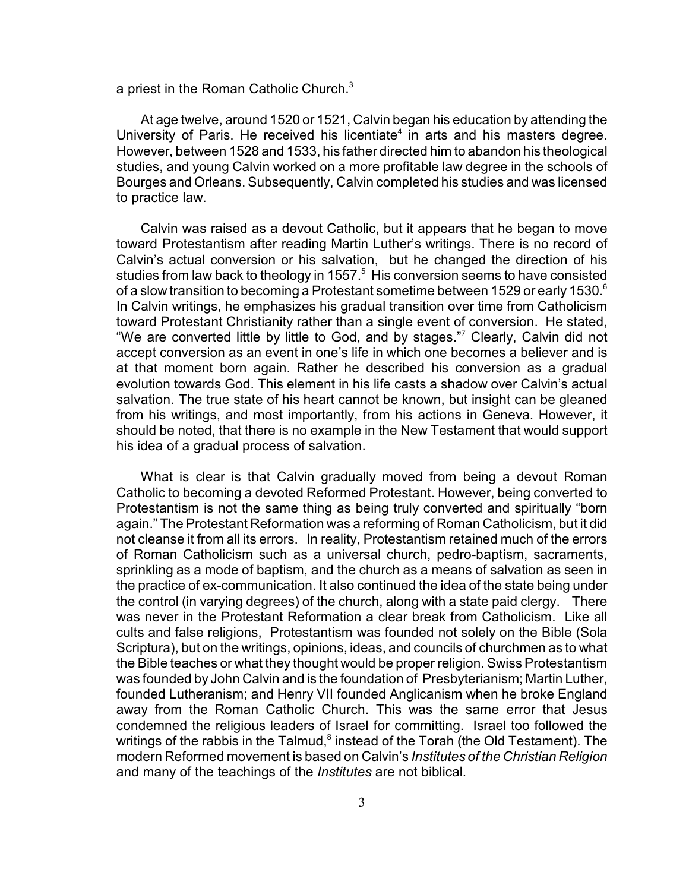a priest in the Roman Catholic Church.[3]

At age twelve, around 1520 or 1521, Calvin began his education by attending the University of Paris. He received his licentiate[4] in arts and his masters degree. However, between 1528 and 1533, his father directed him to abandon his theological studies, and young Calvin worked on a more profitable law degree in the schools of Bourges and Orleans. Subsequently, Calvin completed his studies and was licensed to practice law.

Calvin was raised as a devout Catholic, but it appears that he began to move toward Protestantism after reading Martin Luther's writings. There is no record of Calvin's actual conversion or his salvation, but he changed the direction of his studies from law back to theology in 1557.[5] His conversion seems to have consisted of a slow transition to becoming a Protestant sometime between 1529 or early 1530.[6] In Calvin writings, he emphasizes his gradual transition over time from Catholicism toward Protestant Christianity rather than a single event of conversion. He stated, "We are converted little by little to God, and by stages."[7] Clearly, Calvin did not accept conversion as an event in one's life in which one becomes a believer and is at that moment born again. Rather he described his conversion as a gradual evolution towards God. This element in his life casts a shadow over Calvin's actual salvation. The true state of his heart cannot be known, but insight can be gleaned from his writings, and most importantly, from his actions in Geneva. However, it should be noted, that there is no example in the New Testament that would support his idea of a gradual process of salvation.

What is clear is that Calvin gradually moved from being a devout Roman Catholic to becoming a devoted Reformed Protestant. However, being converted to Protestantism is not the same thing as being truly converted and spiritually "born again." The Protestant Reformation was a reforming of Roman Catholicism, but it did not cleanse it from all its errors. In reality, Protestantism retained much of the errors of Roman Catholicism such as a universal church, pedro-baptism, sacraments, sprinkling as a mode of baptism, and the church as a means of salvation as seen in the practice of ex-communication. It also continued the idea of the state being under the control (in varying degrees) of the church, along with a state paid clergy. There was never in the Protestant Reformation a clear break from Catholicism. Like all cults and false religions, Protestantism was founded not solely on the Bible (Sola Scriptura), but on the writings, opinions, ideas, and councils of churchmen as to what the Bible teaches or what they thought would be proper religion. Swiss Protestantism was founded by John Calvin and is the foundation of Presbyterianism; Martin Luther, founded Lutheranism; and Henry VII founded Anglicanism when he broke England away from the Roman Catholic Church. This was the same error that Jesus condemned the religious leaders of Israel for committing. Israel too followed the writings of the rabbis in the Talmud,[8] instead of the Torah (the Old Testament). The modern Reformed movement is based on Calvin's *Institutes of the Christian Religion* and many of the teachings of the *Institutes* are not biblical.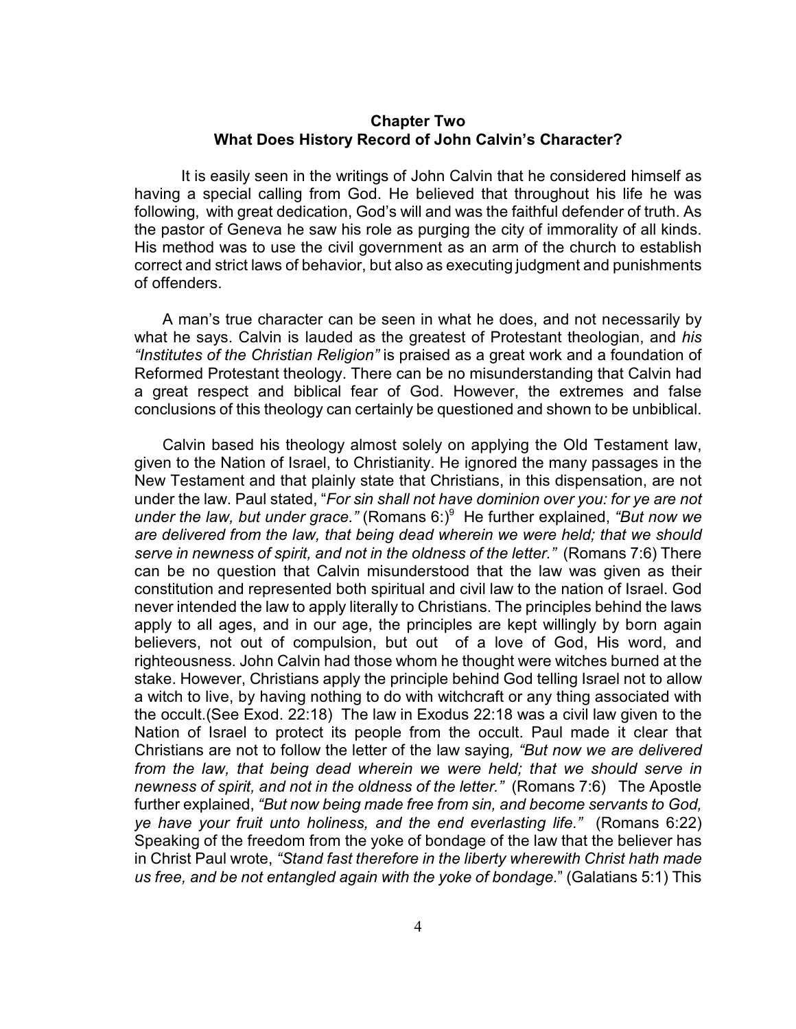## Chapter Two
## What Does History Record of John Calvin's Character?

It is easily seen in the writings of John Calvin that he considered himself as having a special calling from God. He believed that throughout his life he was following, with great dedication, God's will and was the faithful defender of truth. As the pastor of Geneva he saw his role as purging the city of immorality of all kinds. His method was to use the civil government as an arm of the church to establish correct and strict laws of behavior, but also as executing judgment and punishments of offenders.

A man's true character can be seen in what he does, and not necessarily by what he says. Calvin is lauded as the greatest of Protestant theologian, and *his "Institutes of the Christian Religion"* is praised as a great work and a foundation of Reformed Protestant theology. There can be no misunderstanding that Calvin had a great respect and biblical fear of God. However, the extremes and false conclusions of this theology can certainly be questioned and shown to be unbiblical.

Calvin based his theology almost solely on applying the Old Testament law, given to the Nation of Israel, to Christianity. He ignored the many passages in the New Testament and that plainly state that Christians, in this dispensation, are not under the law. Paul stated, "*For sin shall not have dominion over you: for ye are not under the law, but under grace."* (Romans 6:)[9] He further explained, *"But now we are delivered from the law, that being dead wherein we were held; that we should serve in newness of spirit, and not in the oldness of the letter."* (Romans 7:6) There can be no question that Calvin misunderstood that the law was given as their constitution and represented both spiritual and civil law to the nation of Israel. God never intended the law to apply literally to Christians. The principles behind the laws apply to all ages, and in our age, the principles are kept willingly by born again believers, not out of compulsion, but out of a love of God, His word, and righteousness. John Calvin had those whom he thought were witches burned at the stake. However, Christians apply the principle behind God telling Israel not to allow a witch to live, by having nothing to do with witchcraft or any thing associated with the occult.(See Exod. 22:18) The law in Exodus 22:18 was a civil law given to the Nation of Israel to protect its people from the occult. Paul made it clear that Christians are not to follow the letter of the law saying*, "But now we are delivered from the law, that being dead wherein we were held; that we should serve in newness of spirit, and not in the oldness of the letter."* (Romans 7:6) The Apostle further explained, *"But now being made free from sin, and become servants to God, ye have your fruit unto holiness, and the end everlasting life."* (Romans 6:22) Speaking of the freedom from the yoke of bondage of the law that the believer has in Christ Paul wrote, *"Stand fast therefore in the liberty wherewith Christ hath made us free, and be not entangled again with the yoke of bondage.*" (Galatians 5:1) This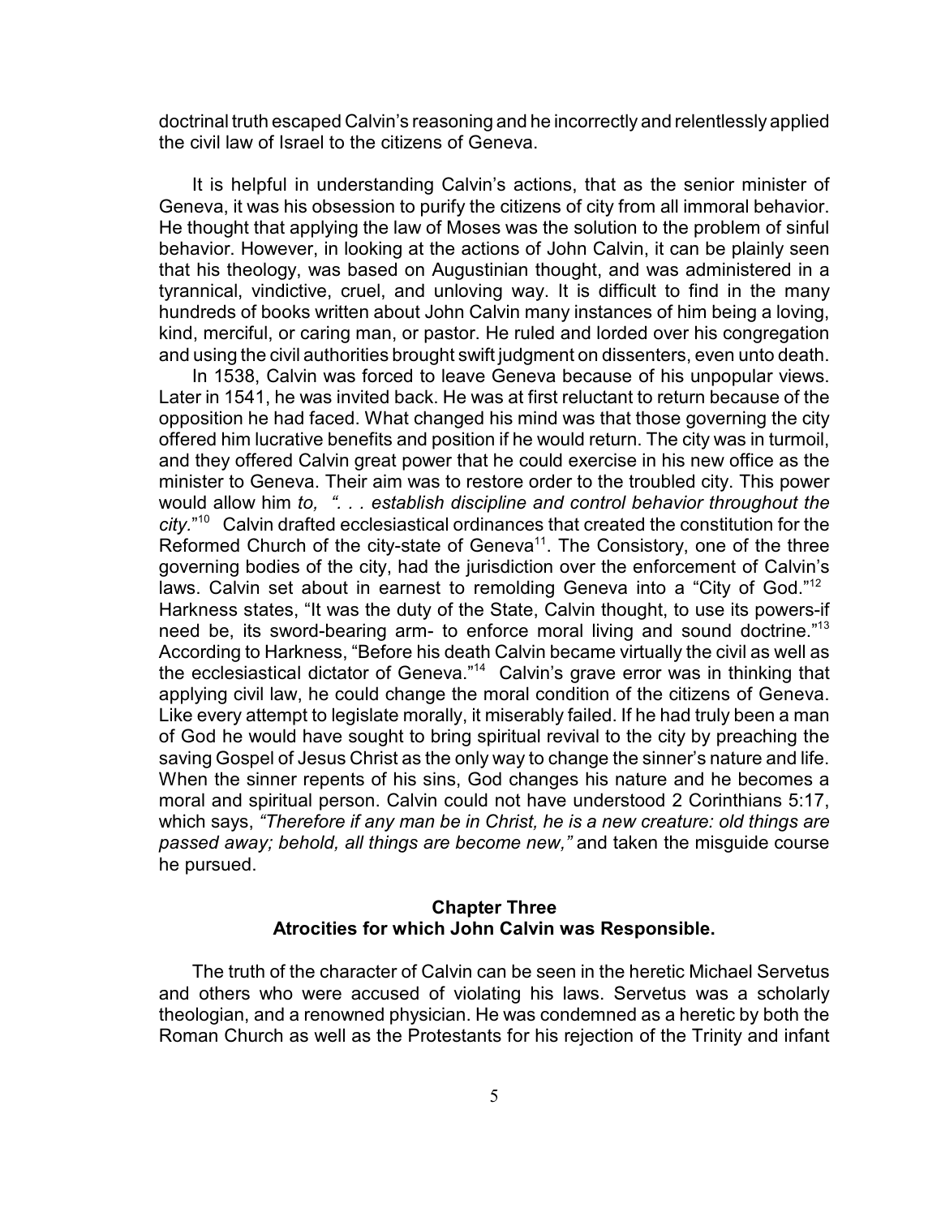doctrinal truth escaped Calvin's reasoning and he incorrectly and relentlessly applied the civil law of Israel to the citizens of Geneva.

It is helpful in understanding Calvin's actions, that as the senior minister of Geneva, it was his obsession to purify the citizens of city from all immoral behavior. He thought that applying the law of Moses was the solution to the problem of sinful behavior. However, in looking at the actions of John Calvin, it can be plainly seen that his theology, was based on Augustinian thought, and was administered in a tyrannical, vindictive, cruel, and unloving way. It is difficult to find in the many hundreds of books written about John Calvin many instances of him being a loving, kind, merciful, or caring man, or pastor. He ruled and lorded over his congregation and using the civil authorities brought swift judgment on dissenters, even unto death.

In 1538, Calvin was forced to leave Geneva because of his unpopular views. Later in 1541, he was invited back. He was at first reluctant to return because of the opposition he had faced. What changed his mind was that those governing the city offered him lucrative benefits and position if he would return. The city was in turmoil, and they offered Calvin great power that he could exercise in his new office as the minister to Geneva. Their aim was to restore order to the troubled city. This power would allow him *to, ". . . establish discipline and control behavior throughout the city.*"[10] Calvin drafted ecclesiastical ordinances that created the constitution for the Reformed Church of the city-state of Geneva[11]. The Consistory, one of the three governing bodies of the city, had the jurisdiction over the enforcement of Calvin's laws. Calvin set about in earnest to remolding Geneva into a "City of God."[12] Harkness states, "It was the duty of the State, Calvin thought, to use its powers-if need be, its sword-bearing arm- to enforce moral living and sound doctrine."[13] According to Harkness, "Before his death Calvin became virtually the civil as well as the ecclesiastical dictator of Geneva."[14] Calvin's grave error was in thinking that applying civil law, he could change the moral condition of the citizens of Geneva. Like every attempt to legislate morally, it miserably failed. If he had truly been a man of God he would have sought to bring spiritual revival to the city by preaching the saving Gospel of Jesus Christ as the only way to change the sinner's nature and life. When the sinner repents of his sins, God changes his nature and he becomes a moral and spiritual person. Calvin could not have understood 2 Corinthians 5:17, which says, *"Therefore if any man be in Christ, he is a new creature: old things are passed away; behold, all things are become new,"* and taken the misguide course he pursued.

## Chapter Three
## Atrocities for which John Calvin was Responsible.

The truth of the character of Calvin can be seen in the heretic Michael Servetus and others who were accused of violating his laws. Servetus was a scholarly theologian, and a renowned physician. He was condemned as a heretic by both the Roman Church as well as the Protestants for his rejection of the Trinity and infant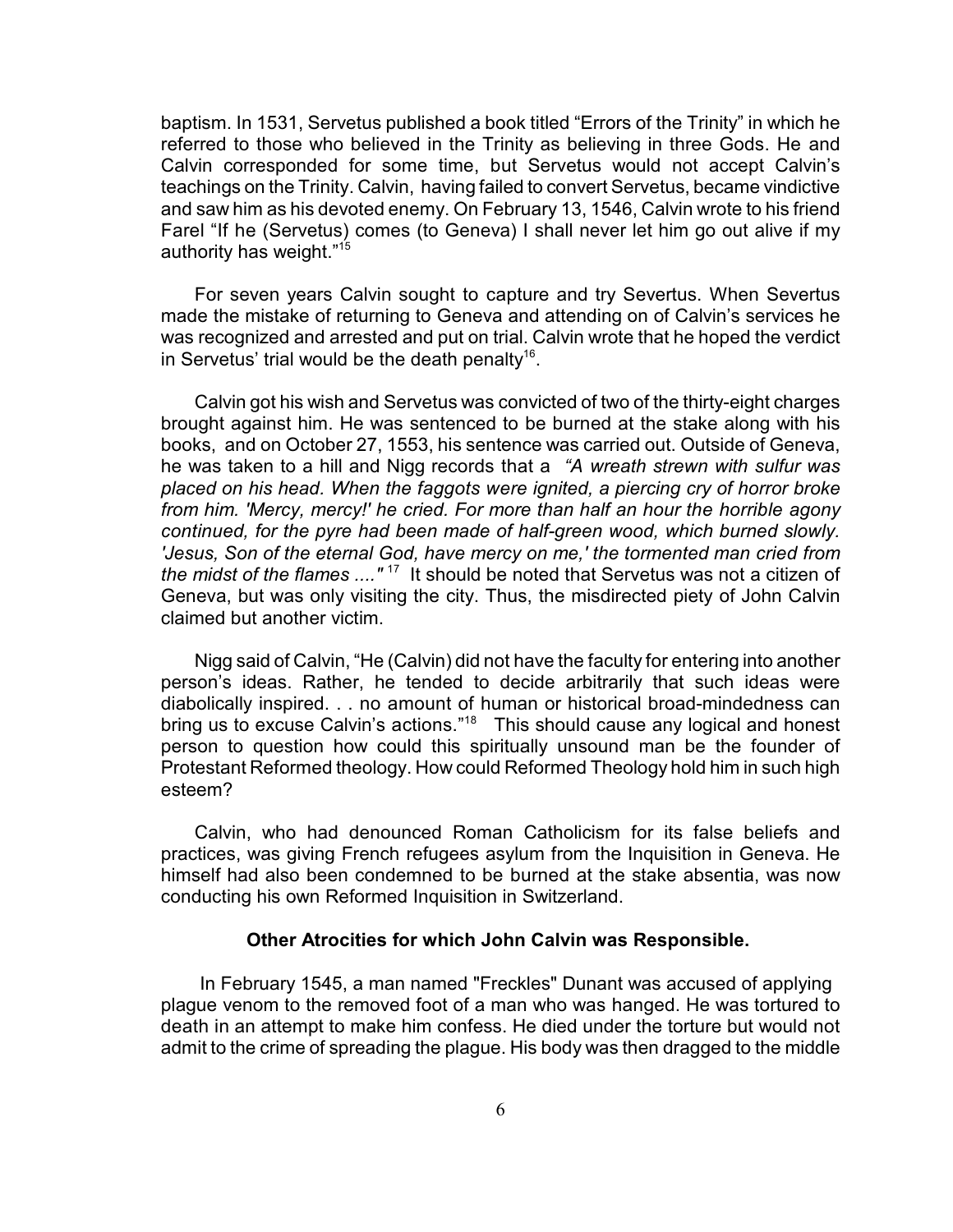baptism. In 1531, Servetus published a book titled "Errors of the Trinity" in which he referred to those who believed in the Trinity as believing in three Gods. He and Calvin corresponded for some time, but Servetus would not accept Calvin's teachings on the Trinity. Calvin, having failed to convert Servetus, became vindictive and saw him as his devoted enemy. On February 13, 1546, Calvin wrote to his friend Farel "If he (Servetus) comes (to Geneva) I shall never let him go out alive if my authority has weight."[15]

For seven years Calvin sought to capture and try Severtus. When Severtus made the mistake of returning to Geneva and attending on of Calvin's services he was recognized and arrested and put on trial. Calvin wrote that he hoped the verdict in Servetus' trial would be the death penalty[16].

Calvin got his wish and Servetus was convicted of two of the thirty-eight charges brought against him. He was sentenced to be burned at the stake along with his books, and on October 27, 1553, his sentence was carried out. Outside of Geneva, he was taken to a hill and Nigg records that a *"A wreath strewn with sulfur was placed on his head. When the faggots were ignited, a piercing cry of horror broke from him. 'Mercy, mercy!' he cried. For more than half an hour the horrible agony continued, for the pyre had been made of half-green wood, which burned slowly. 'Jesus, Son of the eternal God, have mercy on me,' the tormented man cried from the midst of the flames ...."* [17] It should be noted that Servetus was not a citizen of Geneva, but was only visiting the city. Thus, the misdirected piety of John Calvin claimed but another victim.

Nigg said of Calvin, "He (Calvin) did not have the faculty for entering into another person's ideas. Rather, he tended to decide arbitrarily that such ideas were diabolically inspired. . . no amount of human or historical broad-mindedness can bring us to excuse Calvin's actions."[18] This should cause any logical and honest person to question how could this spiritually unsound man be the founder of Protestant Reformed theology. How could Reformed Theology hold him in such high esteem?

Calvin, who had denounced Roman Catholicism for its false beliefs and practices, was giving French refugees asylum from the Inquisition in Geneva. He himself had also been condemned to be burned at the stake absentia, was now conducting his own Reformed Inquisition in Switzerland.

**Other Atrocities for which John Calvin was Responsible.**

In February 1545, a man named "Freckles" Dunant was accused of applying plague venom to the removed foot of a man who was hanged. He was tortured to death in an attempt to make him confess. He died under the torture but would not admit to the crime of spreading the plague. His body was then dragged to the middle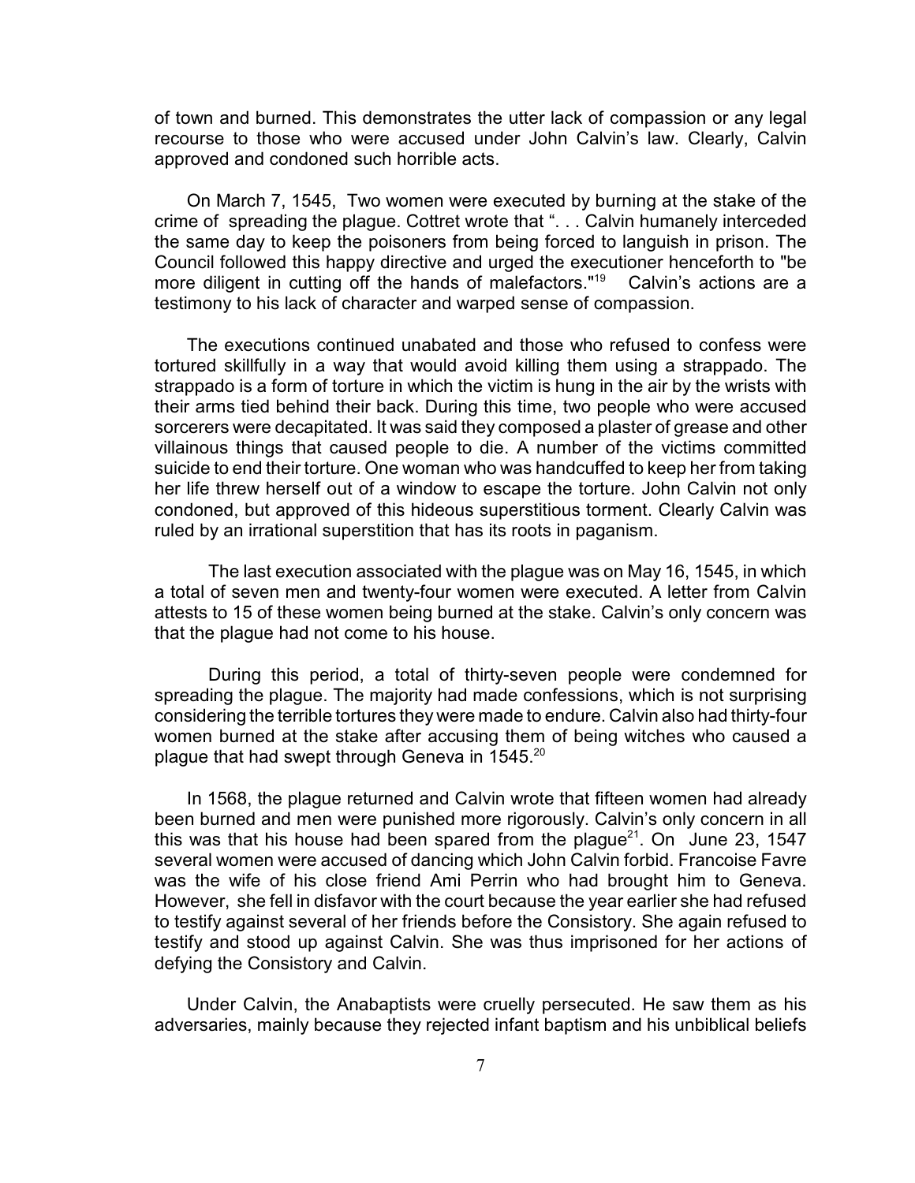of town and burned. This demonstrates the utter lack of compassion or any legal recourse to those who were accused under John Calvin's law. Clearly, Calvin approved and condoned such horrible acts.

On March 7, 1545, Two women were executed by burning at the stake of the crime of spreading the plague. Cottret wrote that ". . . Calvin humanely interceded the same day to keep the poisoners from being forced to languish in prison. The Council followed this happy directive and urged the executioner henceforth to "be more diligent in cutting off the hands of malefactors."[19] Calvin's actions are a testimony to his lack of character and warped sense of compassion.

The executions continued unabated and those who refused to confess were tortured skillfully in a way that would avoid killing them using a strappado. The strappado is a form of torture in which the victim is hung in the air by the wrists with their arms tied behind their back. During this time, two people who were accused sorcerers were decapitated. It was said they composed a plaster of grease and other villainous things that caused people to die. A number of the victims committed suicide to end their torture. One woman who was handcuffed to keep her from taking her life threw herself out of a window to escape the torture. John Calvin not only condoned, but approved of this hideous superstitious torment. Clearly Calvin was ruled by an irrational superstition that has its roots in paganism.

The last execution associated with the plague was on May 16, 1545, in which a total of seven men and twenty-four women were executed. A letter from Calvin attests to 15 of these women being burned at the stake. Calvin's only concern was that the plague had not come to his house.

During this period, a total of thirty-seven people were condemned for spreading the plague. The majority had made confessions, which is not surprising considering the terrible tortures they were made to endure. Calvin also had thirty-four women burned at the stake after accusing them of being witches who caused a plague that had swept through Geneva in 1545.[20]

In 1568, the plague returned and Calvin wrote that fifteen women had already been burned and men were punished more rigorously. Calvin's only concern in all this was that his house had been spared from the plague[21]. On June 23, 1547 several women were accused of dancing which John Calvin forbid. Francoise Favre was the wife of his close friend Ami Perrin who had brought him to Geneva. However, she fell in disfavor with the court because the year earlier she had refused to testify against several of her friends before the Consistory. She again refused to testify and stood up against Calvin. She was thus imprisoned for her actions of defying the Consistory and Calvin.

Under Calvin, the Anabaptists were cruelly persecuted. He saw them as his adversaries, mainly because they rejected infant baptism and his unbiblical beliefs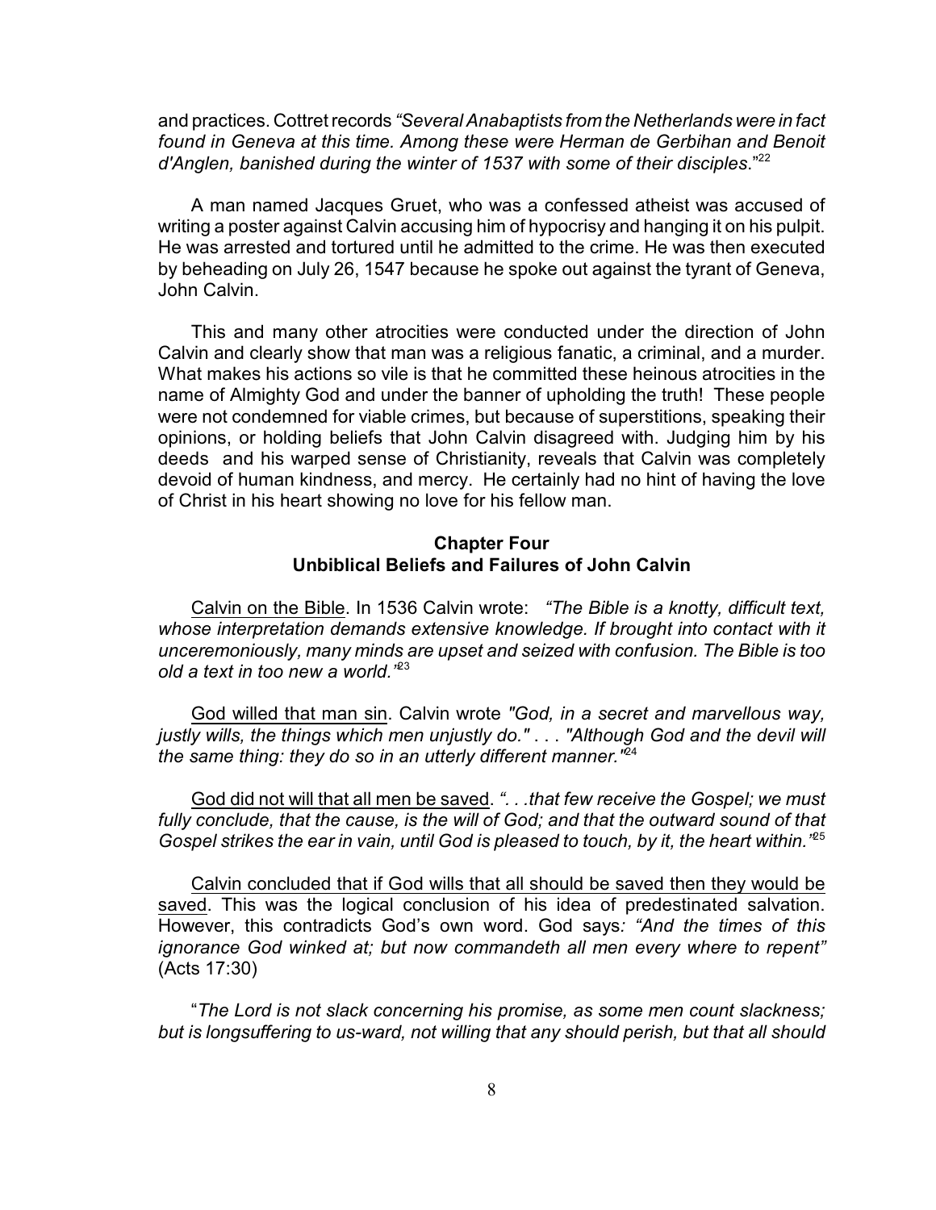and practices. Cottret records *"Several Anabaptists from the Netherlands were in fact found in Geneva at this time. Among these were Herman de Gerbihan and Benoit d'Anglen, banished during the winter of 1537 with some of their disciples*."[22]

A man named Jacques Gruet, who was a confessed atheist was accused of writing a poster against Calvin accusing him of hypocrisy and hanging it on his pulpit. He was arrested and tortured until he admitted to the crime. He was then executed by beheading on July 26, 1547 because he spoke out against the tyrant of Geneva, John Calvin.

This and many other atrocities were conducted under the direction of John Calvin and clearly show that man was a religious fanatic, a criminal, and a murder. What makes his actions so vile is that he committed these heinous atrocities in the name of Almighty God and under the banner of upholding the truth! These people were not condemned for viable crimes, but because of superstitions, speaking their opinions, or holding beliefs that John Calvin disagreed with. Judging him by his deeds and his warped sense of Christianity, reveals that Calvin was completely devoid of human kindness, and mercy. He certainly had no hint of having the love of Christ in his heart showing no love for his fellow man.

## Chapter Four
## Unbiblical Beliefs and Failures of John Calvin

Calvin on the Bible. In 1536 Calvin wrote: *"The Bible is a knotty, difficult text, whose interpretation demands extensive knowledge. If brought into contact with it unceremoniously, many minds are upset and seized with confusion. The Bible is too old a text in too new a world."*[23]

God willed that man sin. Calvin wrote *"God, in a secret and marvellous way, justly wills, the things which men unjustly do."* . . . *"Although God and the devil will the same thing: they do so in an utterly different manner."*[24]

God did not will that all men be saved. *". . .that few receive the Gospel; we must fully conclude, that the cause, is the will of God; and that the outward sound of that Gospel strikes the ear in vain, until God is pleased to touch, by it, the heart within."*[25]

Calvin concluded that if God wills that all should be saved then they would be saved. This was the logical conclusion of his idea of predestinated salvation. However, this contradicts God's own word. God says: *"And the times of this ignorance God winked at; but now commandeth all men every where to repent"* (Acts 17:30)

"*The Lord is not slack concerning his promise, as some men count slackness; but is longsuffering to us-ward, not willing that any should perish, but that all should*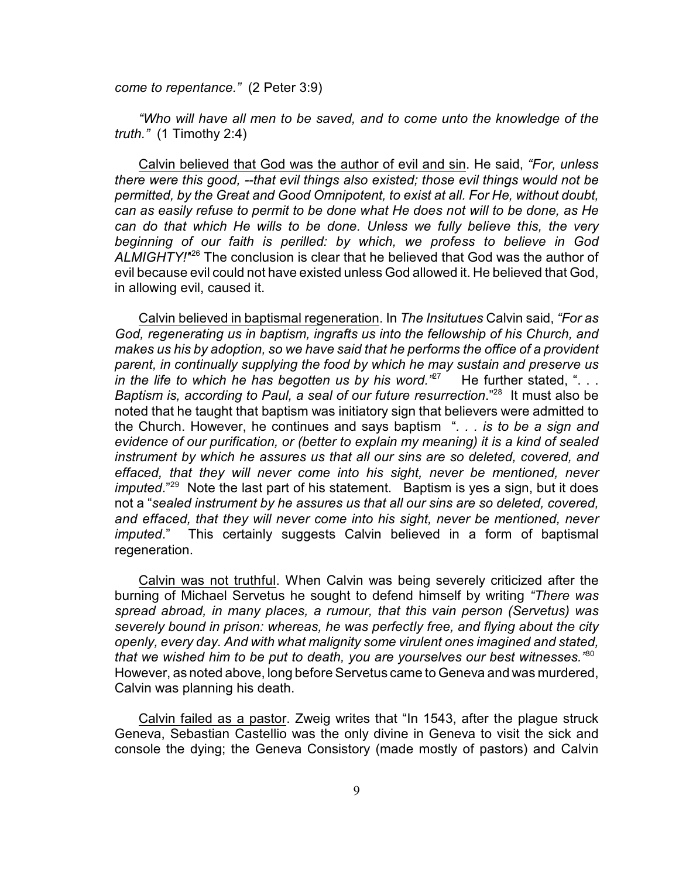*come to repentance."* (2 Peter 3:9)

*"Who will have all men to be saved, and to come unto the knowledge of the truth."* (1 Timothy 2:4)

<u>Calvin believed that God was the author of evil and sin</u>. He said, *"For, unless there were this good, --that evil things also existed; those evil things would not be permitted, by the Great and Good Omnipotent, to exist at all. For He, without doubt, can as easily refuse to permit to be done what He does not will to be done, as He can do that which He wills to be done. Unless we fully believe this, the very beginning of our faith is perilled: by which, we profess to believe in God ALMIGHTY!"*[26] The conclusion is clear that he believed that God was the author of evil because evil could not have existed unless God allowed it. He believed that God, in allowing evil, caused it.

<u>Calvin believed in baptismal regeneration</u>. In *The Insitutues* Calvin said, *"For as God, regenerating us in baptism, ingrafts us into the fellowship of his Church, and makes us his by adoption, so we have said that he performs the office of a provident parent, in continually supplying the food by which he may sustain and preserve us in the life to which he has begotten us by his word."*[27] He further stated, "*. . . Baptism is, according to Paul, a seal of our future resurrection*."[28] It must also be noted that he taught that baptism was initiatory sign that believers were admitted to the Church. However, he continues and says baptism "*. . . is to be a sign and evidence of our purification, or (better to explain my meaning) it is a kind of sealed instrument by which he assures us that all our sins are so deleted, covered, and effaced, that they will never come into his sight, never be mentioned, never imputed*."[29] Note the last part of his statement. Baptism is yes a sign, but it does not a "*sealed instrument by he assures us that all our sins are so deleted, covered, and effaced, that they will never come into his sight, never be mentioned, never imputed*." This certainly suggests Calvin believed in a form of baptismal regeneration.

<u>Calvin was not truthful</u>. When Calvin was being severely criticized after the burning of Michael Servetus he sought to defend himself by writing *"There was spread abroad, in many places, a rumour, that this vain person (Servetus) was severely bound in prison: whereas, he was perfectly free, and flying about the city openly, every day. And with what malignity some virulent ones imagined and stated, that we wished him to be put to death, you are yourselves our best witnesses."*[30] However, as noted above, long before Servetus came to Geneva and was murdered, Calvin was planning his death.

<u>Calvin failed as a pastor</u>. Zweig writes that "In 1543, after the plague struck Geneva, Sebastian Castellio was the only divine in Geneva to visit the sick and console the dying; the Geneva Consistory (made mostly of pastors) and Calvin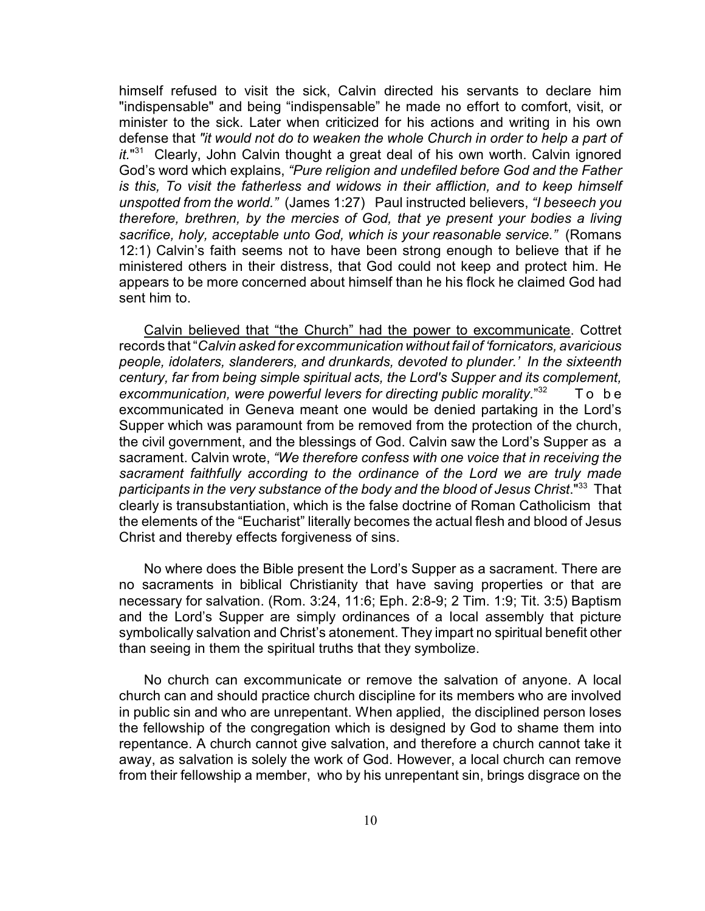himself refused to visit the sick, Calvin directed his servants to declare him "indispensable" and being "indispensable" he made no effort to comfort, visit, or minister to the sick. Later when criticized for his actions and writing in his own defense that *"it would not do to weaken the whole Church in order to help a part of it."*[31] Clearly, John Calvin thought a great deal of his own worth. Calvin ignored God's word which explains, *"Pure religion and undefiled before God and the Father is this, To visit the fatherless and widows in their affliction, and to keep himself unspotted from the world."* (James 1:27) Paul instructed believers, *"I beseech you therefore, brethren, by the mercies of God, that ye present your bodies a living sacrifice, holy, acceptable unto God, which is your reasonable service."* (Romans 12:1) Calvin's faith seems not to have been strong enough to believe that if he ministered others in their distress, that God could not keep and protect him. He appears to be more concerned about himself than he his flock he claimed God had sent him to.

<u>Calvin believed that "the Church" had the power to excommunicate</u>. Cottret records that "*Calvin asked for excommunication without fail of 'fornicators, avaricious people, idolaters, slanderers, and drunkards, devoted to plunder.' In the sixteenth century, far from being simple spiritual acts, the Lord's Supper and its complement, excommunication, were powerful levers for directing public morality.*"[32] To be excommunicated in Geneva meant one would be denied partaking in the Lord's Supper which was paramount from be removed from the protection of the church, the civil government, and the blessings of God. Calvin saw the Lord's Supper as a sacrament. Calvin wrote, *"We therefore confess with one voice that in receiving the sacrament faithfully according to the ordinance of the Lord we are truly made participants in the very substance of the body and the blood of Jesus Christ*."[33] That clearly is transubstantiation, which is the false doctrine of Roman Catholicism that the elements of the "Eucharist" literally becomes the actual flesh and blood of Jesus Christ and thereby effects forgiveness of sins.

No where does the Bible present the Lord's Supper as a sacrament. There are no sacraments in biblical Christianity that have saving properties or that are necessary for salvation. (Rom. 3:24, 11:6; Eph. 2:8-9; 2 Tim. 1:9; Tit. 3:5) Baptism and the Lord's Supper are simply ordinances of a local assembly that picture symbolically salvation and Christ's atonement. They impart no spiritual benefit other than seeing in them the spiritual truths that they symbolize.

No church can excommunicate or remove the salvation of anyone. A local church can and should practice church discipline for its members who are involved in public sin and who are unrepentant. When applied, the disciplined person loses the fellowship of the congregation which is designed by God to shame them into repentance. A church cannot give salvation, and therefore a church cannot take it away, as salvation is solely the work of God. However, a local church can remove from their fellowship a member, who by his unrepentant sin, brings disgrace on the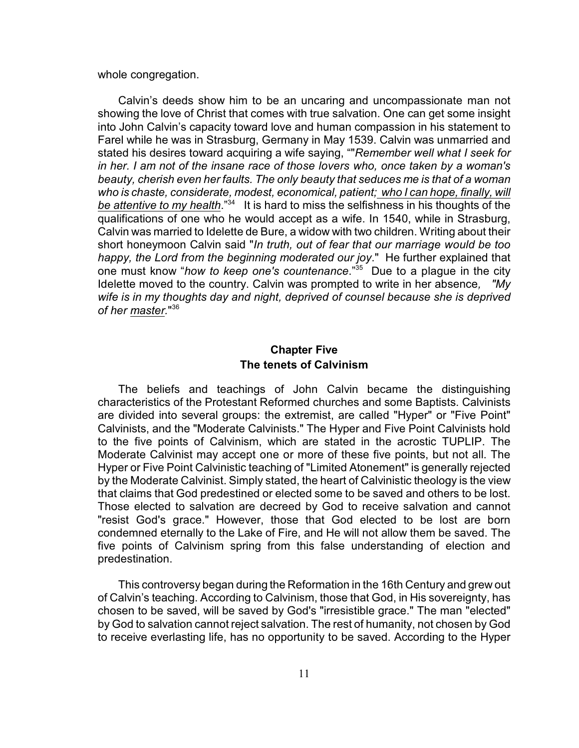whole congregation.

Calvin's deeds show him to be an uncaring and uncompassionate man not showing the love of Christ that comes with true salvation. One can get some insight into John Calvin's capacity toward love and human compassion in his statement to Farel while he was in Strasburg, Germany in May 1539. Calvin was unmarried and stated his desires toward acquiring a wife saying, ""*Remember well what I seek for in her. I am not of the insane race of those lovers who, once taken by a woman's beauty, cherish even her faults. The only beauty that seduces me is that of a woman who is chaste, considerate, modest, economical, patient;* <u>*who I can hope, finally, will be attentive to my health*</u>."[34] It is hard to miss the selfishness in his thoughts of the qualifications of one who he would accept as a wife. In 1540, while in Strasburg, Calvin was married to Idelette de Bure, a widow with two children. Writing about their short honeymoon Calvin said "*In truth, out of fear that our marriage would be too happy, the Lord from the beginning moderated our joy*." He further explained that one must know "*how to keep one's countenance*."[35] Due to a plague in the city Idelette moved to the country. Calvin was prompted to write in her absence, *"My wife is in my thoughts day and night, deprived of counsel because she is deprived of her* <u>*master.*</u>"[36]

## Chapter Five
## The tenets of Calvinism

The beliefs and teachings of John Calvin became the distinguishing characteristics of the Protestant Reformed churches and some Baptists. Calvinists are divided into several groups: the extremist, are called "Hyper" or "Five Point" Calvinists, and the "Moderate Calvinists." The Hyper and Five Point Calvinists hold to the five points of Calvinism, which are stated in the acrostic TUPLIP. The Moderate Calvinist may accept one or more of these five points, but not all. The Hyper or Five Point Calvinistic teaching of "Limited Atonement" is generally rejected by the Moderate Calvinist. Simply stated, the heart of Calvinistic theology is the view that claims that God predestined or elected some to be saved and others to be lost. Those elected to salvation are decreed by God to receive salvation and cannot "resist God's grace." However, those that God elected to be lost are born condemned eternally to the Lake of Fire, and He will not allow them be saved. The five points of Calvinism spring from this false understanding of election and predestination.

This controversy began during the Reformation in the 16th Century and grew out of Calvin's teaching. According to Calvinism, those that God, in His sovereignty, has chosen to be saved, will be saved by God's "irresistible grace." The man "elected" by God to salvation cannot reject salvation. The rest of humanity, not chosen by God to receive everlasting life, has no opportunity to be saved. According to the Hyper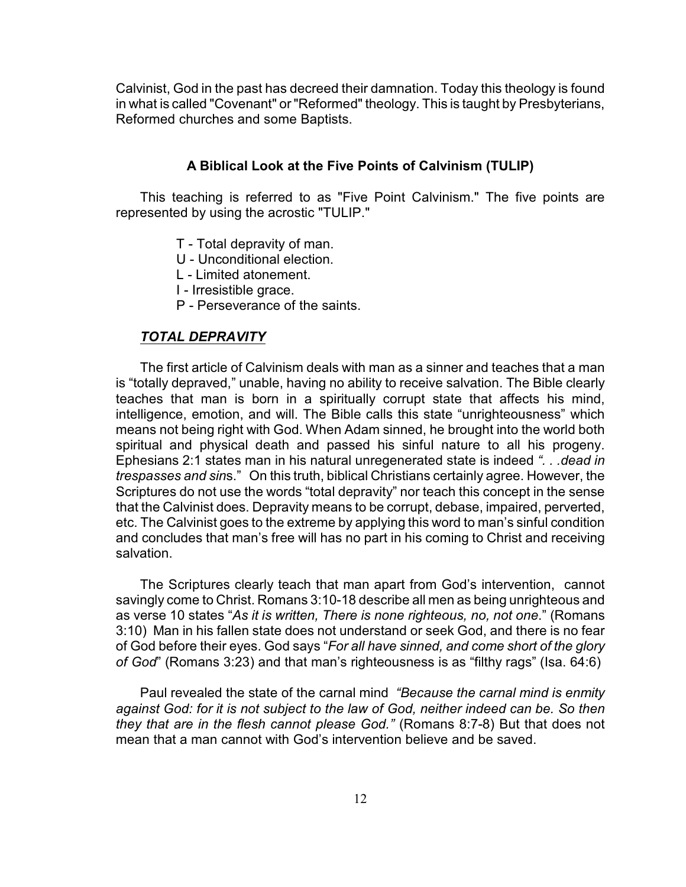Calvinist, God in the past has decreed their damnation. Today this theology is found in what is called "Covenant" or "Reformed" theology. This is taught by Presbyterians, Reformed churches and some Baptists.

### A Biblical Look at the Five Points of Calvinism (TULIP)

This teaching is referred to as "Five Point Calvinism." The five points are represented by using the acrostic "TULIP."

- T - Total depravity of man.
- U - Unconditional election.
- L - Limited atonement.
- I - Irresistible grace.
- P - Perseverance of the saints.

#### ***TOTAL DEPRAVITY***

The first article of Calvinism deals with man as a sinner and teaches that a man is "totally depraved," unable, having no ability to receive salvation. The Bible clearly teaches that man is born in a spiritually corrupt state that affects his mind, intelligence, emotion, and will. The Bible calls this state "unrighteousness" which means not being right with God. When Adam sinned, he brought into the world both spiritual and physical death and passed his sinful nature to all his progeny. Ephesians 2:1 states man in his natural unregenerated state is indeed *". . .dead in trespasses and sin*s." On this truth, biblical Christians certainly agree. However, the Scriptures do not use the words "total depravity" nor teach this concept in the sense that the Calvinist does. Depravity means to be corrupt, debase, impaired, perverted, etc. The Calvinist goes to the extreme by applying this word to man's sinful condition and concludes that man's free will has no part in his coming to Christ and receiving salvation.

The Scriptures clearly teach that man apart from God's intervention, cannot savingly come to Christ. Romans 3:10-18 describe all men as being unrighteous and as verse 10 states "*As it is written, There is none righteous, no, not one*." (Romans 3:10) Man in his fallen state does not understand or seek God, and there is no fear of God before their eyes. God says "*For all have sinned, and come short of the glory of God*" (Romans 3:23) and that man's righteousness is as "filthy rags" (Isa. 64:6)

Paul revealed the state of the carnal mind *"Because the carnal mind is enmity against God: for it is not subject to the law of God, neither indeed can be. So then they that are in the flesh cannot please God."* (Romans 8:7-8) But that does not mean that a man cannot with God's intervention believe and be saved.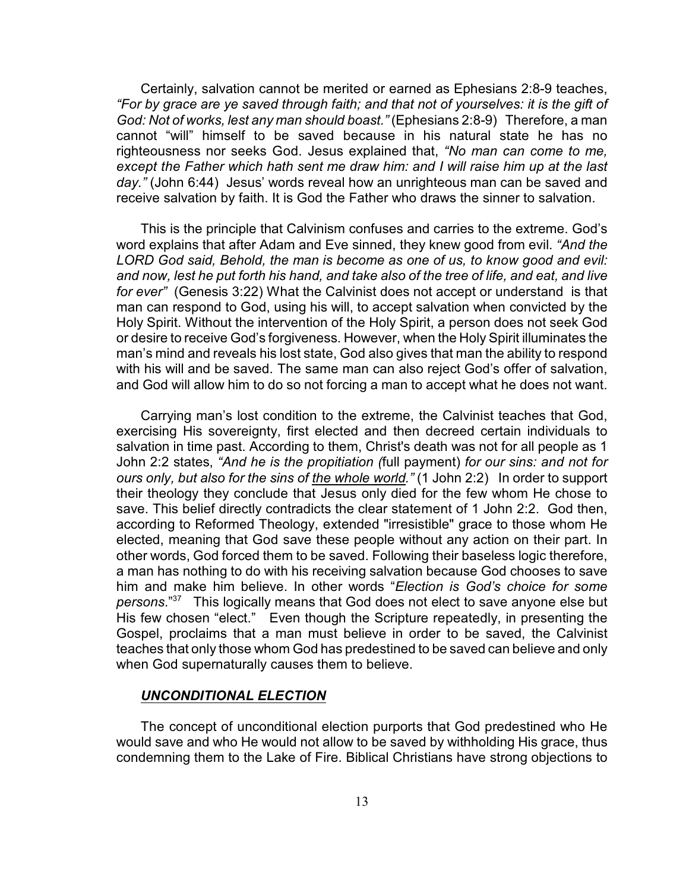Certainly, salvation cannot be merited or earned as Ephesians 2:8-9 teaches, *"For by grace are ye saved through faith; and that not of yourselves: it is the gift of God: Not of works, lest any man should boast."* (Ephesians 2:8-9) Therefore, a man cannot "will" himself to be saved because in his natural state he has no righteousness nor seeks God. Jesus explained that, *"No man can come to me, except the Father which hath sent me draw him: and I will raise him up at the last day."* (John 6:44) Jesus' words reveal how an unrighteous man can be saved and receive salvation by faith. It is God the Father who draws the sinner to salvation.

This is the principle that Calvinism confuses and carries to the extreme. God's word explains that after Adam and Eve sinned, they knew good from evil. *"And the LORD God said, Behold, the man is become as one of us, to know good and evil: and now, lest he put forth his hand, and take also of the tree of life, and eat, and live for ever"* (Genesis 3:22) What the Calvinist does not accept or understand is that man can respond to God, using his will, to accept salvation when convicted by the Holy Spirit. Without the intervention of the Holy Spirit, a person does not seek God or desire to receive God's forgiveness. However, when the Holy Spirit illuminates the man's mind and reveals his lost state, God also gives that man the ability to respond with his will and be saved. The same man can also reject God's offer of salvation, and God will allow him to do so not forcing a man to accept what he does not want.

Carrying man's lost condition to the extreme, the Calvinist teaches that God, exercising His sovereignty, first elected and then decreed certain individuals to salvation in time past. According to them, Christ's death was not for all people as 1 John 2:2 states, *"And he is the propitiation (*full payment) *for our sins: and not for ours only, but also for the sins of <u>the whole world</u>."* (1 John 2:2) In order to support their theology they conclude that Jesus only died for the few whom He chose to save. This belief directly contradicts the clear statement of 1 John 2:2. God then, according to Reformed Theology, extended "irresistible" grace to those whom He elected, meaning that God save these people without any action on their part. In other words, God forced them to be saved. Following their baseless logic therefore, a man has nothing to do with his receiving salvation because God chooses to save him and make him believe. In other words "*Election is God's choice for some persons*."[37] This logically means that God does not elect to save anyone else but His few chosen "elect." Even though the Scripture repeatedly, in presenting the Gospel, proclaims that a man must believe in order to be saved, the Calvinist teaches that only those whom God has predestined to be saved can believe and only when God supernaturally causes them to believe.

### ***<u>UNCONDITIONAL ELECTION</u>***

The concept of unconditional election purports that God predestined who He would save and who He would not allow to be saved by withholding His grace, thus condemning them to the Lake of Fire. Biblical Christians have strong objections to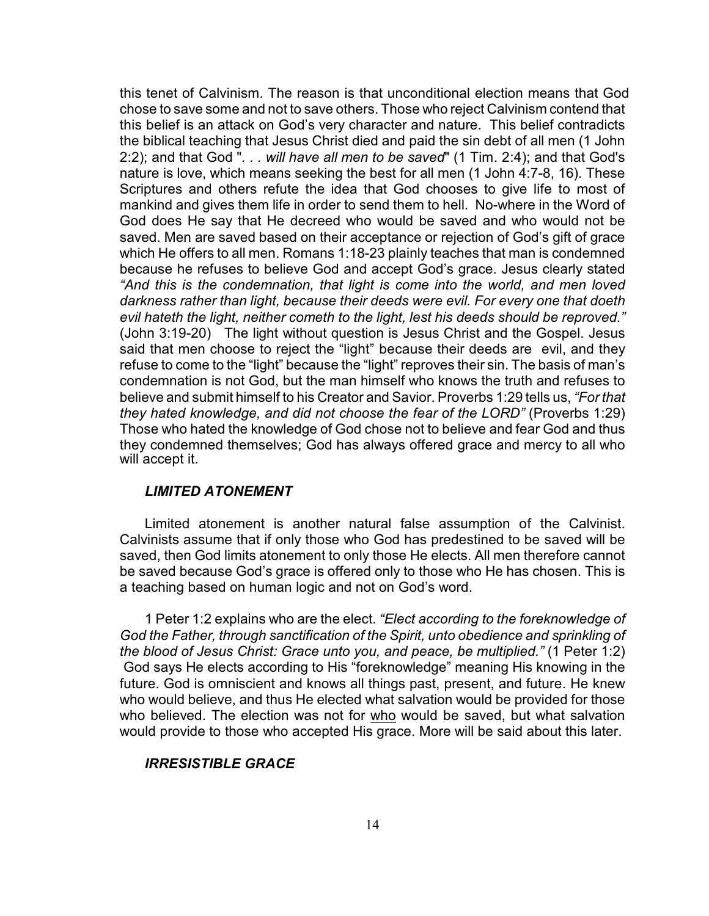this tenet of Calvinism. The reason is that unconditional election means that God chose to save some and not to save others. Those who reject Calvinism contend that this belief is an attack on God's very character and nature. This belief contradicts the biblical teaching that Jesus Christ died and paid the sin debt of all men (1 John 2:2); and that God "*. . . will have all men to be saved*" (1 Tim. 2:4); and that God's nature is love, which means seeking the best for all men (1 John 4:7-8, 16). These Scriptures and others refute the idea that God chooses to give life to most of mankind and gives them life in order to send them to hell. No-where in the Word of God does He say that He decreed who would be saved and who would not be saved. Men are saved based on their acceptance or rejection of God's gift of grace which He offers to all men. Romans 1:18-23 plainly teaches that man is condemned because he refuses to believe God and accept God's grace. Jesus clearly stated *"And this is the condemnation, that light is come into the world, and men loved darkness rather than light, because their deeds were evil. For every one that doeth evil hateth the light, neither cometh to the light, lest his deeds should be reproved."* (John 3:19-20) The light without question is Jesus Christ and the Gospel. Jesus said that men choose to reject the "light" because their deeds are evil, and they refuse to come to the "light" because the "light" reproves their sin. The basis of man's condemnation is not God, but the man himself who knows the truth and refuses to believe and submit himself to his Creator and Savior. Proverbs 1:29 tells us, *"For that they hated knowledge, and did not choose the fear of the LORD"* (Proverbs 1:29) Those who hated the knowledge of God chose not to believe and fear God and thus they condemned themselves; God has always offered grace and mercy to all who will accept it.

### *LIMITED ATONEMENT*

Limited atonement is another natural false assumption of the Calvinist. Calvinists assume that if only those who God has predestined to be saved will be saved, then God limits atonement to only those He elects. All men therefore cannot be saved because God's grace is offered only to those who He has chosen. This is a teaching based on human logic and not on God's word.

1 Peter 1:2 explains who are the elect. *"Elect according to the foreknowledge of God the Father, through sanctification of the Spirit, unto obedience and sprinkling of the blood of Jesus Christ: Grace unto you, and peace, be multiplied."* (1 Peter 1:2) God says He elects according to His "foreknowledge" meaning His knowing in the future. God is omniscient and knows all things past, present, and future. He knew who would believe, and thus He elected what salvation would be provided for those who believed. The election was not for <u>who</u> would be saved, but what salvation would provide to those who accepted His grace. More will be said about this later.

### *IRRESISTIBLE GRACE*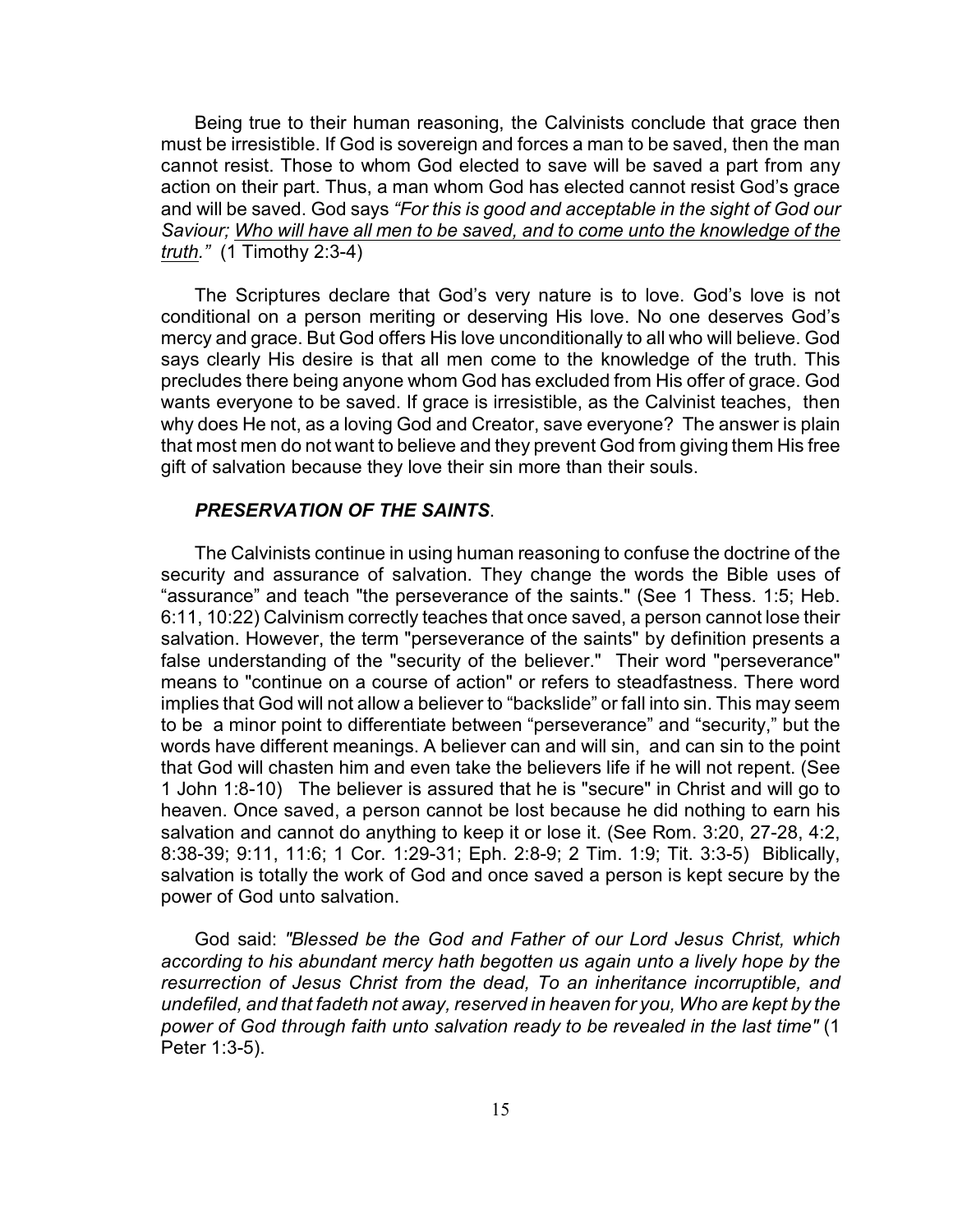Being true to their human reasoning, the Calvinists conclude that grace then must be irresistible. If God is sovereign and forces a man to be saved, then the man cannot resist. Those to whom God elected to save will be saved a part from any action on their part. Thus, a man whom God has elected cannot resist God's grace and will be saved. God says *"For this is good and acceptable in the sight of God our Saviour; <u>Who will have all men to be saved, and to come unto the knowledge of the truth.</u>"* (1 Timothy 2:3-4)

The Scriptures declare that God's very nature is to love. God's love is not conditional on a person meriting or deserving His love. No one deserves God's mercy and grace. But God offers His love unconditionally to all who will believe. God says clearly His desire is that all men come to the knowledge of the truth. This precludes there being anyone whom God has excluded from His offer of grace. God wants everyone to be saved. If grace is irresistible, as the Calvinist teaches, then why does He not, as a loving God and Creator, save everyone? The answer is plain that most men do not want to believe and they prevent God from giving them His free gift of salvation because they love their sin more than their souls.

***PRESERVATION OF THE SAINTS***.

The Calvinists continue in using human reasoning to confuse the doctrine of the security and assurance of salvation. They change the words the Bible uses of "assurance" and teach "the perseverance of the saints." (See 1 Thess. 1:5; Heb. 6:11, 10:22) Calvinism correctly teaches that once saved, a person cannot lose their salvation. However, the term "perseverance of the saints" by definition presents a false understanding of the "security of the believer." Their word "perseverance" means to "continue on a course of action" or refers to steadfastness. There word implies that God will not allow a believer to "backslide" or fall into sin. This may seem to be a minor point to differentiate between "perseverance" and "security," but the words have different meanings. A believer can and will sin, and can sin to the point that God will chasten him and even take the believers life if he will not repent. (See 1 John 1:8-10) The believer is assured that he is "secure" in Christ and will go to heaven. Once saved, a person cannot be lost because he did nothing to earn his salvation and cannot do anything to keep it or lose it. (See Rom. 3:20, 27-28, 4:2, 8:38-39; 9:11, 11:6; 1 Cor. 1:29-31; Eph. 2:8-9; 2 Tim. 1:9; Tit. 3:3-5) Biblically, salvation is totally the work of God and once saved a person is kept secure by the power of God unto salvation.

God said: *"Blessed be the God and Father of our Lord Jesus Christ, which according to his abundant mercy hath begotten us again unto a lively hope by the resurrection of Jesus Christ from the dead, To an inheritance incorruptible, and undefiled, and that fadeth not away, reserved in heaven for you, Who are kept by the power of God through faith unto salvation ready to be revealed in the last time"* (1 Peter 1:3-5).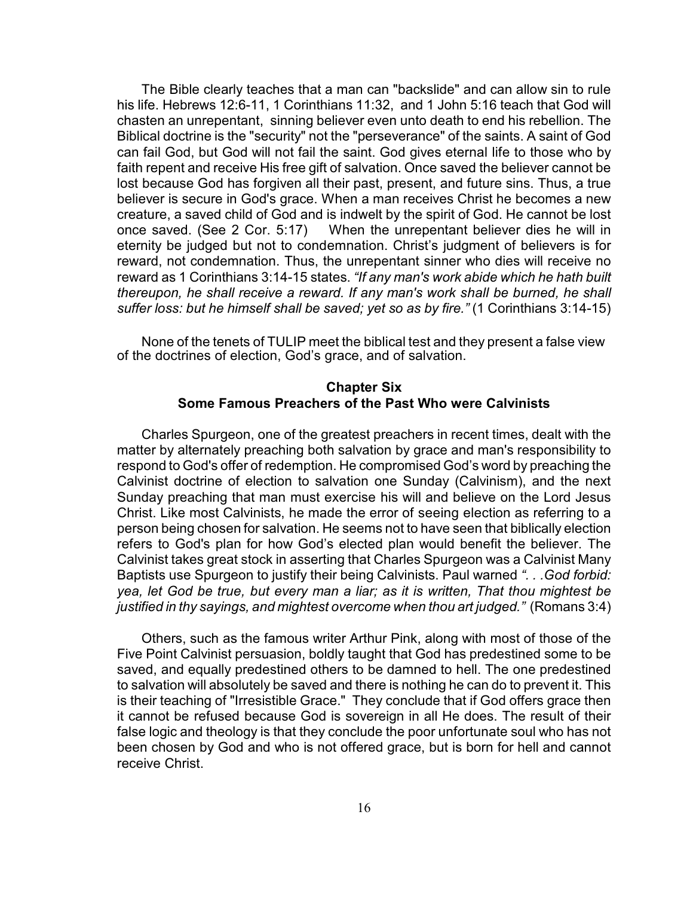The Bible clearly teaches that a man can "backslide" and can allow sin to rule his life. Hebrews 12:6-11, 1 Corinthians 11:32, and 1 John 5:16 teach that God will chasten an unrepentant, sinning believer even unto death to end his rebellion. The Biblical doctrine is the "security" not the "perseverance" of the saints. A saint of God can fail God, but God will not fail the saint. God gives eternal life to those who by faith repent and receive His free gift of salvation. Once saved the believer cannot be lost because God has forgiven all their past, present, and future sins. Thus, a true believer is secure in God's grace. When a man receives Christ he becomes a new creature, a saved child of God and is indwelt by the spirit of God. He cannot be lost once saved. (See 2 Cor. 5:17) When the unrepentant believer dies he will in eternity be judged but not to condemnation. Christ's judgment of believers is for reward, not condemnation. Thus, the unrepentant sinner who dies will receive no reward as 1 Corinthians 3:14-15 states. *"If any man's work abide which he hath built thereupon, he shall receive a reward. If any man's work shall be burned, he shall suffer loss: but he himself shall be saved; yet so as by fire."* (1 Corinthians 3:14-15)

None of the tenets of TULIP meet the biblical test and they present a false view of the doctrines of election, God's grace, and of salvation.

## Chapter Six
## Some Famous Preachers of the Past Who were Calvinists

Charles Spurgeon, one of the greatest preachers in recent times, dealt with the matter by alternately preaching both salvation by grace and man's responsibility to respond to God's offer of redemption. He compromised God's word by preaching the Calvinist doctrine of election to salvation one Sunday (Calvinism), and the next Sunday preaching that man must exercise his will and believe on the Lord Jesus Christ. Like most Calvinists, he made the error of seeing election as referring to a person being chosen for salvation. He seems not to have seen that biblically election refers to God's plan for how God's elected plan would benefit the believer. The Calvinist takes great stock in asserting that Charles Spurgeon was a Calvinist Many Baptists use Spurgeon to justify their being Calvinists. Paul warned *". . .God forbid: yea, let God be true, but every man a liar; as it is written, That thou mightest be justified in thy sayings, and mightest overcome when thou art judged."* (Romans 3:4)

Others, such as the famous writer Arthur Pink, along with most of those of the Five Point Calvinist persuasion, boldly taught that God has predestined some to be saved, and equally predestined others to be damned to hell. The one predestined to salvation will absolutely be saved and there is nothing he can do to prevent it. This is their teaching of "Irresistible Grace." They conclude that if God offers grace then it cannot be refused because God is sovereign in all He does. The result of their false logic and theology is that they conclude the poor unfortunate soul who has not been chosen by God and who is not offered grace, but is born for hell and cannot receive Christ.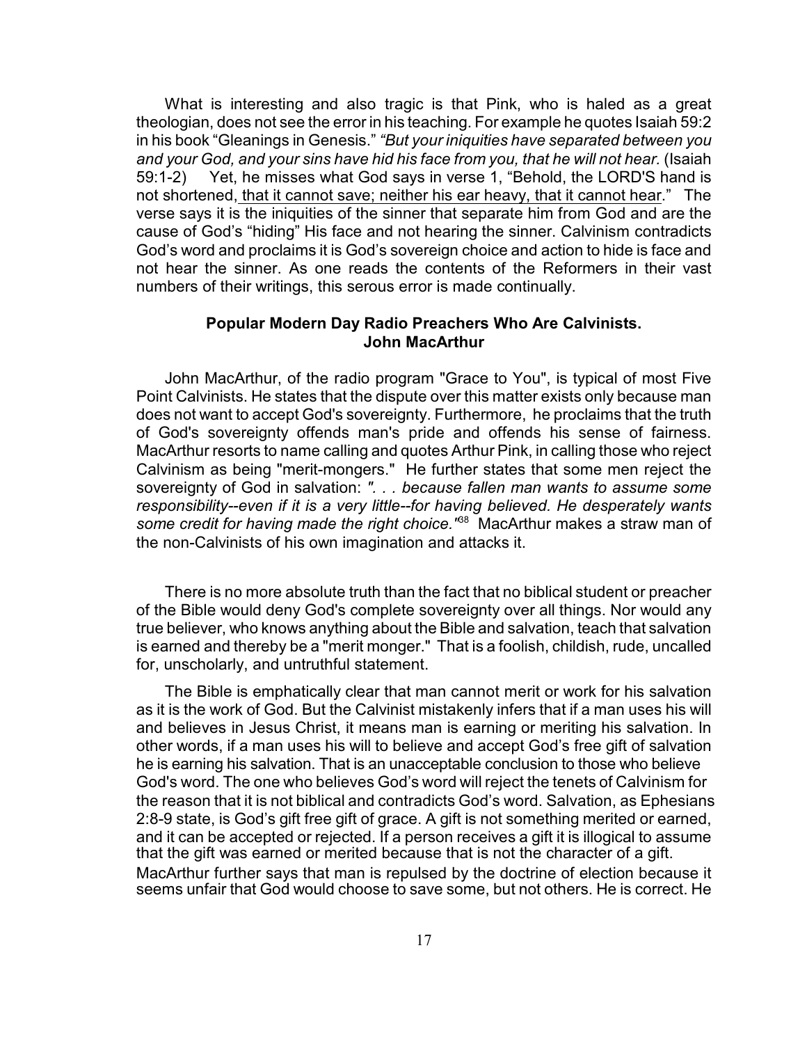What is interesting and also tragic is that Pink, who is haled as a great theologian, does not see the error in his teaching. For example he quotes Isaiah 59:2 in his book "Gleanings in Genesis." *"But your iniquities have separated between you and your God, and your sins have hid his face from you, that he will not hear.* (Isaiah 59:1-2) Yet, he misses what God says in verse 1, "Behold, the LORD'S hand is not shortened, that it cannot save; neither his ear heavy, that it cannot hear." The verse says it is the iniquities of the sinner that separate him from God and are the cause of God's "hiding" His face and not hearing the sinner. Calvinism contradicts God's word and proclaims it is God's sovereign choice and action to hide is face and not hear the sinner. As one reads the contents of the Reformers in their vast numbers of their writings, this serous error is made continually.

### Popular Modern Day Radio Preachers Who Are Calvinists.
### John MacArthur

John MacArthur, of the radio program "Grace to You", is typical of most Five Point Calvinists. He states that the dispute over this matter exists only because man does not want to accept God's sovereignty. Furthermore, he proclaims that the truth of God's sovereignty offends man's pride and offends his sense of fairness. MacArthur resorts to name calling and quotes Arthur Pink, in calling those who reject Calvinism as being "merit-mongers." He further states that some men reject the sovereignty of God in salvation: *". . . because fallen man wants to assume some responsibility--even if it is a very little--for having believed. He desperately wants some credit for having made the right choice."*[38] MacArthur makes a straw man of the non-Calvinists of his own imagination and attacks it.

There is no more absolute truth than the fact that no biblical student or preacher of the Bible would deny God's complete sovereignty over all things. Nor would any true believer, who knows anything about the Bible and salvation, teach that salvation is earned and thereby be a "merit monger." That is a foolish, childish, rude, uncalled for, unscholarly, and untruthful statement.

The Bible is emphatically clear that man cannot merit or work for his salvation as it is the work of God. But the Calvinist mistakenly infers that if a man uses his will and believes in Jesus Christ, it means man is earning or meriting his salvation. In other words, if a man uses his will to believe and accept God's free gift of salvation he is earning his salvation. That is an unacceptable conclusion to those who believe God's word. The one who believes God's word will reject the tenets of Calvinism for the reason that it is not biblical and contradicts God's word. Salvation, as Ephesians 2:8-9 state, is God's gift free gift of grace. A gift is not something merited or earned, and it can be accepted or rejected. If a person receives a gift it is illogical to assume that the gift was earned or merited because that is not the character of a gift. MacArthur further says that man is repulsed by the doctrine of election because it seems unfair that God would choose to save some, but not others. He is correct. He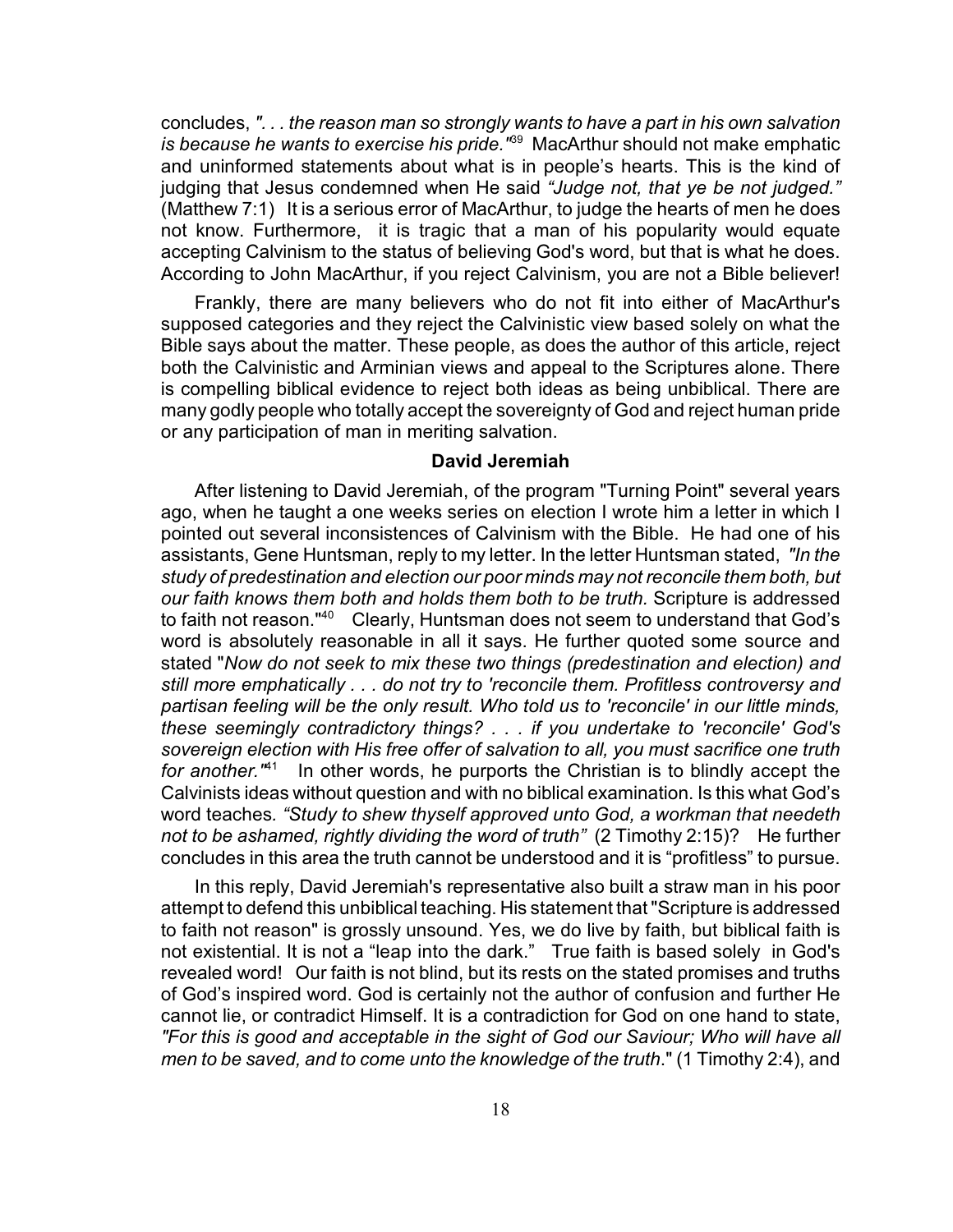concludes, *". . . the reason man so strongly wants to have a part in his own salvation is because he wants to exercise his pride."*[39] MacArthur should not make emphatic and uninformed statements about what is in people's hearts. This is the kind of judging that Jesus condemned when He said *"Judge not, that ye be not judged."* (Matthew 7:1) It is a serious error of MacArthur, to judge the hearts of men he does not know. Furthermore, it is tragic that a man of his popularity would equate accepting Calvinism to the status of believing God's word, but that is what he does. According to John MacArthur, if you reject Calvinism, you are not a Bible believer!

Frankly, there are many believers who do not fit into either of MacArthur's supposed categories and they reject the Calvinistic view based solely on what the Bible says about the matter. These people, as does the author of this article, reject both the Calvinistic and Arminian views and appeal to the Scriptures alone. There is compelling biblical evidence to reject both ideas as being unbiblical. There are many godly people who totally accept the sovereignty of God and reject human pride or any participation of man in meriting salvation.

### David Jeremiah

After listening to David Jeremiah, of the program "Turning Point" several years ago, when he taught a one weeks series on election I wrote him a letter in which I pointed out several inconsistences of Calvinism with the Bible. He had one of his assistants, Gene Huntsman, reply to my letter. In the letter Huntsman stated, *"In the study of predestination and election our poor minds may not reconcile them both, but our faith knows them both and holds them both to be truth.* Scripture is addressed to faith not reason."[40] Clearly, Huntsman does not seem to understand that God's word is absolutely reasonable in all it says. He further quoted some source and stated "*Now do not seek to mix these two things (predestination and election) and still more emphatically . . . do not try to 'reconcile them. Profitless controversy and partisan feeling will be the only result. Who told us to 'reconcile' in our little minds, these seemingly contradictory things? . . . if you undertake to 'reconcile' God's sovereign election with His free offer of salvation to all, you must sacrifice one truth for another."*[41] In other words, he purports the Christian is to blindly accept the Calvinists ideas without question and with no biblical examination. Is this what God's word teaches. *"Study to shew thyself approved unto God, a workman that needeth not to be ashamed, rightly dividing the word of truth"* (2 Timothy 2:15)? He further concludes in this area the truth cannot be understood and it is "profitless" to pursue.

In this reply, David Jeremiah's representative also built a straw man in his poor attempt to defend this unbiblical teaching. His statement that "Scripture is addressed to faith not reason" is grossly unsound. Yes, we do live by faith, but biblical faith is not existential. It is not a "leap into the dark." True faith is based solely in God's revealed word! Our faith is not blind, but its rests on the stated promises and truths of God's inspired word. God is certainly not the author of confusion and further He cannot lie, or contradict Himself. It is a contradiction for God on one hand to state, *"For this is good and acceptable in the sight of God our Saviour; Who will have all men to be saved, and to come unto the knowledge of the truth*." (1 Timothy 2:4), and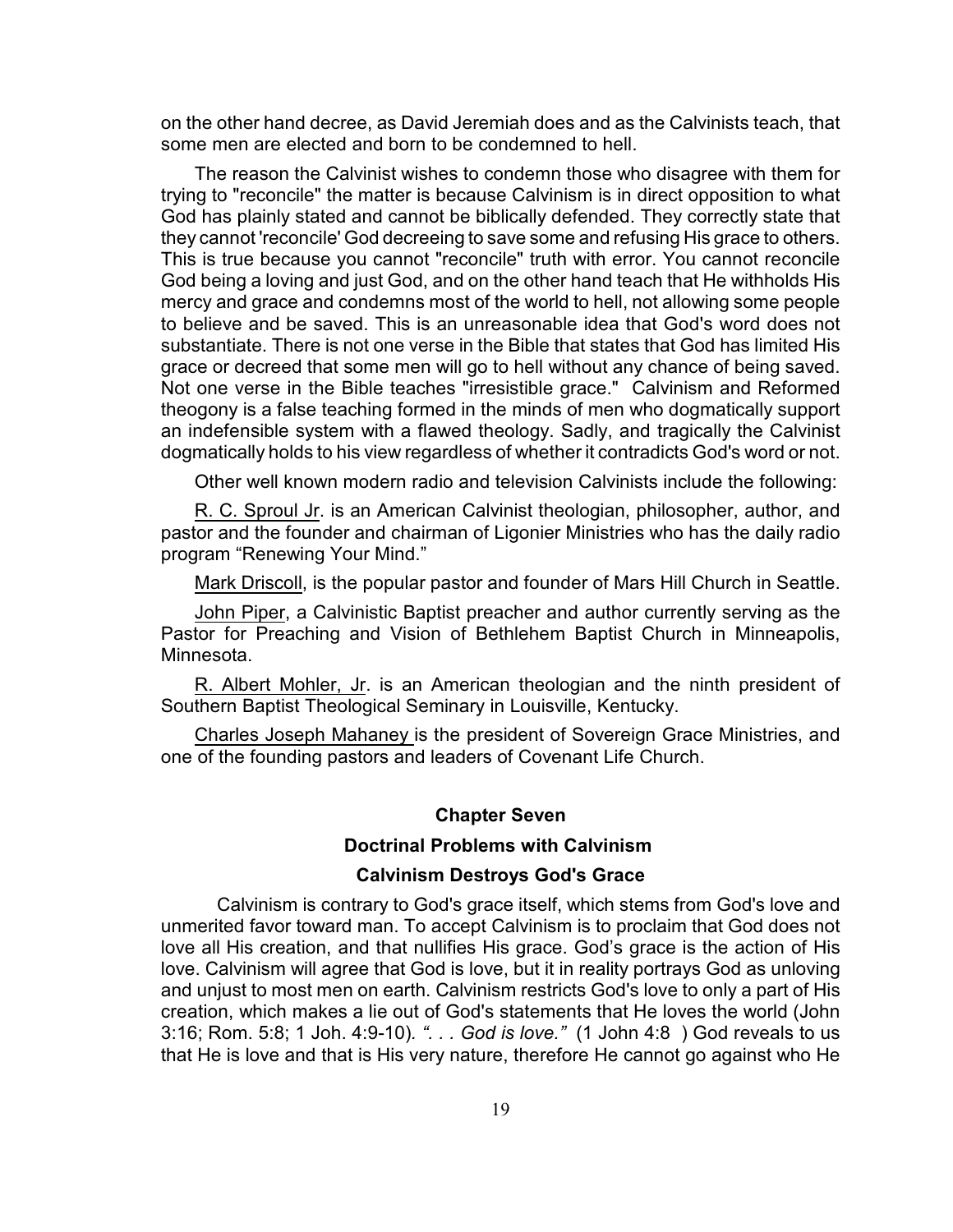on the other hand decree, as David Jeremiah does and as the Calvinists teach, that some men are elected and born to be condemned to hell.

The reason the Calvinist wishes to condemn those who disagree with them for trying to "reconcile" the matter is because Calvinism is in direct opposition to what God has plainly stated and cannot be biblically defended. They correctly state that they cannot 'reconcile' God decreeing to save some and refusing His grace to others. This is true because you cannot "reconcile" truth with error. You cannot reconcile God being a loving and just God, and on the other hand teach that He withholds His mercy and grace and condemns most of the world to hell, not allowing some people to believe and be saved. This is an unreasonable idea that God's word does not substantiate. There is not one verse in the Bible that states that God has limited His grace or decreed that some men will go to hell without any chance of being saved. Not one verse in the Bible teaches "irresistible grace." Calvinism and Reformed theogony is a false teaching formed in the minds of men who dogmatically support an indefensible system with a flawed theology. Sadly, and tragically the Calvinist dogmatically holds to his view regardless of whether it contradicts God's word or not.

Other well known modern radio and television Calvinists include the following:

<u>R. C. Sproul Jr</u>. is an American Calvinist theologian, philosopher, author, and pastor and the founder and chairman of Ligonier Ministries who has the daily radio program "Renewing Your Mind."

<u>Mark Driscoll</u>, is the popular pastor and founder of Mars Hill Church in Seattle.

<u>John Piper</u>, a Calvinistic Baptist preacher and author currently serving as the Pastor for Preaching and Vision of Bethlehem Baptist Church in Minneapolis, Minnesota.

<u>R. Albert Mohler, Jr</u>. is an American theologian and the ninth president of Southern Baptist Theological Seminary in Louisville, Kentucky.

<u>Charles Joseph Mahaney</u> is the president of Sovereign Grace Ministries, and one of the founding pastors and leaders of Covenant Life Church.

## Chapter Seven

## Doctrinal Problems with Calvinism

### Calvinism Destroys God's Grace

Calvinism is contrary to God's grace itself, which stems from God's love and unmerited favor toward man. To accept Calvinism is to proclaim that God does not love all His creation, and that nullifies His grace. God's grace is the action of His love. Calvinism will agree that God is love, but it in reality portrays God as unloving and unjust to most men on earth. Calvinism restricts God's love to only a part of His creation, which makes a lie out of God's statements that He loves the world (John 3:16; Rom. 5:8; 1 Joh. 4:9-10). *". . . God is love."* (1 John 4:8 ) God reveals to us that He is love and that is His very nature, therefore He cannot go against who He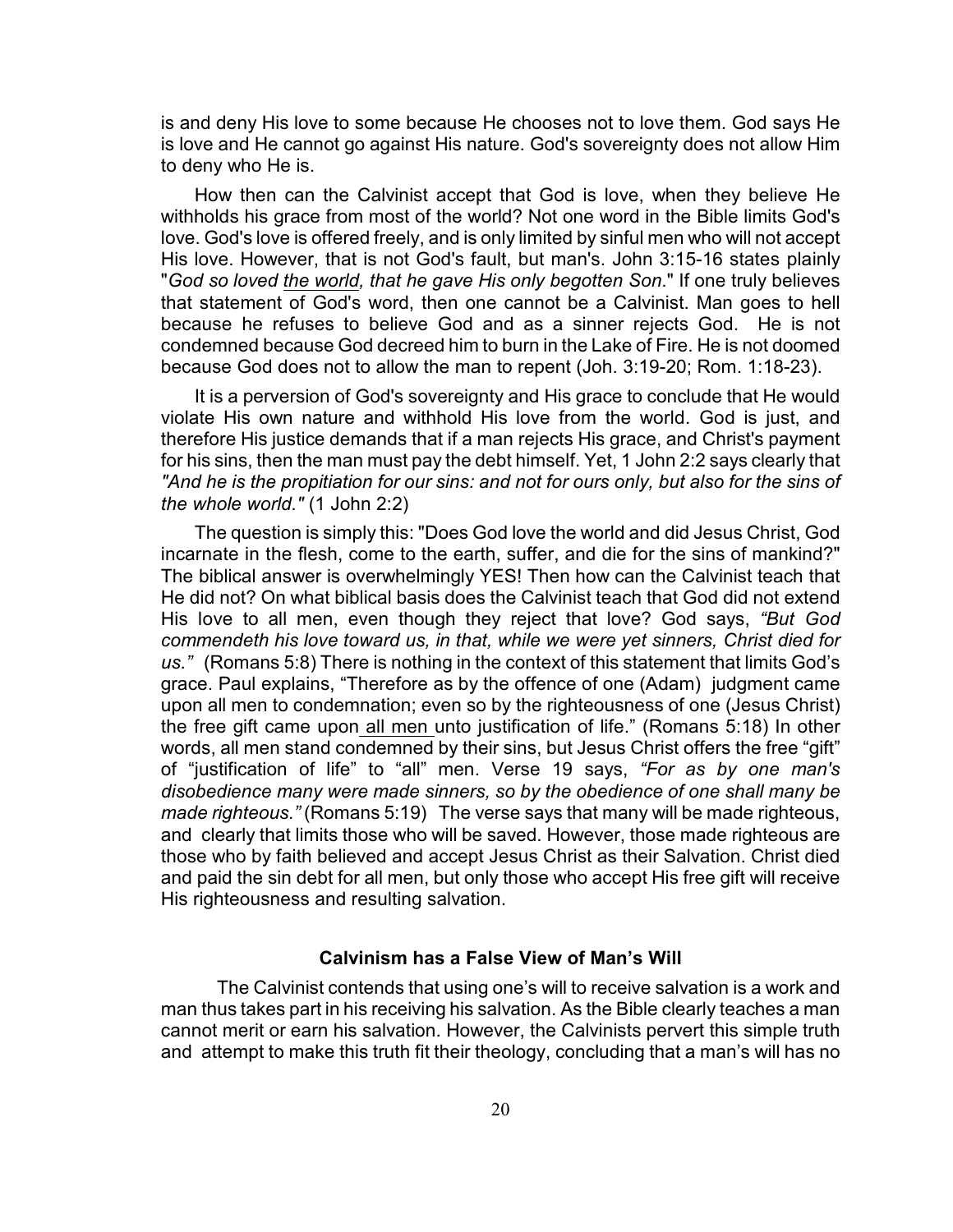is and deny His love to some because He chooses not to love them. God says He is love and He cannot go against His nature. God's sovereignty does not allow Him to deny who He is.

How then can the Calvinist accept that God is love, when they believe He withholds his grace from most of the world? Not one word in the Bible limits God's love. God's love is offered freely, and is only limited by sinful men who will not accept His love. However, that is not God's fault, but man's. John 3:15-16 states plainly "*God so loved the world, that he gave His only begotten Son*." If one truly believes that statement of God's word, then one cannot be a Calvinist. Man goes to hell because he refuses to believe God and as a sinner rejects God. He is not condemned because God decreed him to burn in the Lake of Fire. He is not doomed because God does not to allow the man to repent (Joh. 3:19-20; Rom. 1:18-23).

It is a perversion of God's sovereignty and His grace to conclude that He would violate His own nature and withhold His love from the world. God is just, and therefore His justice demands that if a man rejects His grace, and Christ's payment for his sins, then the man must pay the debt himself. Yet, 1 John 2:2 says clearly that *"And he is the propitiation for our sins: and not for ours only, but also for the sins of the whole world."* (1 John 2:2)

The question is simply this: "Does God love the world and did Jesus Christ, God incarnate in the flesh, come to the earth, suffer, and die for the sins of mankind?" The biblical answer is overwhelmingly YES! Then how can the Calvinist teach that He did not? On what biblical basis does the Calvinist teach that God did not extend His love to all men, even though they reject that love? God says, *"But God commendeth his love toward us, in that, while we were yet sinners, Christ died for us."* (Romans 5:8) There is nothing in the context of this statement that limits God's grace. Paul explains, "Therefore as by the offence of one (Adam) judgment came upon all men to condemnation; even so by the righteousness of one (Jesus Christ) the free gift came upon all men unto justification of life." (Romans 5:18) In other words, all men stand condemned by their sins, but Jesus Christ offers the free "gift" of "justification of life" to "all" men. Verse 19 says, *"For as by one man's disobedience many were made sinners, so by the obedience of one shall many be made righteous."* (Romans 5:19) The verse says that many will be made righteous, and clearly that limits those who will be saved. However, those made righteous are those who by faith believed and accept Jesus Christ as their Salvation. Christ died and paid the sin debt for all men, but only those who accept His free gift will receive His righteousness and resulting salvation.

### Calvinism has a False View of Man's Will

The Calvinist contends that using one's will to receive salvation is a work and man thus takes part in his receiving his salvation. As the Bible clearly teaches a man cannot merit or earn his salvation. However, the Calvinists pervert this simple truth and attempt to make this truth fit their theology, concluding that a man's will has no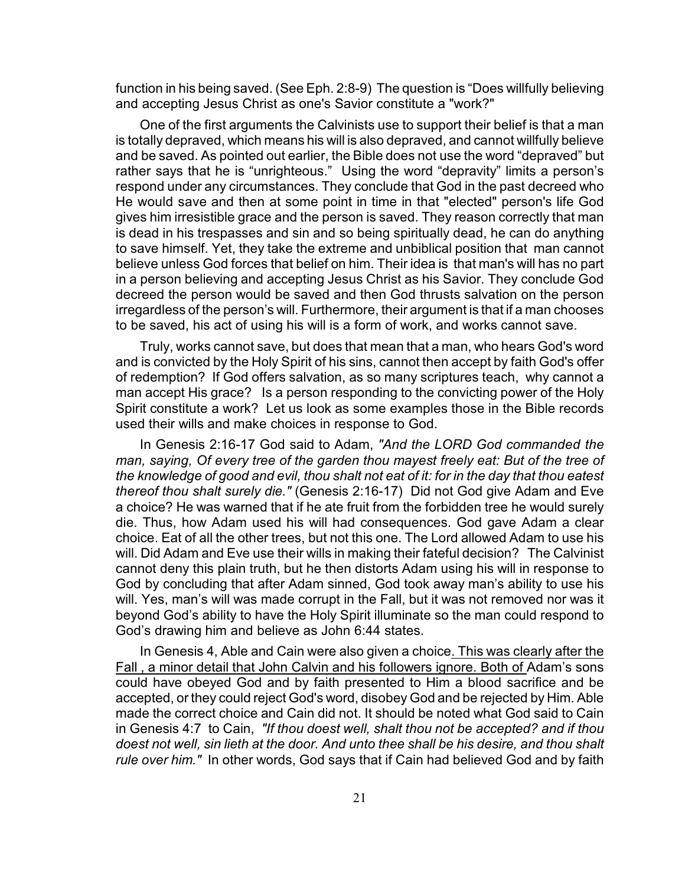function in his being saved. (See Eph. 2:8-9) The question is "Does willfully believing and accepting Jesus Christ as one's Savior constitute a "work?"

One of the first arguments the Calvinists use to support their belief is that a man is totally depraved, which means his will is also depraved, and cannot willfully believe and be saved. As pointed out earlier, the Bible does not use the word "depraved" but rather says that he is "unrighteous." Using the word "depravity" limits a person's respond under any circumstances. They conclude that God in the past decreed who He would save and then at some point in time in that "elected" person's life God gives him irresistible grace and the person is saved. They reason correctly that man is dead in his trespasses and sin and so being spiritually dead, he can do anything to save himself. Yet, they take the extreme and unbiblical position that man cannot believe unless God forces that belief on him. Their idea is that man's will has no part in a person believing and accepting Jesus Christ as his Savior. They conclude God decreed the person would be saved and then God thrusts salvation on the person irregardless of the person's will. Furthermore, their argument is that if a man chooses to be saved, his act of using his will is a form of work, and works cannot save.

Truly, works cannot save, but does that mean that a man, who hears God's word and is convicted by the Holy Spirit of his sins, cannot then accept by faith God's offer of redemption? If God offers salvation, as so many scriptures teach, why cannot a man accept His grace? Is a person responding to the convicting power of the Holy Spirit constitute a work? Let us look as some examples those in the Bible records used their wills and make choices in response to God.

In Genesis 2:16-17 God said to Adam, *"And the LORD God commanded the man, saying, Of every tree of the garden thou mayest freely eat: But of the tree of the knowledge of good and evil, thou shalt not eat of it: for in the day that thou eatest thereof thou shalt surely die."* (Genesis 2:16-17) Did not God give Adam and Eve a choice? He was warned that if he ate fruit from the forbidden tree he would surely die. Thus, how Adam used his will had consequences. God gave Adam a clear choice. Eat of all the other trees, but not this one. The Lord allowed Adam to use his will. Did Adam and Eve use their wills in making their fateful decision? The Calvinist cannot deny this plain truth, but he then distorts Adam using his will in response to God by concluding that after Adam sinned, God took away man's ability to use his will. Yes, man's will was made corrupt in the Fall, but it was not removed nor was it beyond God's ability to have the Holy Spirit illuminate so the man could respond to God's drawing him and believe as John 6:44 states.

In Genesis 4, Able and Cain were also given a choice<u>. This was clearly after the Fall , a minor detail that John Calvin and his followers ignore. Both of </u>Adam's sons could have obeyed God and by faith presented to Him a blood sacrifice and be accepted, or they could reject God's word, disobey God and be rejected by Him. Able made the correct choice and Cain did not. It should be noted what God said to Cain in Genesis 4:7 to Cain, *"If thou doest well, shalt thou not be accepted? and if thou doest not well, sin lieth at the door. And unto thee shall be his desire, and thou shalt rule over him."* In other words, God says that if Cain had believed God and by faith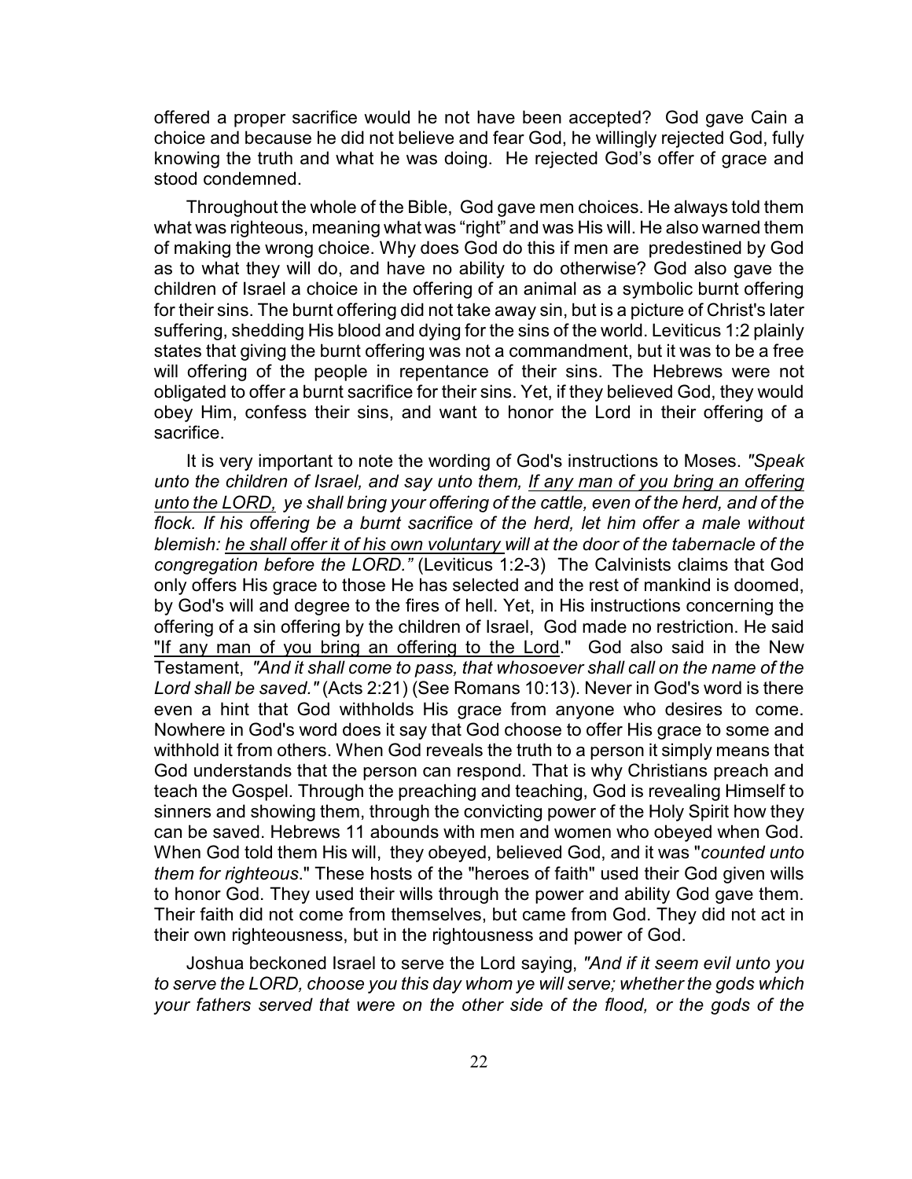offered a proper sacrifice would he not have been accepted? God gave Cain a choice and because he did not believe and fear God, he willingly rejected God, fully knowing the truth and what he was doing. He rejected God's offer of grace and stood condemned.

Throughout the whole of the Bible, God gave men choices. He always told them what was righteous, meaning what was "right" and was His will. He also warned them of making the wrong choice. Why does God do this if men are predestined by God as to what they will do, and have no ability to do otherwise? God also gave the children of Israel a choice in the offering of an animal as a symbolic burnt offering for their sins. The burnt offering did not take away sin, but is a picture of Christ's later suffering, shedding His blood and dying for the sins of the world. Leviticus 1:2 plainly states that giving the burnt offering was not a commandment, but it was to be a free will offering of the people in repentance of their sins. The Hebrews were not obligated to offer a burnt sacrifice for their sins. Yet, if they believed God, they would obey Him, confess their sins, and want to honor the Lord in their offering of a sacrifice.

It is very important to note the wording of God's instructions to Moses. *"Speak unto the children of Israel, and say unto them, <u>If any man of you bring an offering unto the LORD,</u> ye shall bring your offering of the cattle, even of the herd, and of the flock. If his offering be a burnt sacrifice of the herd, let him offer a male without blemish: <u>he shall offer it of his own voluntary</u> will at the door of the tabernacle of the congregation before the LORD."* (Leviticus 1:2-3) The Calvinists claims that God only offers His grace to those He has selected and the rest of mankind is doomed, by God's will and degree to the fires of hell. Yet, in His instructions concerning the offering of a sin offering by the children of Israel, God made no restriction. He said "<u>If any man of you bring an offering to the Lord</u>." God also said in the New Testament, *"And it shall come to pass, that whosoever shall call on the name of the Lord shall be saved."* (Acts 2:21) (See Romans 10:13). Never in God's word is there even a hint that God withholds His grace from anyone who desires to come. Nowhere in God's word does it say that God choose to offer His grace to some and withhold it from others. When God reveals the truth to a person it simply means that God understands that the person can respond. That is why Christians preach and teach the Gospel. Through the preaching and teaching, God is revealing Himself to sinners and showing them, through the convicting power of the Holy Spirit how they can be saved. Hebrews 11 abounds with men and women who obeyed when God. When God told them His will, they obeyed, believed God, and it was "*counted unto them for righteous*." These hosts of the "heroes of faith" used their God given wills to honor God. They used their wills through the power and ability God gave them. Their faith did not come from themselves, but came from God. They did not act in their own righteousness, but in the rightousness and power of God.

Joshua beckoned Israel to serve the Lord saying, *"And if it seem evil unto you to serve the LORD, choose you this day whom ye will serve; whether the gods which your fathers served that were on the other side of the flood, or the gods of the*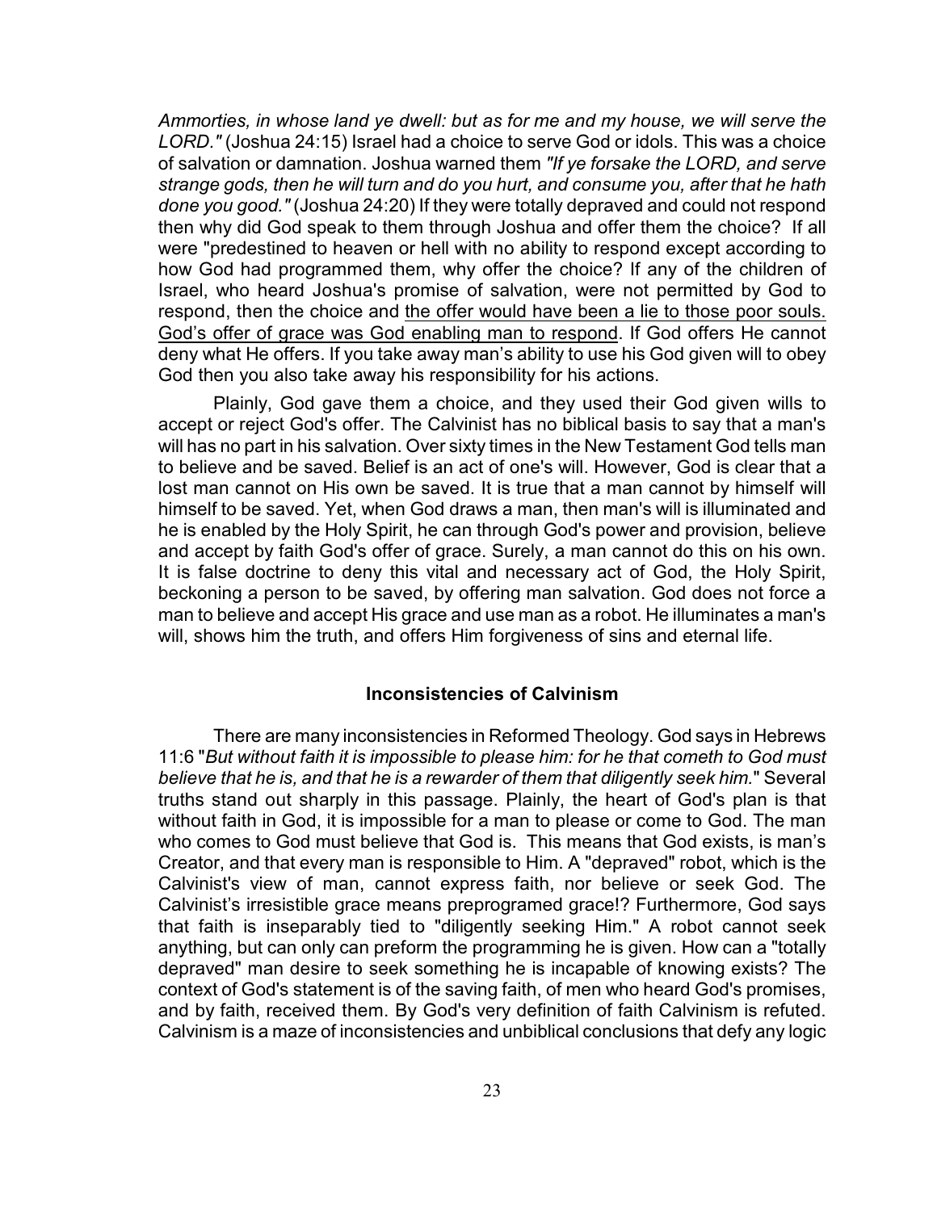*Ammorties, in whose land ye dwell: but as for me and my house, we will serve the LORD."* (Joshua 24:15) Israel had a choice to serve God or idols. This was a choice of salvation or damnation. Joshua warned them *"If ye forsake the LORD, and serve strange gods, then he will turn and do you hurt, and consume you, after that he hath done you good."* (Joshua 24:20) If they were totally depraved and could not respond then why did God speak to them through Joshua and offer them the choice? If all were "predestined to heaven or hell with no ability to respond except according to how God had programmed them, why offer the choice? If any of the children of Israel, who heard Joshua's promise of salvation, were not permitted by God to respond, then the choice and <u>the offer would have been a lie to those poor souls. God's offer of grace was God enabling man to respond</u>. If God offers He cannot deny what He offers. If you take away man's ability to use his God given will to obey God then you also take away his responsibility for his actions.

Plainly, God gave them a choice, and they used their God given wills to accept or reject God's offer. The Calvinist has no biblical basis to say that a man's will has no part in his salvation. Over sixty times in the New Testament God tells man to believe and be saved. Belief is an act of one's will. However, God is clear that a lost man cannot on His own be saved. It is true that a man cannot by himself will himself to be saved. Yet, when God draws a man, then man's will is illuminated and he is enabled by the Holy Spirit, he can through God's power and provision, believe and accept by faith God's offer of grace. Surely, a man cannot do this on his own. It is false doctrine to deny this vital and necessary act of God, the Holy Spirit, beckoning a person to be saved, by offering man salvation. God does not force a man to believe and accept His grace and use man as a robot. He illuminates a man's will, shows him the truth, and offers Him forgiveness of sins and eternal life.

## Inconsistencies of Calvinism

There are many inconsistencies in Reformed Theology. God says in Hebrews 11:6 "*But without faith it is impossible to please him: for he that cometh to God must believe that he is, and that he is a rewarder of them that diligently seek him.*" Several truths stand out sharply in this passage. Plainly, the heart of God's plan is that without faith in God, it is impossible for a man to please or come to God. The man who comes to God must believe that God is. This means that God exists, is man's Creator, and that every man is responsible to Him. A "depraved" robot, which is the Calvinist's view of man, cannot express faith, nor believe or seek God. The Calvinist's irresistible grace means preprogramed grace!? Furthermore, God says that faith is inseparably tied to "diligently seeking Him." A robot cannot seek anything, but can only can preform the programming he is given. How can a "totally depraved" man desire to seek something he is incapable of knowing exists? The context of God's statement is of the saving faith, of men who heard God's promises, and by faith, received them. By God's very definition of faith Calvinism is refuted. Calvinism is a maze of inconsistencies and unbiblical conclusions that defy any logic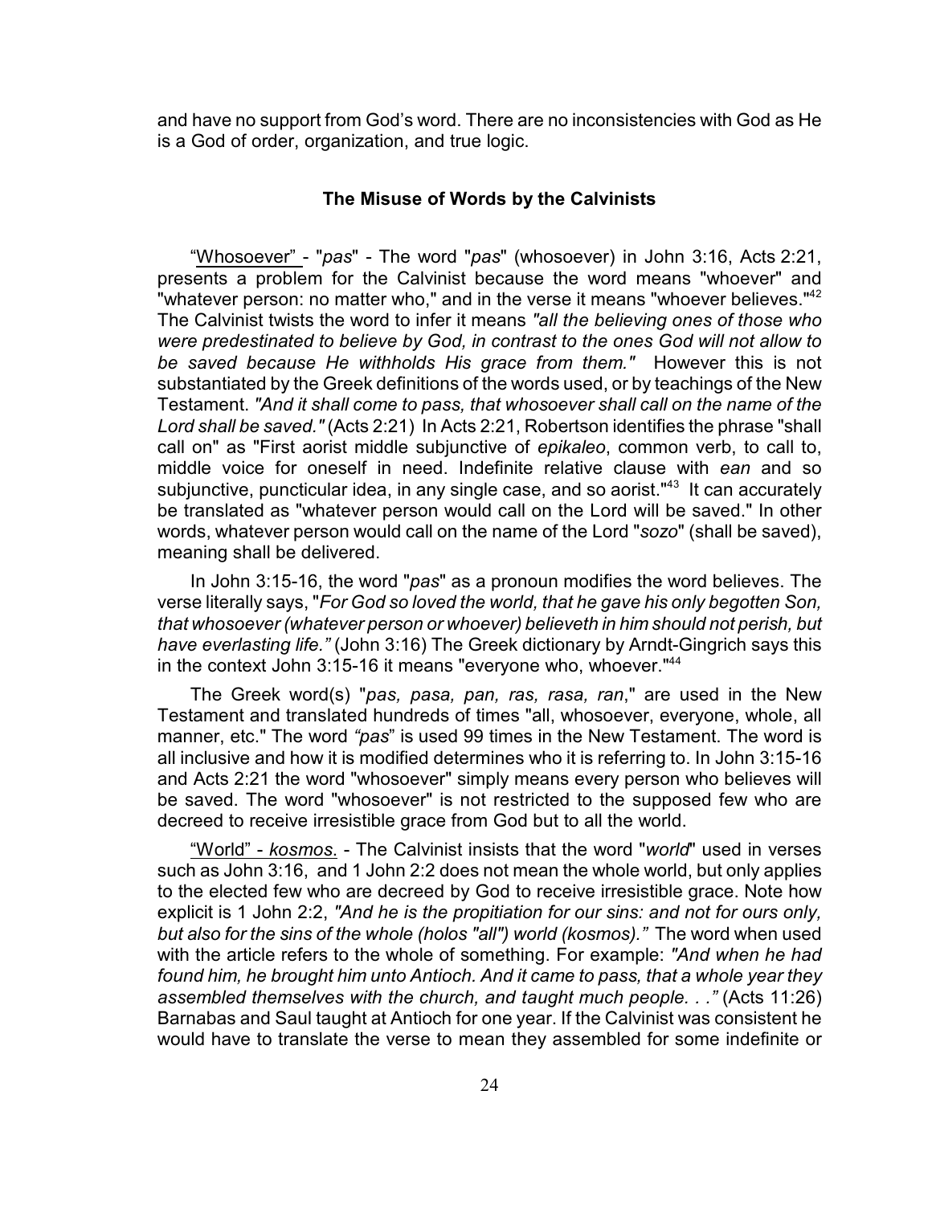and have no support from God's word. There are no inconsistencies with God as He is a God of order, organization, and true logic.

### The Misuse of Words by the Calvinists

"Whosoever" - "*pas*" - The word "*pas*" (whosoever) in John 3:16, Acts 2:21, presents a problem for the Calvinist because the word means "whoever" and "whatever person: no matter who," and in the verse it means "whoever believes."[42] The Calvinist twists the word to infer it means *"all the believing ones of those who were predestinated to believe by God, in contrast to the ones God will not allow to be saved because He withholds His grace from them."* However this is not substantiated by the Greek definitions of the words used, or by teachings of the New Testament. *"And it shall come to pass, that whosoever shall call on the name of the Lord shall be saved."* (Acts 2:21) In Acts 2:21, Robertson identifies the phrase "shall call on" as "First aorist middle subjunctive of *epikaleo*, common verb, to call to, middle voice for oneself in need. Indefinite relative clause with *ean* and so subjunctive, puncticular idea, in any single case, and so aorist."[43] It can accurately be translated as "whatever person would call on the Lord will be saved." In other words, whatever person would call on the name of the Lord "*sozo*" (shall be saved), meaning shall be delivered.

In John 3:15-16, the word "*pas*" as a pronoun modifies the word believes. The verse literally says, "*For God so loved the world, that he gave his only begotten Son, that whosoever (whatever person or whoever) believeth in him should not perish, but have everlasting life."* (John 3:16) The Greek dictionary by Arndt-Gingrich says this in the context John 3:15-16 it means "everyone who, whoever."[44]

The Greek word(s) "*pas, pasa, pan, ras, rasa, ran*," are used in the New Testament and translated hundreds of times "all, whosoever, everyone, whole, all manner, etc." The word *"pas*" is used 99 times in the New Testament. The word is all inclusive and how it is modified determines who it is referring to. In John 3:15-16 and Acts 2:21 the word "whosoever" simply means every person who believes will be saved. The word "whosoever" is not restricted to the supposed few who are decreed to receive irresistible grace from God but to all the world.

"World" - *kosmos*. - The Calvinist insists that the word "*world*" used in verses such as John 3:16, and 1 John 2:2 does not mean the whole world, but only applies to the elected few who are decreed by God to receive irresistible grace. Note how explicit is 1 John 2:2, *"And he is the propitiation for our sins: and not for ours only, but also for the sins of the whole (holos "all") world (kosmos)."* The word when used with the article refers to the whole of something. For example: *"And when he had found him, he brought him unto Antioch. And it came to pass, that a whole year they assembled themselves with the church, and taught much people. . ."* (Acts 11:26) Barnabas and Saul taught at Antioch for one year. If the Calvinist was consistent he would have to translate the verse to mean they assembled for some indefinite or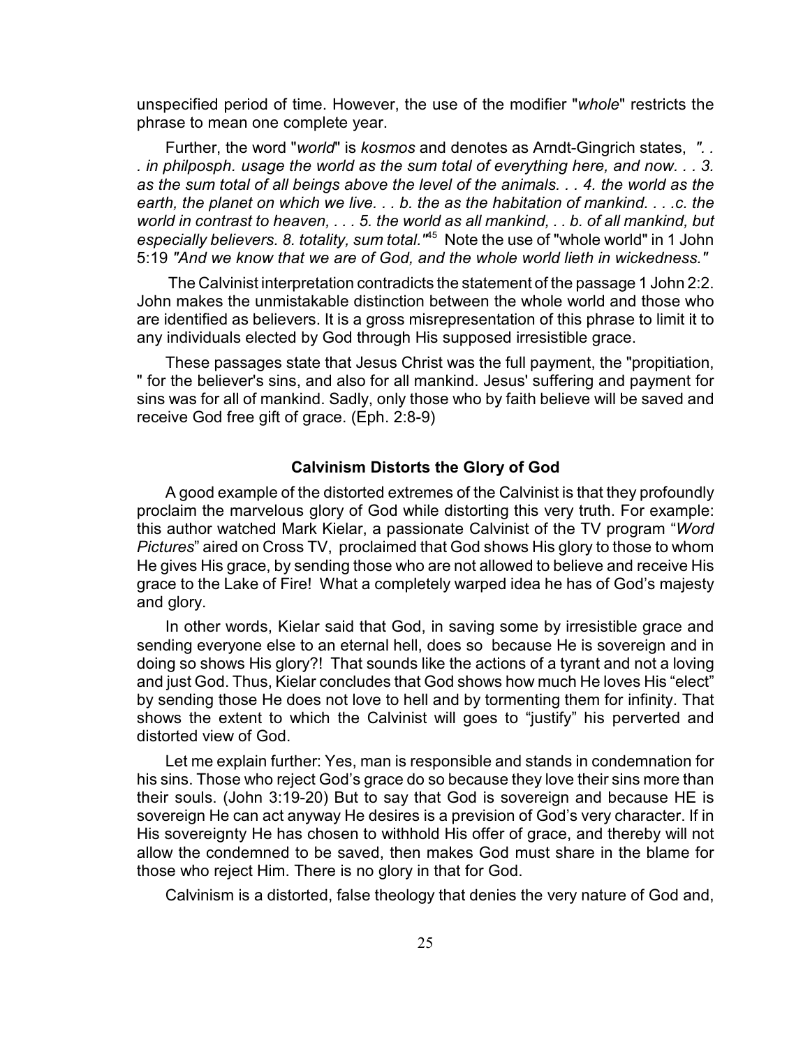unspecified period of time. However, the use of the modifier "*whole*" restricts the phrase to mean one complete year.

Further, the word "*world*" is *kosmos* and denotes as Arndt-Gingrich states, *". . . in philposph. usage the world as the sum total of everything here, and now. . . 3. as the sum total of all beings above the level of the animals. . . 4. the world as the earth, the planet on which we live. . . b. the as the habitation of mankind. . . .c. the world in contrast to heaven, . . . 5. the world as all mankind, . . b. of all mankind, but especially believers. 8. totality, sum total."*[45] Note the use of "whole world" in 1 John 5:19 *"And we know that we are of God, and the whole world lieth in wickedness."*

The Calvinist interpretation contradicts the statement of the passage 1 John 2:2. John makes the unmistakable distinction between the whole world and those who are identified as believers. It is a gross misrepresentation of this phrase to limit it to any individuals elected by God through His supposed irresistible grace.

These passages state that Jesus Christ was the full payment, the "propitiation, " for the believer's sins, and also for all mankind. Jesus' suffering and payment for sins was for all of mankind. Sadly, only those who by faith believe will be saved and receive God free gift of grace. (Eph. 2:8-9)

### Calvinism Distorts the Glory of God

A good example of the distorted extremes of the Calvinist is that they profoundly proclaim the marvelous glory of God while distorting this very truth. For example: this author watched Mark Kielar, a passionate Calvinist of the TV program "*Word Pictures*" aired on Cross TV, proclaimed that God shows His glory to those to whom He gives His grace, by sending those who are not allowed to believe and receive His grace to the Lake of Fire! What a completely warped idea he has of God's majesty and glory.

In other words, Kielar said that God, in saving some by irresistible grace and sending everyone else to an eternal hell, does so because He is sovereign and in doing so shows His glory?! That sounds like the actions of a tyrant and not a loving and just God. Thus, Kielar concludes that God shows how much He loves His "elect" by sending those He does not love to hell and by tormenting them for infinity. That shows the extent to which the Calvinist will goes to "justify" his perverted and distorted view of God.

Let me explain further: Yes, man is responsible and stands in condemnation for his sins. Those who reject God's grace do so because they love their sins more than their souls. (John 3:19-20) But to say that God is sovereign and because HE is sovereign He can act anyway He desires is a prevision of God's very character. If in His sovereignty He has chosen to withhold His offer of grace, and thereby will not allow the condemned to be saved, then makes God must share in the blame for those who reject Him. There is no glory in that for God.

Calvinism is a distorted, false theology that denies the very nature of God and,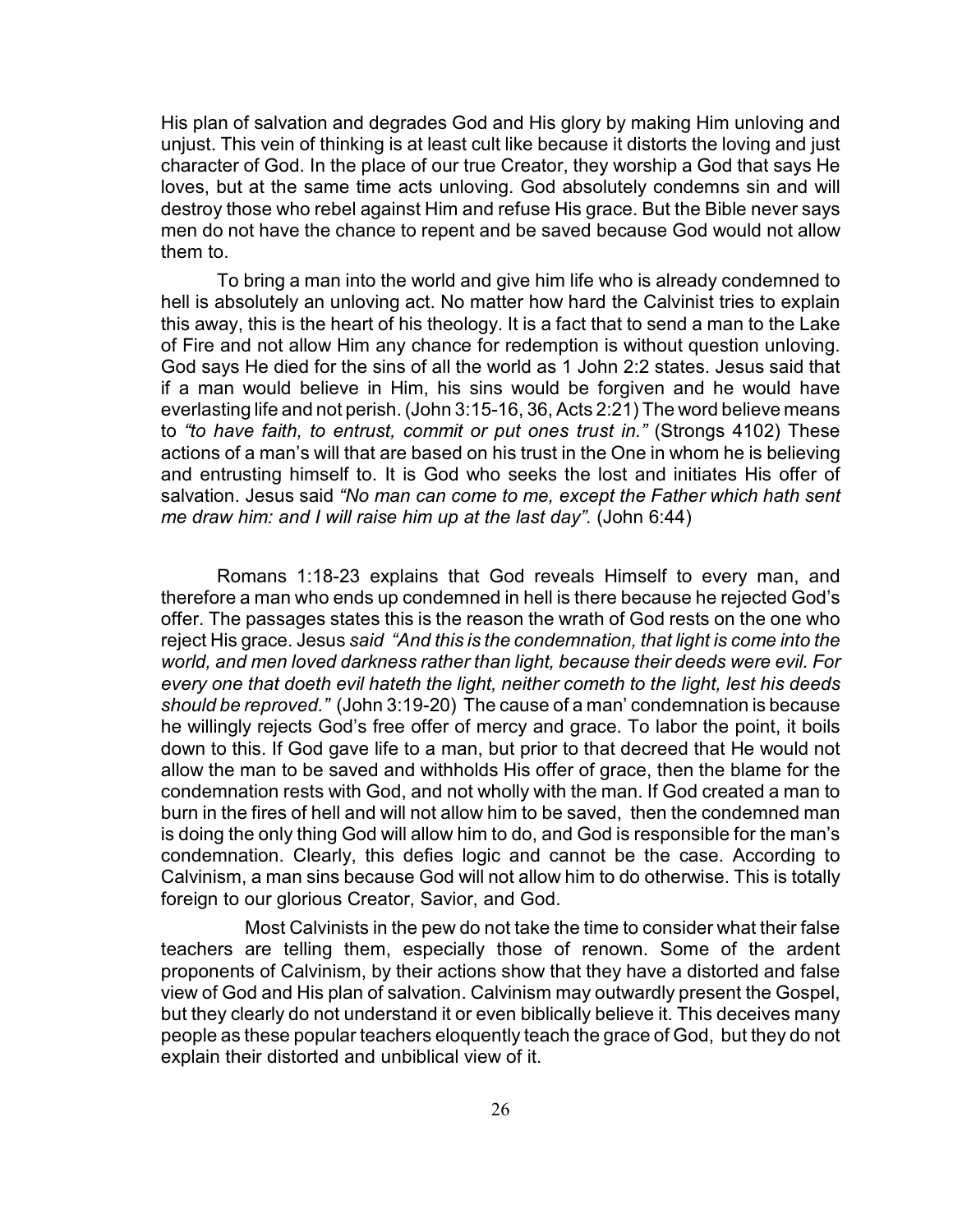His plan of salvation and degrades God and His glory by making Him unloving and unjust. This vein of thinking is at least cult like because it distorts the loving and just character of God. In the place of our true Creator, they worship a God that says He loves, but at the same time acts unloving. God absolutely condemns sin and will destroy those who rebel against Him and refuse His grace. But the Bible never says men do not have the chance to repent and be saved because God would not allow them to.

To bring a man into the world and give him life who is already condemned to hell is absolutely an unloving act. No matter how hard the Calvinist tries to explain this away, this is the heart of his theology. It is a fact that to send a man to the Lake of Fire and not allow Him any chance for redemption is without question unloving. God says He died for the sins of all the world as 1 John 2:2 states. Jesus said that if a man would believe in Him, his sins would be forgiven and he would have everlasting life and not perish. (John 3:15-16, 36, Acts 2:21) The word believe means to *"to have faith, to entrust, commit or put ones trust in."* (Strongs 4102) These actions of a man's will that are based on his trust in the One in whom he is believing and entrusting himself to. It is God who seeks the lost and initiates His offer of salvation. Jesus said *"No man can come to me, except the Father which hath sent me draw him: and I will raise him up at the last day".* (John 6:44)

Romans 1:18-23 explains that God reveals Himself to every man, and therefore a man who ends up condemned in hell is there because he rejected God's offer. The passages states this is the reason the wrath of God rests on the one who reject His grace. Jesus *said "And this is the condemnation, that light is come into the world, and men loved darkness rather than light, because their deeds were evil. For every one that doeth evil hateth the light, neither cometh to the light, lest his deeds should be reproved."* (John 3:19-20) The cause of a man' condemnation is because he willingly rejects God's free offer of mercy and grace. To labor the point, it boils down to this. If God gave life to a man, but prior to that decreed that He would not allow the man to be saved and withholds His offer of grace, then the blame for the condemnation rests with God, and not wholly with the man. If God created a man to burn in the fires of hell and will not allow him to be saved, then the condemned man is doing the only thing God will allow him to do, and God is responsible for the man's condemnation. Clearly, this defies logic and cannot be the case. According to Calvinism, a man sins because God will not allow him to do otherwise. This is totally foreign to our glorious Creator, Savior, and God.

Most Calvinists in the pew do not take the time to consider what their false teachers are telling them, especially those of renown. Some of the ardent proponents of Calvinism, by their actions show that they have a distorted and false view of God and His plan of salvation. Calvinism may outwardly present the Gospel, but they clearly do not understand it or even biblically believe it. This deceives many people as these popular teachers eloquently teach the grace of God, but they do not explain their distorted and unbiblical view of it.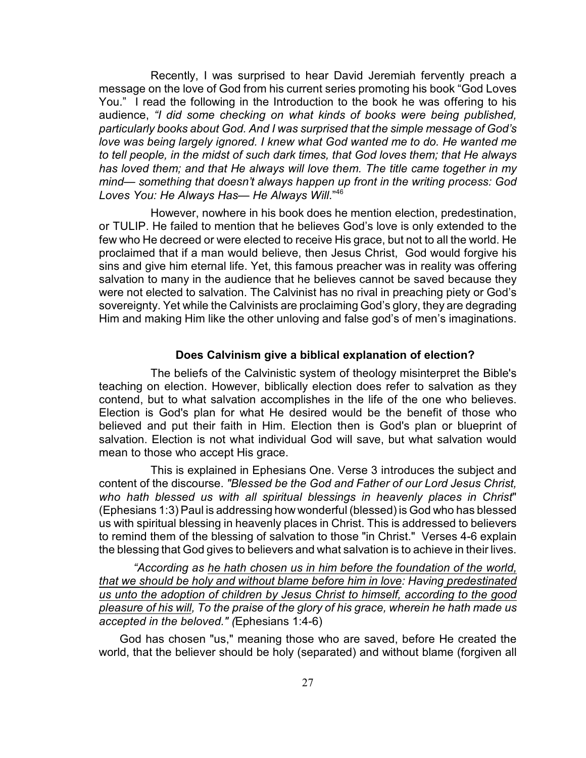Recently, I was surprised to hear David Jeremiah fervently preach a message on the love of God from his current series promoting his book "God Loves You." I read the following in the Introduction to the book he was offering to his audience, *"I did some checking on what kinds of books were being published, particularly books about God. And I was surprised that the simple message of God's love was being largely ignored. I knew what God wanted me to do. He wanted me to tell people, in the midst of such dark times, that God loves them; that He always has loved them; and that He always will love them. The title came together in my mind— something that doesn't always happen up front in the writing process: God Loves You: He Always Has— He Always Will*."[46]

However, nowhere in his book does he mention election, predestination, or TULIP. He failed to mention that he believes God's love is only extended to the few who He decreed or were elected to receive His grace, but not to all the world. He proclaimed that if a man would believe, then Jesus Christ, God would forgive his sins and give him eternal life. Yet, this famous preacher was in reality was offering salvation to many in the audience that he believes cannot be saved because they were not elected to salvation. The Calvinist has no rival in preaching piety or God's sovereignty. Yet while the Calvinists are proclaiming God's glory, they are degrading Him and making Him like the other unloving and false god's of men's imaginations.

### Does Calvinism give a biblical explanation of election?

The beliefs of the Calvinistic system of theology misinterpret the Bible's teaching on election. However, biblically election does refer to salvation as they contend, but to what salvation accomplishes in the life of the one who believes. Election is God's plan for what He desired would be the benefit of those who believed and put their faith in Him. Election then is God's plan or blueprint of salvation. Election is not what individual God will save, but what salvation would mean to those who accept His grace.

This is explained in Ephesians One. Verse 3 introduces the subject and content of the discourse. *"Blessed be the God and Father of our Lord Jesus Christ, who hath blessed us with all spiritual blessings in heavenly places in Christ*" (Ephesians 1:3) Paul is addressing how wonderful (blessed) is God who has blessed us with spiritual blessing in heavenly places in Christ. This is addressed to believers to remind them of the blessing of salvation to those "in Christ." Verses 4-6 explain the blessing that God gives to believers and what salvation is to achieve in their lives.

*"According as <u>he hath chosen us in him before the foundation of the world, that we should be holy and without blame before him in love</u>: Having <u>predestinated us unto the adoption of children by Jesus Christ to himself, according to the good pleasure of his will</u>, To the praise of the glory of his grace, wherein he hath made us accepted in the beloved." (*Ephesians 1:4-6)

God has chosen "us," meaning those who are saved, before He created the world, that the believer should be holy (separated) and without blame (forgiven all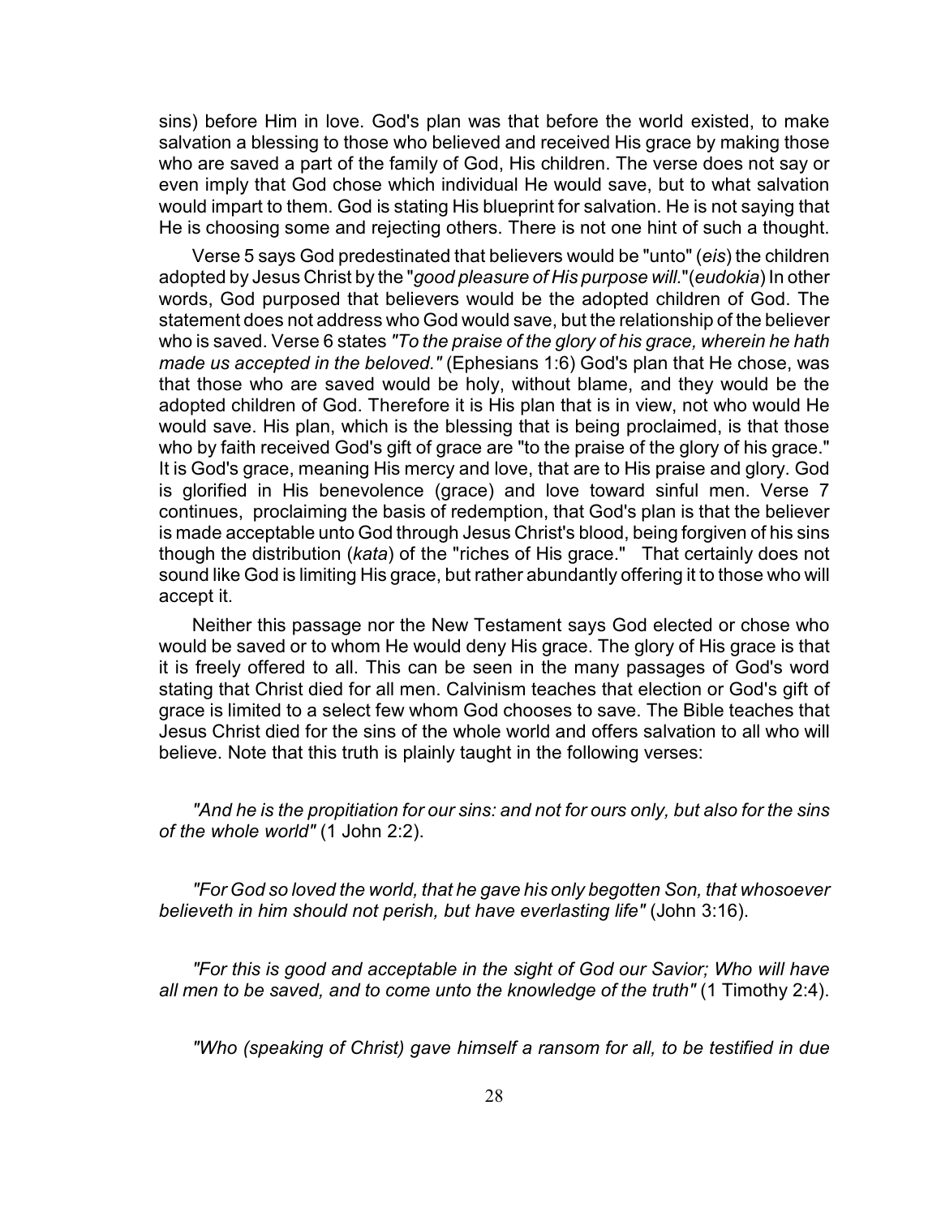sins) before Him in love. God's plan was that before the world existed, to make salvation a blessing to those who believed and received His grace by making those who are saved a part of the family of God, His children. The verse does not say or even imply that God chose which individual He would save, but to what salvation would impart to them. God is stating His blueprint for salvation. He is not saying that He is choosing some and rejecting others. There is not one hint of such a thought.

Verse 5 says God predestinated that believers would be "unto" (*eis*) the children adopted by Jesus Christ by the "*good pleasure of His purpose will.*"(*eudokia*) In other words, God purposed that believers would be the adopted children of God. The statement does not address who God would save, but the relationship of the believer who is saved. Verse 6 states *"To the praise of the glory of his grace, wherein he hath made us accepted in the beloved."* (Ephesians 1:6) God's plan that He chose, was that those who are saved would be holy, without blame, and they would be the adopted children of God. Therefore it is His plan that is in view, not who would He would save. His plan, which is the blessing that is being proclaimed, is that those who by faith received God's gift of grace are "to the praise of the glory of his grace." It is God's grace, meaning His mercy and love, that are to His praise and glory. God is glorified in His benevolence (grace) and love toward sinful men. Verse 7 continues, proclaiming the basis of redemption, that God's plan is that the believer is made acceptable unto God through Jesus Christ's blood, being forgiven of his sins though the distribution (*kata*) of the "riches of His grace." That certainly does not sound like God is limiting His grace, but rather abundantly offering it to those who will accept it.

Neither this passage nor the New Testament says God elected or chose who would be saved or to whom He would deny His grace. The glory of His grace is that it is freely offered to all. This can be seen in the many passages of God's word stating that Christ died for all men. Calvinism teaches that election or God's gift of grace is limited to a select few whom God chooses to save. The Bible teaches that Jesus Christ died for the sins of the whole world and offers salvation to all who will believe. Note that this truth is plainly taught in the following verses:

*"And he is the propitiation for our sins: and not for ours only, but also for the sins of the whole world"* (1 John 2:2).

*"For God so loved the world, that he gave his only begotten Son, that whosoever believeth in him should not perish, but have everlasting life"* (John 3:16).

*"For this is good and acceptable in the sight of God our Savior; Who will have all men to be saved, and to come unto the knowledge of the truth"* (1 Timothy 2:4).

*"Who (speaking of Christ) gave himself a ransom for all, to be testified in due*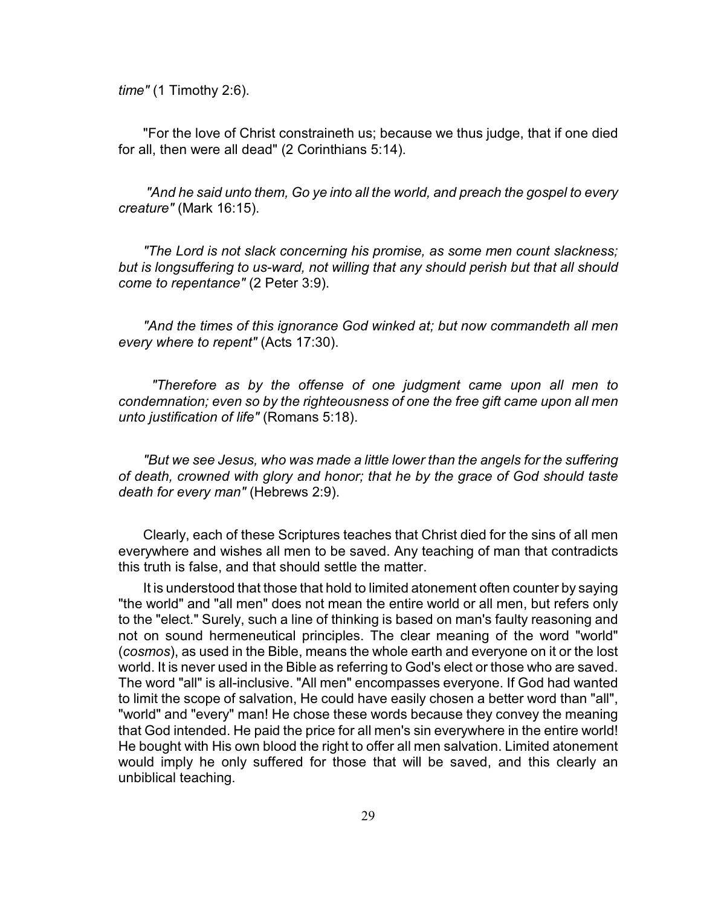*time"* (1 Timothy 2:6).

"For the love of Christ constraineth us; because we thus judge, that if one died for all, then were all dead" (2 Corinthians 5:14).

*"And he said unto them, Go ye into all the world, and preach the gospel to every creature"* (Mark 16:15).

*"The Lord is not slack concerning his promise, as some men count slackness; but is longsuffering to us-ward, not willing that any should perish but that all should come to repentance"* (2 Peter 3:9).

*"And the times of this ignorance God winked at; but now commandeth all men every where to repent"* (Acts 17:30).

*"Therefore as by the offense of one judgment came upon all men to condemnation; even so by the righteousness of one the free gift came upon all men unto justification of life"* (Romans 5:18).

*"But we see Jesus, who was made a little lower than the angels for the suffering of death, crowned with glory and honor; that he by the grace of God should taste death for every man"* (Hebrews 2:9).

Clearly, each of these Scriptures teaches that Christ died for the sins of all men everywhere and wishes all men to be saved. Any teaching of man that contradicts this truth is false, and that should settle the matter.

It is understood that those that hold to limited atonement often counter by saying "the world" and "all men" does not mean the entire world or all men, but refers only to the "elect." Surely, such a line of thinking is based on man's faulty reasoning and not on sound hermeneutical principles. The clear meaning of the word "world" (*cosmos*), as used in the Bible, means the whole earth and everyone on it or the lost world. It is never used in the Bible as referring to God's elect or those who are saved. The word "all" is all-inclusive. "All men" encompasses everyone. If God had wanted to limit the scope of salvation, He could have easily chosen a better word than "all", "world" and "every" man! He chose these words because they convey the meaning that God intended. He paid the price for all men's sin everywhere in the entire world! He bought with His own blood the right to offer all men salvation. Limited atonement would imply he only suffered for those that will be saved, and this clearly an unbiblical teaching.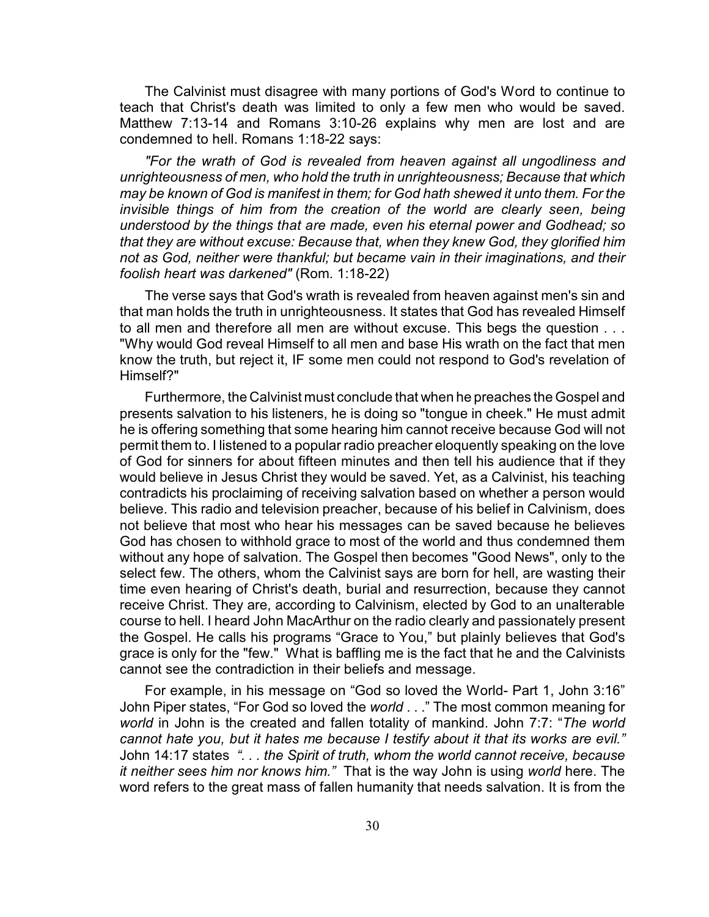The Calvinist must disagree with many portions of God's Word to continue to teach that Christ's death was limited to only a few men who would be saved. Matthew 7:13-14 and Romans 3:10-26 explains why men are lost and are condemned to hell. Romans 1:18-22 says:

*"For the wrath of God is revealed from heaven against all ungodliness and unrighteousness of men, who hold the truth in unrighteousness; Because that which may be known of God is manifest in them; for God hath shewed it unto them. For the invisible things of him from the creation of the world are clearly seen, being understood by the things that are made, even his eternal power and Godhead; so that they are without excuse: Because that, when they knew God, they glorified him not as God, neither were thankful; but became vain in their imaginations, and their foolish heart was darkened"* (Rom. 1:18-22)

The verse says that God's wrath is revealed from heaven against men's sin and that man holds the truth in unrighteousness. It states that God has revealed Himself to all men and therefore all men are without excuse. This begs the question . . . "Why would God reveal Himself to all men and base His wrath on the fact that men know the truth, but reject it, IF some men could not respond to God's revelation of Himself?"

Furthermore, the Calvinist must conclude that when he preaches the Gospel and presents salvation to his listeners, he is doing so "tongue in cheek." He must admit he is offering something that some hearing him cannot receive because God will not permit them to. I listened to a popular radio preacher eloquently speaking on the love of God for sinners for about fifteen minutes and then tell his audience that if they would believe in Jesus Christ they would be saved. Yet, as a Calvinist, his teaching contradicts his proclaiming of receiving salvation based on whether a person would believe. This radio and television preacher, because of his belief in Calvinism, does not believe that most who hear his messages can be saved because he believes God has chosen to withhold grace to most of the world and thus condemned them without any hope of salvation. The Gospel then becomes "Good News", only to the select few. The others, whom the Calvinist says are born for hell, are wasting their time even hearing of Christ's death, burial and resurrection, because they cannot receive Christ. They are, according to Calvinism, elected by God to an unalterable course to hell. I heard John MacArthur on the radio clearly and passionately present the Gospel. He calls his programs "Grace to You," but plainly believes that God's grace is only for the "few." What is baffling me is the fact that he and the Calvinists cannot see the contradiction in their beliefs and message.

For example, in his message on "God so loved the World- Part 1, John 3:16" John Piper states, "For God so loved the *world* . . ." The most common meaning for *world* in John is the created and fallen totality of mankind. John 7:7: "*The world cannot hate you, but it hates me because I testify about it that its works are evil."* John 14:17 states *". . . the Spirit of truth, whom the world cannot receive, because it neither sees him nor knows him."* That is the way John is using *world* here. The word refers to the great mass of fallen humanity that needs salvation. It is from the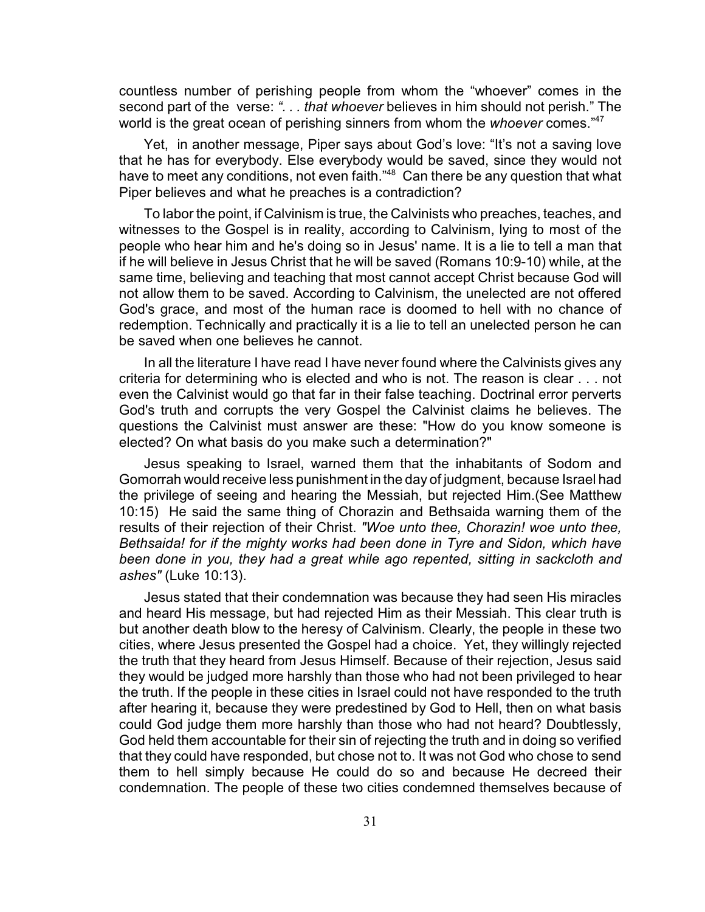countless number of perishing people from whom the "whoever" comes in the second part of the verse: *". . . that whoever* believes in him should not perish." The world is the great ocean of perishing sinners from whom the *whoever* comes."[47]

Yet, in another message, Piper says about God's love: "It's not a saving love that he has for everybody. Else everybody would be saved, since they would not have to meet any conditions, not even faith."[48] Can there be any question that what Piper believes and what he preaches is a contradiction?

To labor the point, if Calvinism is true, the Calvinists who preaches, teaches, and witnesses to the Gospel is in reality, according to Calvinism, lying to most of the people who hear him and he's doing so in Jesus' name. It is a lie to tell a man that if he will believe in Jesus Christ that he will be saved (Romans 10:9-10) while, at the same time, believing and teaching that most cannot accept Christ because God will not allow them to be saved. According to Calvinism, the unelected are not offered God's grace, and most of the human race is doomed to hell with no chance of redemption. Technically and practically it is a lie to tell an unelected person he can be saved when one believes he cannot.

In all the literature I have read I have never found where the Calvinists gives any criteria for determining who is elected and who is not. The reason is clear . . . not even the Calvinist would go that far in their false teaching. Doctrinal error perverts God's truth and corrupts the very Gospel the Calvinist claims he believes. The questions the Calvinist must answer are these: "How do you know someone is elected? On what basis do you make such a determination?"

Jesus speaking to Israel, warned them that the inhabitants of Sodom and Gomorrah would receive less punishment in the day of judgment, because Israel had the privilege of seeing and hearing the Messiah, but rejected Him.(See Matthew 10:15) He said the same thing of Chorazin and Bethsaida warning them of the results of their rejection of their Christ. *"Woe unto thee, Chorazin! woe unto thee, Bethsaida! for if the mighty works had been done in Tyre and Sidon, which have been done in you, they had a great while ago repented, sitting in sackcloth and ashes"* (Luke 10:13).

Jesus stated that their condemnation was because they had seen His miracles and heard His message, but had rejected Him as their Messiah. This clear truth is but another death blow to the heresy of Calvinism. Clearly, the people in these two cities, where Jesus presented the Gospel had a choice. Yet, they willingly rejected the truth that they heard from Jesus Himself. Because of their rejection, Jesus said they would be judged more harshly than those who had not been privileged to hear the truth. If the people in these cities in Israel could not have responded to the truth after hearing it, because they were predestined by God to Hell, then on what basis could God judge them more harshly than those who had not heard? Doubtlessly, God held them accountable for their sin of rejecting the truth and in doing so verified that they could have responded, but chose not to. It was not God who chose to send them to hell simply because He could do so and because He decreed their condemnation. The people of these two cities condemned themselves because of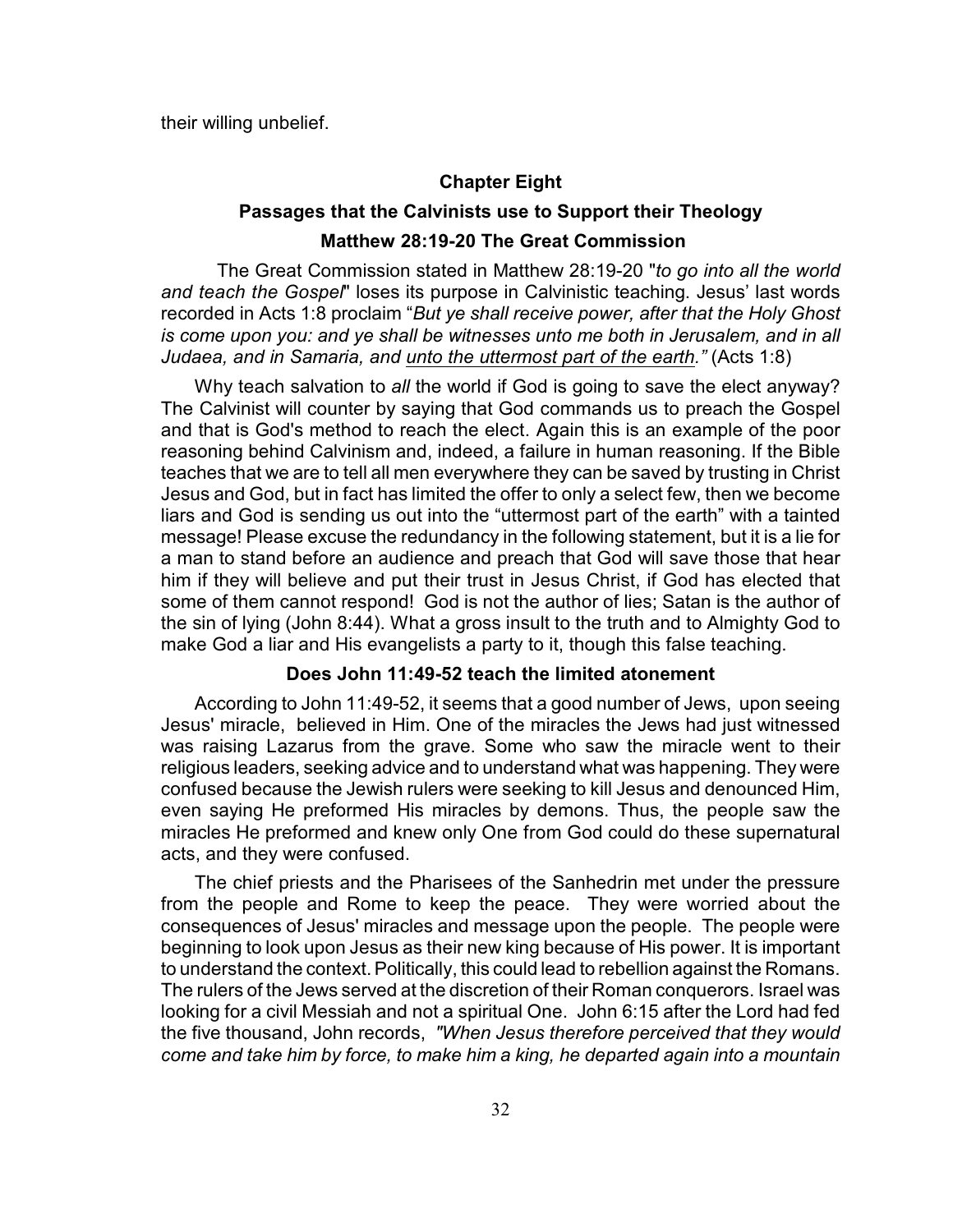their willing unbelief.

## Chapter Eight

## Passages that the Calvinists use to Support their Theology

### Matthew 28:19-20 The Great Commission

The Great Commission stated in Matthew 28:19-20 "*to go into all the world and teach the Gospel*" loses its purpose in Calvinistic teaching. Jesus' last words recorded in Acts 1:8 proclaim "*But ye shall receive power, after that the Holy Ghost is come upon you: and ye shall be witnesses unto me both in Jerusalem, and in all Judaea, and in Samaria, and <u>unto the uttermost part of the earth</u>."* (Acts 1:8)

Why teach salvation to *all* the world if God is going to save the elect anyway? The Calvinist will counter by saying that God commands us to preach the Gospel and that is God's method to reach the elect. Again this is an example of the poor reasoning behind Calvinism and, indeed, a failure in human reasoning. If the Bible teaches that we are to tell all men everywhere they can be saved by trusting in Christ Jesus and God, but in fact has limited the offer to only a select few, then we become liars and God is sending us out into the "uttermost part of the earth" with a tainted message! Please excuse the redundancy in the following statement, but it is a lie for a man to stand before an audience and preach that God will save those that hear him if they will believe and put their trust in Jesus Christ, if God has elected that some of them cannot respond! God is not the author of lies; Satan is the author of the sin of lying (John 8:44). What a gross insult to the truth and to Almighty God to make God a liar and His evangelists a party to it, though this false teaching.

### Does John 11:49-52 teach the limited atonement

According to John 11:49-52, it seems that a good number of Jews, upon seeing Jesus' miracle, believed in Him. One of the miracles the Jews had just witnessed was raising Lazarus from the grave. Some who saw the miracle went to their religious leaders, seeking advice and to understand what was happening. They were confused because the Jewish rulers were seeking to kill Jesus and denounced Him, even saying He preformed His miracles by demons. Thus, the people saw the miracles He preformed and knew only One from God could do these supernatural acts, and they were confused.

The chief priests and the Pharisees of the Sanhedrin met under the pressure from the people and Rome to keep the peace. They were worried about the consequences of Jesus' miracles and message upon the people. The people were beginning to look upon Jesus as their new king because of His power. It is important to understand the context. Politically, this could lead to rebellion against the Romans. The rulers of the Jews served at the discretion of their Roman conquerors. Israel was looking for a civil Messiah and not a spiritual One. John 6:15 after the Lord had fed the five thousand, John records, *"When Jesus therefore perceived that they would come and take him by force, to make him a king, he departed again into a mountain*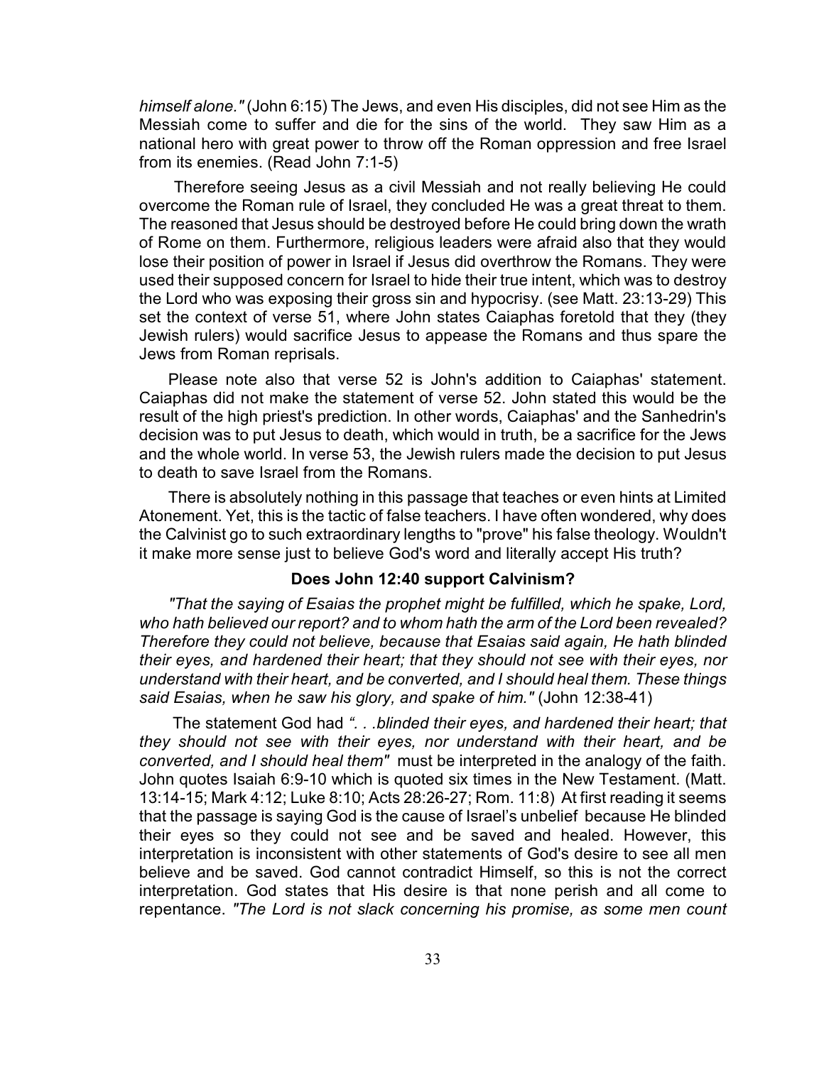*himself alone."* (John 6:15) The Jews, and even His disciples, did not see Him as the Messiah come to suffer and die for the sins of the world. They saw Him as a national hero with great power to throw off the Roman oppression and free Israel from its enemies. (Read John 7:1-5)

Therefore seeing Jesus as a civil Messiah and not really believing He could overcome the Roman rule of Israel, they concluded He was a great threat to them. The reasoned that Jesus should be destroyed before He could bring down the wrath of Rome on them. Furthermore, religious leaders were afraid also that they would lose their position of power in Israel if Jesus did overthrow the Romans. They were used their supposed concern for Israel to hide their true intent, which was to destroy the Lord who was exposing their gross sin and hypocrisy. (see Matt. 23:13-29) This set the context of verse 51, where John states Caiaphas foretold that they (they Jewish rulers) would sacrifice Jesus to appease the Romans and thus spare the Jews from Roman reprisals.

Please note also that verse 52 is John's addition to Caiaphas' statement. Caiaphas did not make the statement of verse 52. John stated this would be the result of the high priest's prediction. In other words, Caiaphas' and the Sanhedrin's decision was to put Jesus to death, which would in truth, be a sacrifice for the Jews and the whole world. In verse 53, the Jewish rulers made the decision to put Jesus to death to save Israel from the Romans.

There is absolutely nothing in this passage that teaches or even hints at Limited Atonement. Yet, this is the tactic of false teachers. I have often wondered, why does the Calvinist go to such extraordinary lengths to "prove" his false theology. Wouldn't it make more sense just to believe God's word and literally accept His truth?

### Does John 12:40 support Calvinism?

*"That the saying of Esaias the prophet might be fulfilled, which he spake, Lord, who hath believed our report? and to whom hath the arm of the Lord been revealed? Therefore they could not believe, because that Esaias said again, He hath blinded their eyes, and hardened their heart; that they should not see with their eyes, nor understand with their heart, and be converted, and I should heal them. These things said Esaias, when he saw his glory, and spake of him."* (John 12:38-41)

The statement God had *". . .blinded their eyes, and hardened their heart; that they should not see with their eyes, nor understand with their heart, and be converted, and I should heal them"* must be interpreted in the analogy of the faith. John quotes Isaiah 6:9-10 which is quoted six times in the New Testament. (Matt. 13:14-15; Mark 4:12; Luke 8:10; Acts 28:26-27; Rom. 11:8) At first reading it seems that the passage is saying God is the cause of Israel's unbelief because He blinded their eyes so they could not see and be saved and healed. However, this interpretation is inconsistent with other statements of God's desire to see all men believe and be saved. God cannot contradict Himself, so this is not the correct interpretation. God states that His desire is that none perish and all come to repentance. *"The Lord is not slack concerning his promise, as some men count*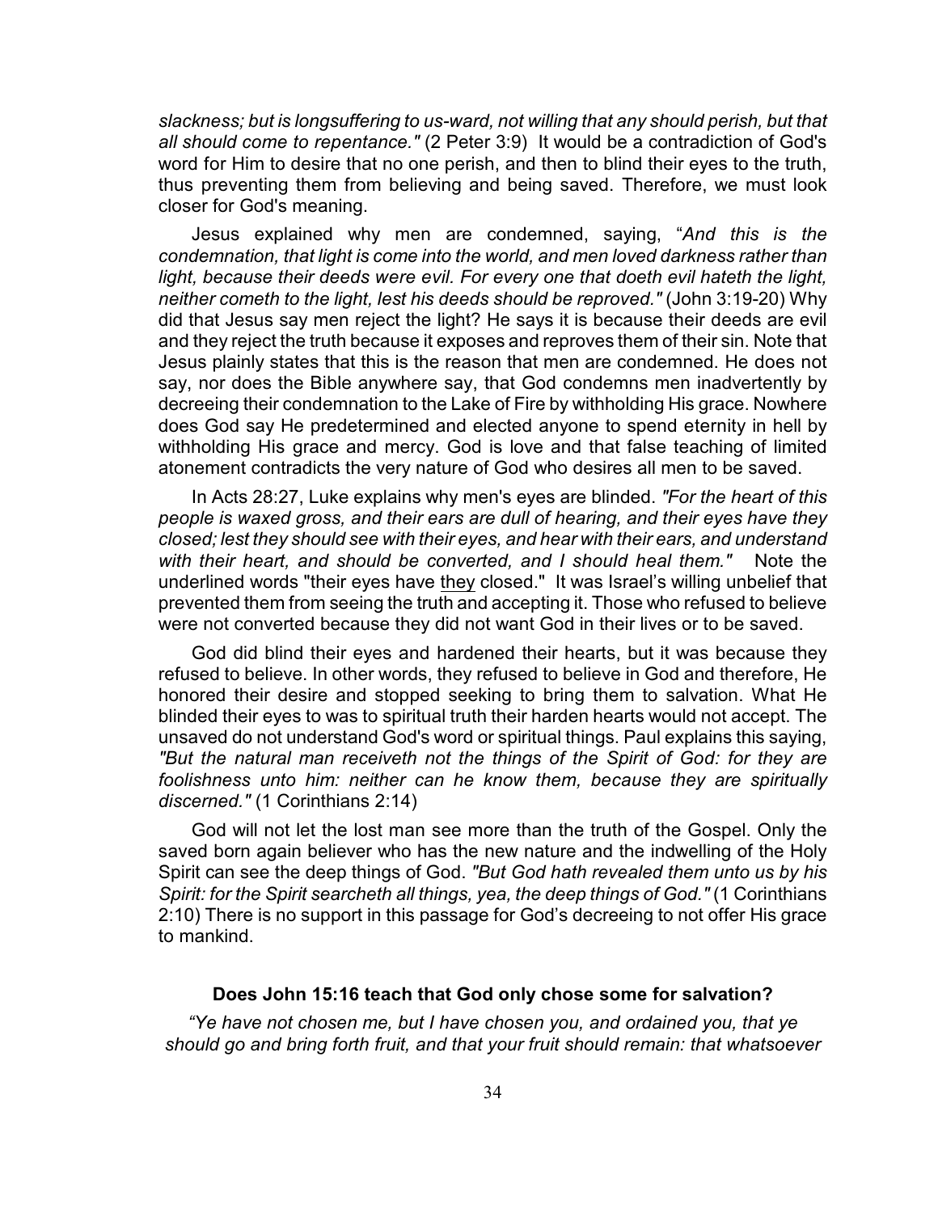*slackness; but is longsuffering to us-ward, not willing that any should perish, but that all should come to repentance."* (2 Peter 3:9) It would be a contradiction of God's word for Him to desire that no one perish, and then to blind their eyes to the truth, thus preventing them from believing and being saved. Therefore, we must look closer for God's meaning.

Jesus explained why men are condemned, saying, "*And this is the condemnation, that light is come into the world, and men loved darkness rather than light, because their deeds were evil. For every one that doeth evil hateth the light, neither cometh to the light, lest his deeds should be reproved."* (John 3:19-20) Why did that Jesus say men reject the light? He says it is because their deeds are evil and they reject the truth because it exposes and reproves them of their sin. Note that Jesus plainly states that this is the reason that men are condemned. He does not say, nor does the Bible anywhere say, that God condemns men inadvertently by decreeing their condemnation to the Lake of Fire by withholding His grace. Nowhere does God say He predetermined and elected anyone to spend eternity in hell by withholding His grace and mercy. God is love and that false teaching of limited atonement contradicts the very nature of God who desires all men to be saved.

In Acts 28:27, Luke explains why men's eyes are blinded. *"For the heart of this people is waxed gross, and their ears are dull of hearing, and their eyes have they closed; lest they should see with their eyes, and hear with their ears, and understand with their heart, and should be converted, and I should heal them."* Note the underlined words "their eyes have <u>they</u> closed." It was Israel's willing unbelief that prevented them from seeing the truth and accepting it. Those who refused to believe were not converted because they did not want God in their lives or to be saved.

God did blind their eyes and hardened their hearts, but it was because they refused to believe. In other words, they refused to believe in God and therefore, He honored their desire and stopped seeking to bring them to salvation. What He blinded their eyes to was to spiritual truth their harden hearts would not accept. The unsaved do not understand God's word or spiritual things. Paul explains this saying, *"But the natural man receiveth not the things of the Spirit of God: for they are foolishness unto him: neither can he know them, because they are spiritually discerned."* (1 Corinthians 2:14)

God will not let the lost man see more than the truth of the Gospel. Only the saved born again believer who has the new nature and the indwelling of the Holy Spirit can see the deep things of God. *"But God hath revealed them unto us by his Spirit: for the Spirit searcheth all things, yea, the deep things of God."* (1 Corinthians 2:10) There is no support in this passage for God's decreeing to not offer His grace to mankind.

### Does John 15:16 teach that God only chose some for salvation?

*"Ye have not chosen me, but I have chosen you, and ordained you, that ye should go and bring forth fruit, and that your fruit should remain: that whatsoever*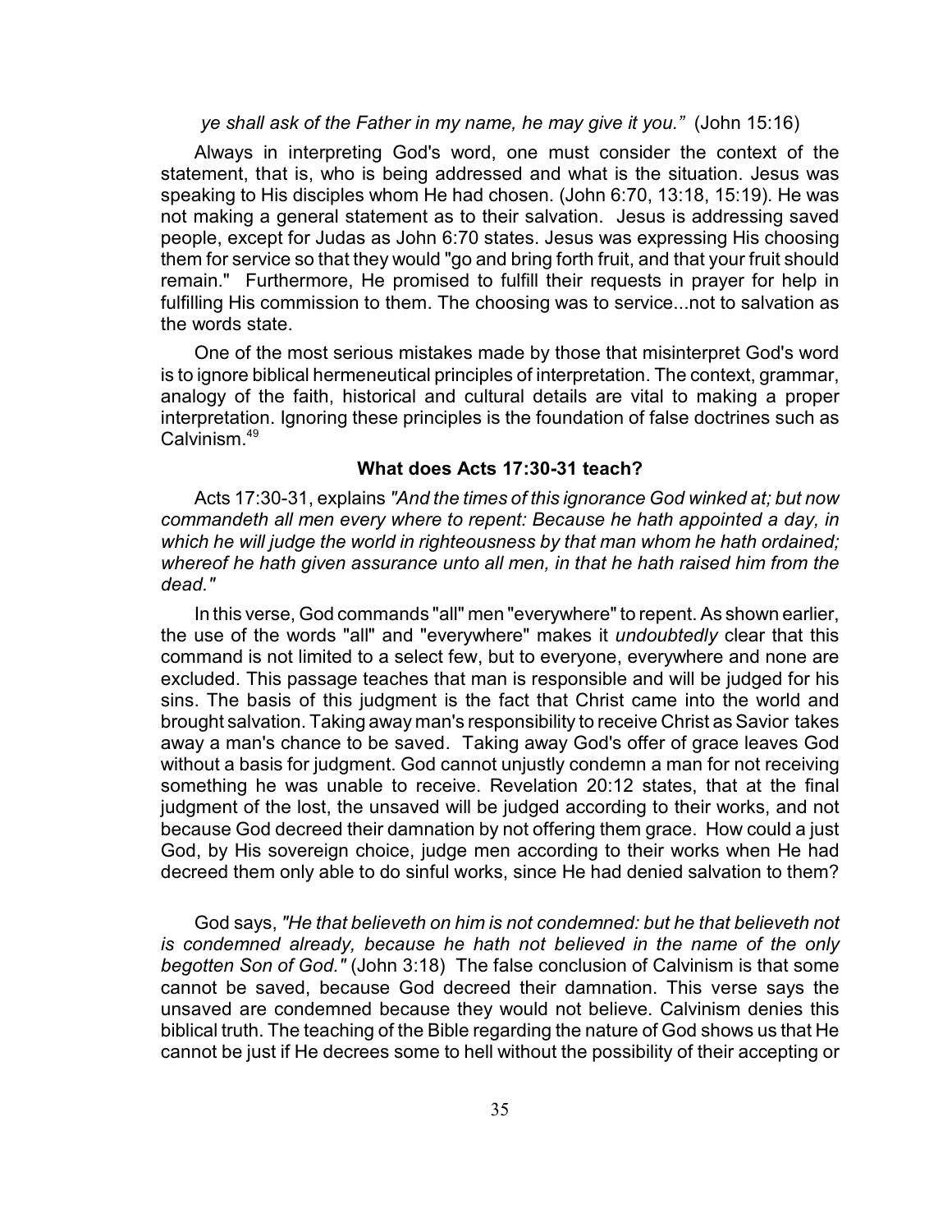*ye shall ask of the Father in my name, he may give it you."* (John 15:16)

Always in interpreting God's word, one must consider the context of the statement, that is, who is being addressed and what is the situation. Jesus was speaking to His disciples whom He had chosen. (John 6:70, 13:18, 15:19). He was not making a general statement as to their salvation. Jesus is addressing saved people, except for Judas as John 6:70 states. Jesus was expressing His choosing them for service so that they would "go and bring forth fruit, and that your fruit should remain." Furthermore, He promised to fulfill their requests in prayer for help in fulfilling His commission to them. The choosing was to service...not to salvation as the words state.

One of the most serious mistakes made by those that misinterpret God's word is to ignore biblical hermeneutical principles of interpretation. The context, grammar, analogy of the faith, historical and cultural details are vital to making a proper interpretation. Ignoring these principles is the foundation of false doctrines such as Calvinism.[49]

### What does Acts 17:30-31 teach?

Acts 17:30-31, explains *"And the times of this ignorance God winked at; but now commandeth all men every where to repent: Because he hath appointed a day, in which he will judge the world in righteousness by that man whom he hath ordained; whereof he hath given assurance unto all men, in that he hath raised him from the dead."*

In this verse, God commands "all" men "everywhere" to repent. As shown earlier, the use of the words "all" and "everywhere" makes it *undoubtedly* clear that this command is not limited to a select few, but to everyone, everywhere and none are excluded. This passage teaches that man is responsible and will be judged for his sins. The basis of this judgment is the fact that Christ came into the world and brought salvation. Taking away man's responsibility to receive Christ as Savior takes away a man's chance to be saved. Taking away God's offer of grace leaves God without a basis for judgment. God cannot unjustly condemn a man for not receiving something he was unable to receive. Revelation 20:12 states, that at the final judgment of the lost, the unsaved will be judged according to their works, and not because God decreed their damnation by not offering them grace. How could a just God, by His sovereign choice, judge men according to their works when He had decreed them only able to do sinful works, since He had denied salvation to them?

God says, *"He that believeth on him is not condemned: but he that believeth not is condemned already, because he hath not believed in the name of the only begotten Son of God."* (John 3:18) The false conclusion of Calvinism is that some cannot be saved, because God decreed their damnation. This verse says the unsaved are condemned because they would not believe. Calvinism denies this biblical truth. The teaching of the Bible regarding the nature of God shows us that He cannot be just if He decrees some to hell without the possibility of their accepting or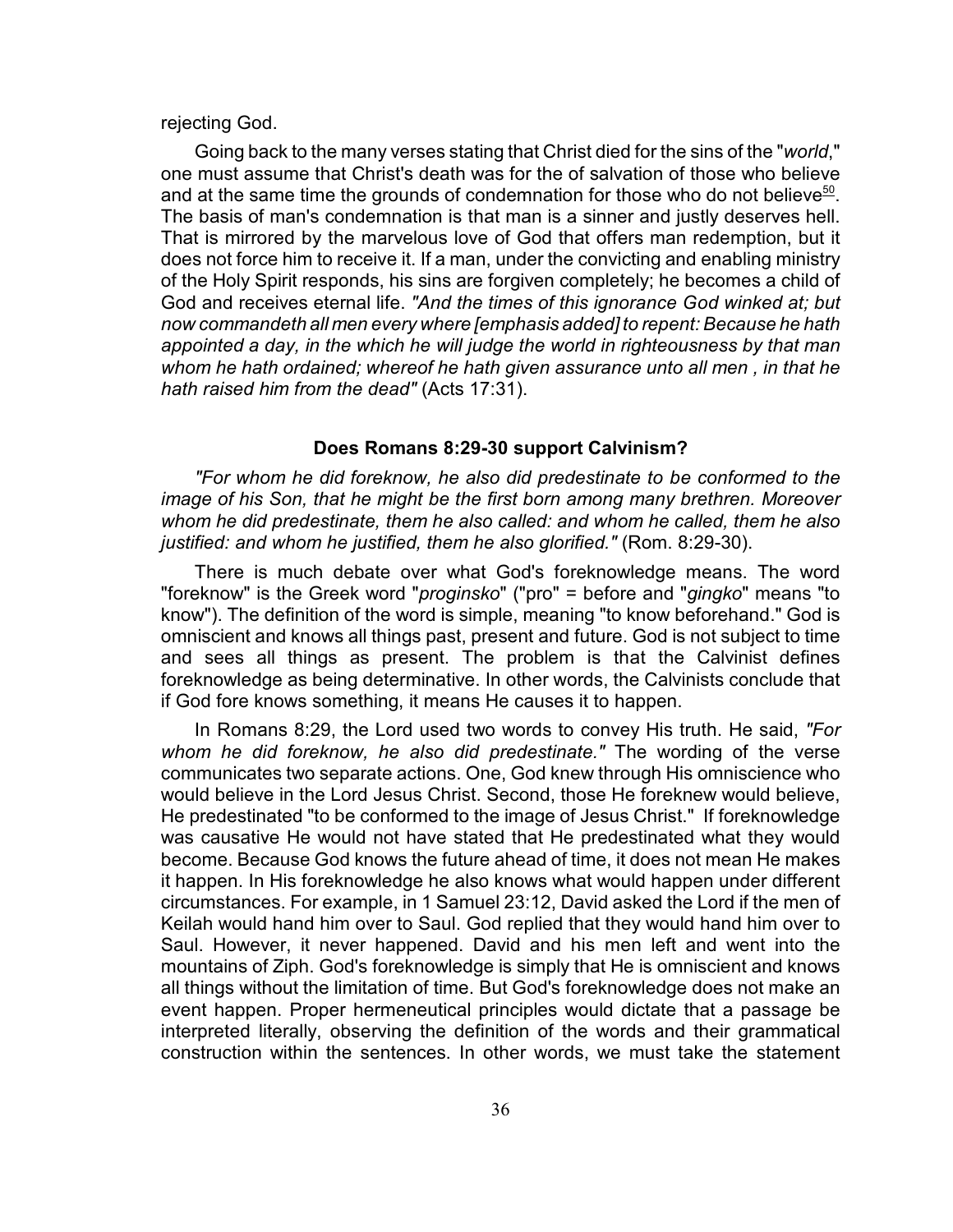rejecting God.

Going back to the many verses stating that Christ died for the sins of the "*world*," one must assume that Christ's death was for the of salvation of those who believe and at the same time the grounds of condemnation for those who do not believe[50]. The basis of man's condemnation is that man is a sinner and justly deserves hell. That is mirrored by the marvelous love of God that offers man redemption, but it does not force him to receive it. If a man, under the convicting and enabling ministry of the Holy Spirit responds, his sins are forgiven completely; he becomes a child of God and receives eternal life. *"And the times of this ignorance God winked at; but now commandeth all men every where [emphasis added] to repent: Because he hath appointed a day, in the which he will judge the world in righteousness by that man whom he hath ordained; whereof he hath given assurance unto all men , in that he hath raised him from the dead"* (Acts 17:31).

### Does Romans 8:29-30 support Calvinism?

*"For whom he did foreknow, he also did predestinate to be conformed to the image of his Son, that he might be the first born among many brethren. Moreover whom he did predestinate, them he also called: and whom he called, them he also justified: and whom he justified, them he also glorified."* (Rom. 8:29-30).

There is much debate over what God's foreknowledge means. The word "foreknow" is the Greek word "*proginsko*" ("pro" = before and "*gingko*" means "to know"). The definition of the word is simple, meaning "to know beforehand." God is omniscient and knows all things past, present and future. God is not subject to time and sees all things as present. The problem is that the Calvinist defines foreknowledge as being determinative. In other words, the Calvinists conclude that if God fore knows something, it means He causes it to happen.

In Romans 8:29, the Lord used two words to convey His truth. He said, *"For whom he did foreknow, he also did predestinate."* The wording of the verse communicates two separate actions. One, God knew through His omniscience who would believe in the Lord Jesus Christ. Second, those He foreknew would believe, He predestinated "to be conformed to the image of Jesus Christ." If foreknowledge was causative He would not have stated that He predestinated what they would become. Because God knows the future ahead of time, it does not mean He makes it happen. In His foreknowledge he also knows what would happen under different circumstances. For example, in 1 Samuel 23:12, David asked the Lord if the men of Keilah would hand him over to Saul. God replied that they would hand him over to Saul. However, it never happened. David and his men left and went into the mountains of Ziph. God's foreknowledge is simply that He is omniscient and knows all things without the limitation of time. But God's foreknowledge does not make an event happen. Proper hermeneutical principles would dictate that a passage be interpreted literally, observing the definition of the words and their grammatical construction within the sentences. In other words, we must take the statement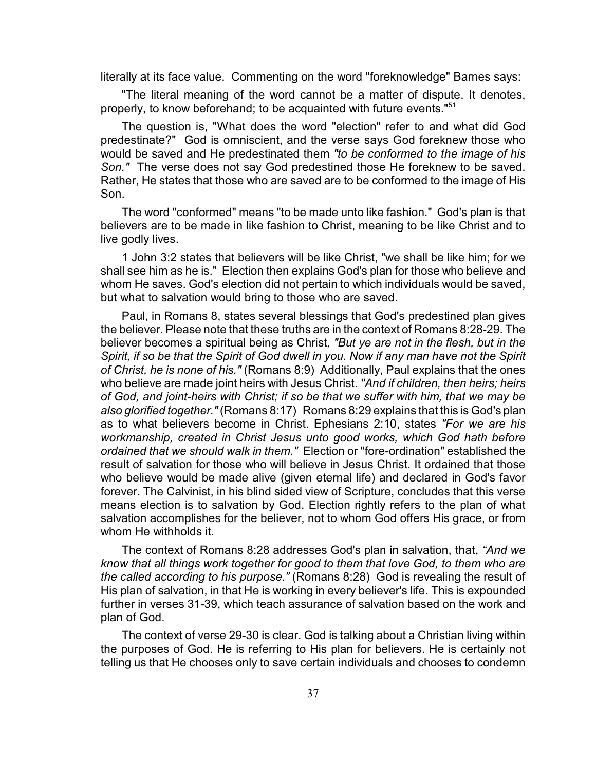literally at its face value. Commenting on the word "foreknowledge" Barnes says:

"The literal meaning of the word cannot be a matter of dispute. It denotes, properly, to know beforehand; to be acquainted with future events."[51]

The question is, "What does the word "election" refer to and what did God predestinate?" God is omniscient, and the verse says God foreknew those who would be saved and He predestinated them *"to be conformed to the image of his Son."* The verse does not say God predestined those He foreknew to be saved. Rather, He states that those who are saved are to be conformed to the image of His Son.

The word "conformed" means "to be made unto like fashion." God's plan is that believers are to be made in like fashion to Christ, meaning to be like Christ and to live godly lives.

1 John 3:2 states that believers will be like Christ, "we shall be like him; for we shall see him as he is." Election then explains God's plan for those who believe and whom He saves. God's election did not pertain to which individuals would be saved, but what to salvation would bring to those who are saved.

Paul, in Romans 8, states several blessings that God's predestined plan gives the believer. Please note that these truths are in the context of Romans 8:28-29. The believer becomes a spiritual being as Christ*, "But ye are not in the flesh, but in the Spirit, if so be that the Spirit of God dwell in you. Now if any man have not the Spirit of Christ, he is none of his."* (Romans 8:9) Additionally, Paul explains that the ones who believe are made joint heirs with Jesus Christ. *"And if children, then heirs; heirs of God, and joint-heirs with Christ; if so be that we suffer with him, that we may be also glorified together."* (Romans 8:17) Romans 8:29 explains that this is God's plan as to what believers become in Christ. Ephesians 2:10, states *"For we are his workmanship, created in Christ Jesus unto good works, which God hath before ordained that we should walk in them."* Election or "fore-ordination" established the result of salvation for those who will believe in Jesus Christ. It ordained that those who believe would be made alive (given eternal life) and declared in God's favor forever. The Calvinist, in his blind sided view of Scripture, concludes that this verse means election is to salvation by God. Election rightly refers to the plan of what salvation accomplishes for the believer, not to whom God offers His grace, or from whom He withholds it.

The context of Romans 8:28 addresses God's plan in salvation, that, *"And we know that all things work together for good to them that love God, to them who are the called according to his purpose."* (Romans 8:28) God is revealing the result of His plan of salvation, in that He is working in every believer's life. This is expounded further in verses 31-39, which teach assurance of salvation based on the work and plan of God.

The context of verse 29-30 is clear. God is talking about a Christian living within the purposes of God. He is referring to His plan for believers. He is certainly not telling us that He chooses only to save certain individuals and chooses to condemn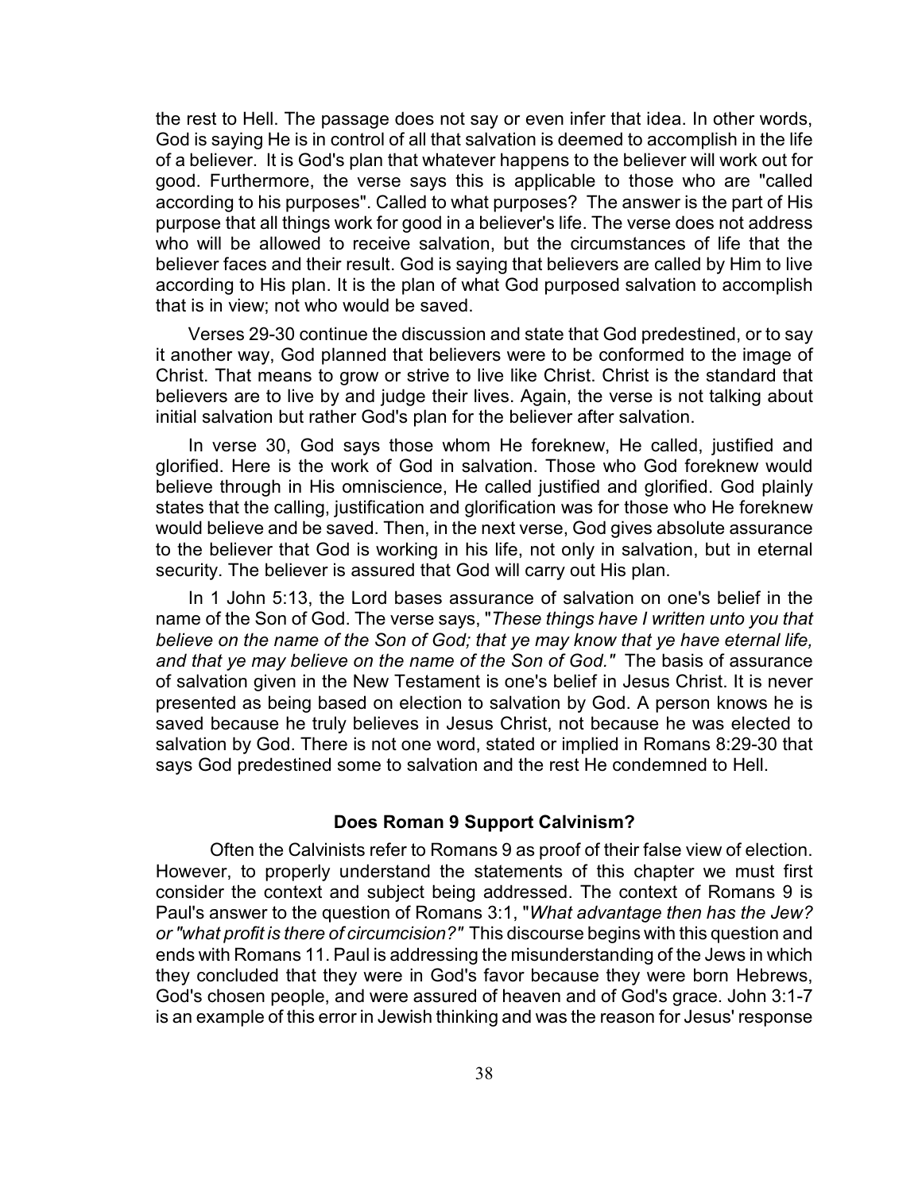the rest to Hell. The passage does not say or even infer that idea. In other words, God is saying He is in control of all that salvation is deemed to accomplish in the life of a believer. It is God's plan that whatever happens to the believer will work out for good. Furthermore, the verse says this is applicable to those who are "called according to his purposes". Called to what purposes? The answer is the part of His purpose that all things work for good in a believer's life. The verse does not address who will be allowed to receive salvation, but the circumstances of life that the believer faces and their result. God is saying that believers are called by Him to live according to His plan. It is the plan of what God purposed salvation to accomplish that is in view; not who would be saved.

Verses 29-30 continue the discussion and state that God predestined, or to say it another way, God planned that believers were to be conformed to the image of Christ. That means to grow or strive to live like Christ. Christ is the standard that believers are to live by and judge their lives. Again, the verse is not talking about initial salvation but rather God's plan for the believer after salvation.

In verse 30, God says those whom He foreknew, He called, justified and glorified. Here is the work of God in salvation. Those who God foreknew would believe through in His omniscience, He called justified and glorified. God plainly states that the calling, justification and glorification was for those who He foreknew would believe and be saved. Then, in the next verse, God gives absolute assurance to the believer that God is working in his life, not only in salvation, but in eternal security. The believer is assured that God will carry out His plan.

In 1 John 5:13, the Lord bases assurance of salvation on one's belief in the name of the Son of God. The verse says, "*These things have I written unto you that believe on the name of the Son of God; that ye may know that ye have eternal life, and that ye may believe on the name of the Son of God."* The basis of assurance of salvation given in the New Testament is one's belief in Jesus Christ. It is never presented as being based on election to salvation by God. A person knows he is saved because he truly believes in Jesus Christ, not because he was elected to salvation by God. There is not one word, stated or implied in Romans 8:29-30 that says God predestined some to salvation and the rest He condemned to Hell.

### Does Roman 9 Support Calvinism?

Often the Calvinists refer to Romans 9 as proof of their false view of election. However, to properly understand the statements of this chapter we must first consider the context and subject being addressed. The context of Romans 9 is Paul's answer to the question of Romans 3:1, "*What advantage then has the Jew? or "what profit is there of circumcision?"* This discourse begins with this question and ends with Romans 11. Paul is addressing the misunderstanding of the Jews in which they concluded that they were in God's favor because they were born Hebrews, God's chosen people, and were assured of heaven and of God's grace. John 3:1-7 is an example of this error in Jewish thinking and was the reason for Jesus' response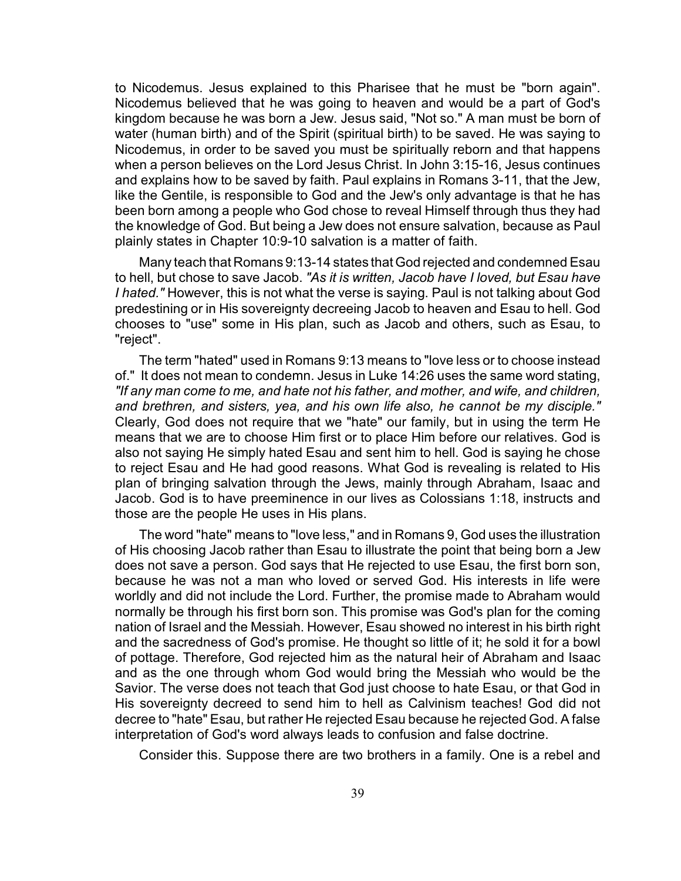to Nicodemus. Jesus explained to this Pharisee that he must be "born again". Nicodemus believed that he was going to heaven and would be a part of God's kingdom because he was born a Jew. Jesus said, "Not so." A man must be born of water (human birth) and of the Spirit (spiritual birth) to be saved. He was saying to Nicodemus, in order to be saved you must be spiritually reborn and that happens when a person believes on the Lord Jesus Christ. In John 3:15-16, Jesus continues and explains how to be saved by faith. Paul explains in Romans 3-11, that the Jew, like the Gentile, is responsible to God and the Jew's only advantage is that he has been born among a people who God chose to reveal Himself through thus they had the knowledge of God. But being a Jew does not ensure salvation, because as Paul plainly states in Chapter 10:9-10 salvation is a matter of faith.

Many teach that Romans 9:13-14 states that God rejected and condemned Esau to hell, but chose to save Jacob. *"As it is written, Jacob have I loved, but Esau have I hated."* However, this is not what the verse is saying. Paul is not talking about God predestining or in His sovereignty decreeing Jacob to heaven and Esau to hell. God chooses to "use" some in His plan, such as Jacob and others, such as Esau, to "reject".

The term "hated" used in Romans 9:13 means to "love less or to choose instead of." It does not mean to condemn. Jesus in Luke 14:26 uses the same word stating, *"If any man come to me, and hate not his father, and mother, and wife, and children, and brethren, and sisters, yea, and his own life also, he cannot be my disciple."* Clearly, God does not require that we "hate" our family, but in using the term He means that we are to choose Him first or to place Him before our relatives. God is also not saying He simply hated Esau and sent him to hell. God is saying he chose to reject Esau and He had good reasons. What God is revealing is related to His plan of bringing salvation through the Jews, mainly through Abraham, Isaac and Jacob. God is to have preeminence in our lives as Colossians 1:18, instructs and those are the people He uses in His plans.

The word "hate" means to "love less," and in Romans 9, God uses the illustration of His choosing Jacob rather than Esau to illustrate the point that being born a Jew does not save a person. God says that He rejected to use Esau, the first born son, because he was not a man who loved or served God. His interests in life were worldly and did not include the Lord. Further, the promise made to Abraham would normally be through his first born son. This promise was God's plan for the coming nation of Israel and the Messiah. However, Esau showed no interest in his birth right and the sacredness of God's promise. He thought so little of it; he sold it for a bowl of pottage. Therefore, God rejected him as the natural heir of Abraham and Isaac and as the one through whom God would bring the Messiah who would be the Savior. The verse does not teach that God just choose to hate Esau, or that God in His sovereignty decreed to send him to hell as Calvinism teaches! God did not decree to "hate" Esau, but rather He rejected Esau because he rejected God. A false interpretation of God's word always leads to confusion and false doctrine.

Consider this. Suppose there are two brothers in a family. One is a rebel and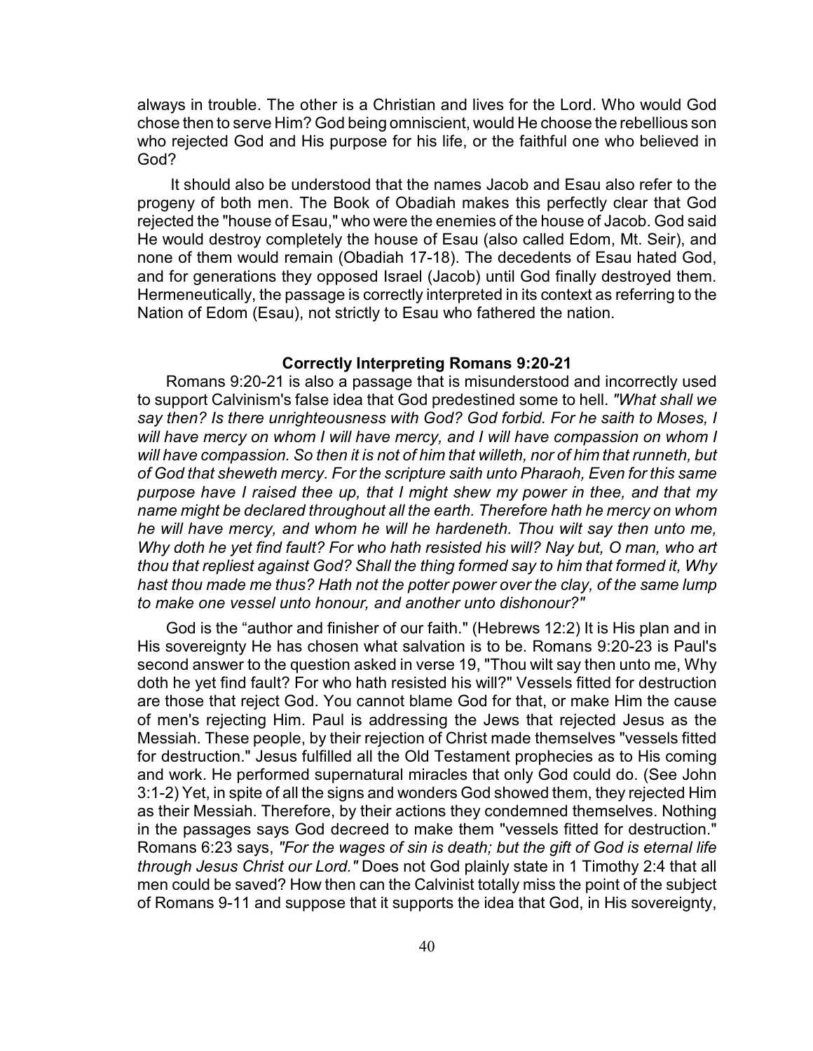always in trouble. The other is a Christian and lives for the Lord. Who would God chose then to serve Him? God being omniscient, would He choose the rebellious son who rejected God and His purpose for his life, or the faithful one who believed in God?

It should also be understood that the names Jacob and Esau also refer to the progeny of both men. The Book of Obadiah makes this perfectly clear that God rejected the "house of Esau," who were the enemies of the house of Jacob. God said He would destroy completely the house of Esau (also called Edom, Mt. Seir), and none of them would remain (Obadiah 17-18). The decedents of Esau hated God, and for generations they opposed Israel (Jacob) until God finally destroyed them. Hermeneutically, the passage is correctly interpreted in its context as referring to the Nation of Edom (Esau), not strictly to Esau who fathered the nation.

### Correctly Interpreting Romans 9:20-21

Romans 9:20-21 is also a passage that is misunderstood and incorrectly used to support Calvinism's false idea that God predestined some to hell. *"What shall we say then? Is there unrighteousness with God? God forbid. For he saith to Moses, I will have mercy on whom I will have mercy, and I will have compassion on whom I will have compassion. So then it is not of him that willeth, nor of him that runneth, but of God that sheweth mercy. For the scripture saith unto Pharaoh, Even for this same purpose have I raised thee up, that I might shew my power in thee, and that my name might be declared throughout all the earth. Therefore hath he mercy on whom he will have mercy, and whom he will he hardeneth. Thou wilt say then unto me, Why doth he yet find fault? For who hath resisted his will? Nay but, O man, who art thou that repliest against God? Shall the thing formed say to him that formed it, Why hast thou made me thus? Hath not the potter power over the clay, of the same lump to make one vessel unto honour, and another unto dishonour?"*

God is the "author and finisher of our faith." (Hebrews 12:2) It is His plan and in His sovereignty He has chosen what salvation is to be. Romans 9:20-23 is Paul's second answer to the question asked in verse 19, "Thou wilt say then unto me, Why doth he yet find fault? For who hath resisted his will?" Vessels fitted for destruction are those that reject God. You cannot blame God for that, or make Him the cause of men's rejecting Him. Paul is addressing the Jews that rejected Jesus as the Messiah. These people, by their rejection of Christ made themselves "vessels fitted for destruction." Jesus fulfilled all the Old Testament prophecies as to His coming and work. He performed supernatural miracles that only God could do. (See John 3:1-2) Yet, in spite of all the signs and wonders God showed them, they rejected Him as their Messiah. Therefore, by their actions they condemned themselves. Nothing in the passages says God decreed to make them "vessels fitted for destruction." Romans 6:23 says, *"For the wages of sin is death; but the gift of God is eternal life through Jesus Christ our Lord."* Does not God plainly state in 1 Timothy 2:4 that all men could be saved? How then can the Calvinist totally miss the point of the subject of Romans 9-11 and suppose that it supports the idea that God, in His sovereignty,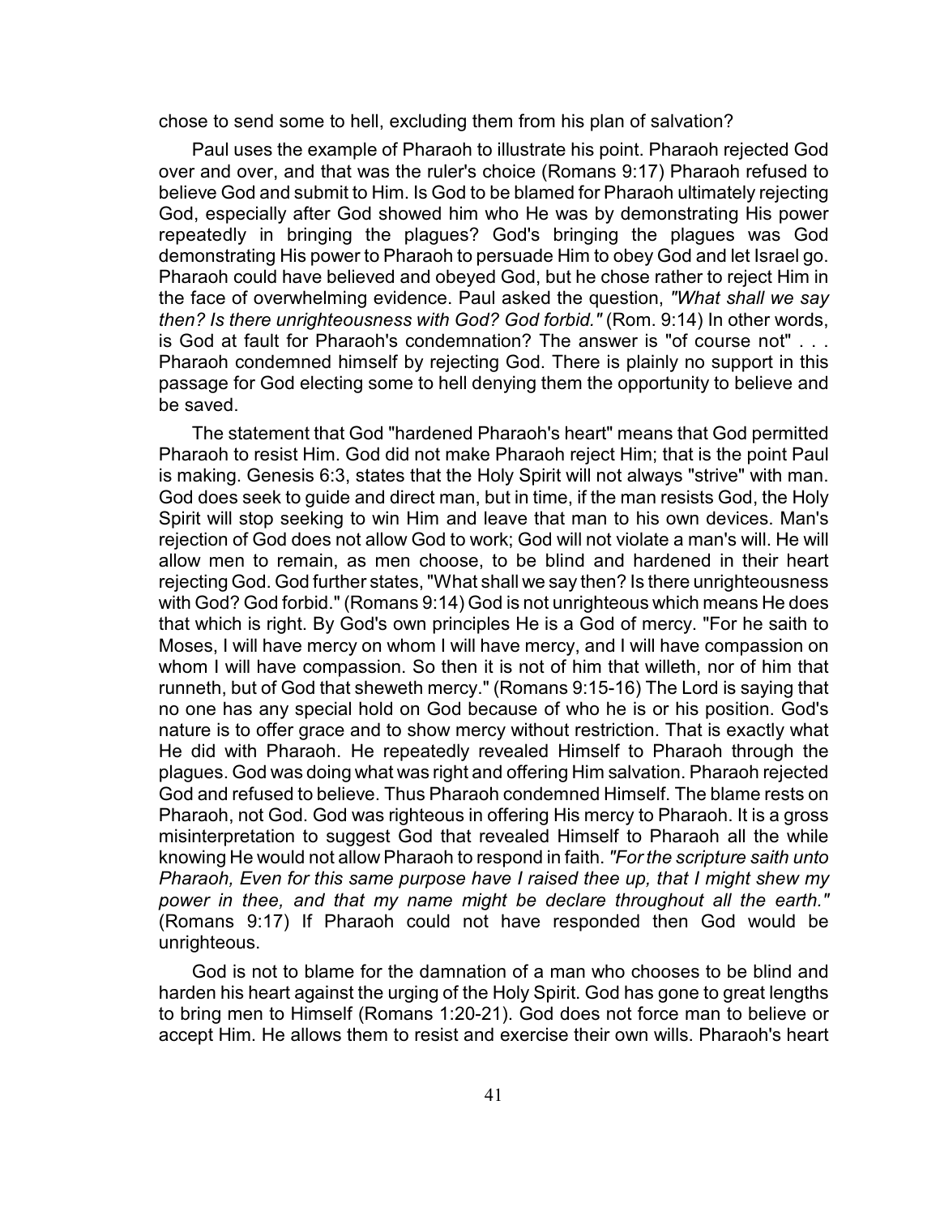chose to send some to hell, excluding them from his plan of salvation?

Paul uses the example of Pharaoh to illustrate his point. Pharaoh rejected God over and over, and that was the ruler's choice (Romans 9:17) Pharaoh refused to believe God and submit to Him. Is God to be blamed for Pharaoh ultimately rejecting God, especially after God showed him who He was by demonstrating His power repeatedly in bringing the plagues? God's bringing the plagues was God demonstrating His power to Pharaoh to persuade Him to obey God and let Israel go. Pharaoh could have believed and obeyed God, but he chose rather to reject Him in the face of overwhelming evidence. Paul asked the question, *"What shall we say then? Is there unrighteousness with God? God forbid."* (Rom. 9:14) In other words, is God at fault for Pharaoh's condemnation? The answer is "of course not" . . . Pharaoh condemned himself by rejecting God. There is plainly no support in this passage for God electing some to hell denying them the opportunity to believe and be saved.

The statement that God "hardened Pharaoh's heart" means that God permitted Pharaoh to resist Him. God did not make Pharaoh reject Him; that is the point Paul is making. Genesis 6:3, states that the Holy Spirit will not always "strive" with man. God does seek to guide and direct man, but in time, if the man resists God, the Holy Spirit will stop seeking to win Him and leave that man to his own devices. Man's rejection of God does not allow God to work; God will not violate a man's will. He will allow men to remain, as men choose, to be blind and hardened in their heart rejecting God. God further states, "What shall we say then? Is there unrighteousness with God? God forbid." (Romans 9:14) God is not unrighteous which means He does that which is right. By God's own principles He is a God of mercy. "For he saith to Moses, I will have mercy on whom I will have mercy, and I will have compassion on whom I will have compassion. So then it is not of him that willeth, nor of him that runneth, but of God that sheweth mercy." (Romans 9:15-16) The Lord is saying that no one has any special hold on God because of who he is or his position. God's nature is to offer grace and to show mercy without restriction. That is exactly what He did with Pharaoh. He repeatedly revealed Himself to Pharaoh through the plagues. God was doing what was right and offering Him salvation. Pharaoh rejected God and refused to believe. Thus Pharaoh condemned Himself. The blame rests on Pharaoh, not God. God was righteous in offering His mercy to Pharaoh. It is a gross misinterpretation to suggest God that revealed Himself to Pharaoh all the while knowing He would not allow Pharaoh to respond in faith. *"For the scripture saith unto Pharaoh, Even for this same purpose have I raised thee up, that I might shew my power in thee, and that my name might be declare throughout all the earth."* (Romans 9:17) If Pharaoh could not have responded then God would be unrighteous.

God is not to blame for the damnation of a man who chooses to be blind and harden his heart against the urging of the Holy Spirit. God has gone to great lengths to bring men to Himself (Romans 1:20-21). God does not force man to believe or accept Him. He allows them to resist and exercise their own wills. Pharaoh's heart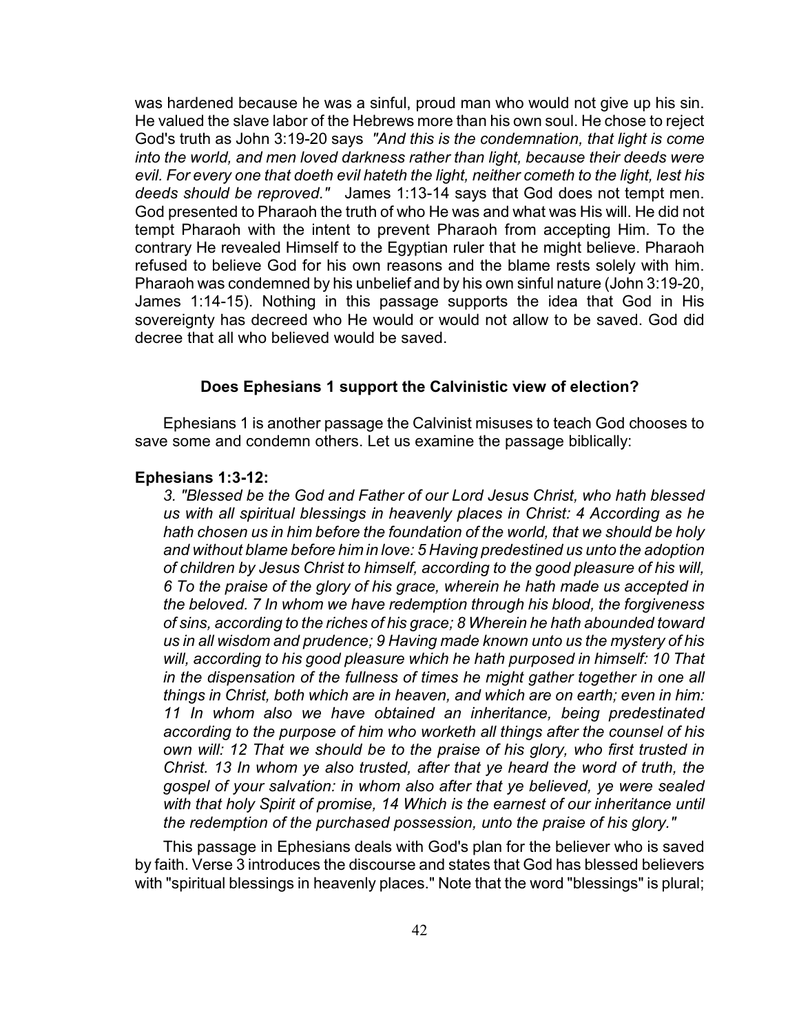was hardened because he was a sinful, proud man who would not give up his sin. He valued the slave labor of the Hebrews more than his own soul. He chose to reject God's truth as John 3:19-20 says *"And this is the condemnation, that light is come into the world, and men loved darkness rather than light, because their deeds were evil. For every one that doeth evil hateth the light, neither cometh to the light, lest his deeds should be reproved."* James 1:13-14 says that God does not tempt men. God presented to Pharaoh the truth of who He was and what was His will. He did not tempt Pharaoh with the intent to prevent Pharaoh from accepting Him. To the contrary He revealed Himself to the Egyptian ruler that he might believe. Pharaoh refused to believe God for his own reasons and the blame rests solely with him. Pharaoh was condemned by his unbelief and by his own sinful nature (John 3:19-20, James 1:14-15). Nothing in this passage supports the idea that God in His sovereignty has decreed who He would or would not allow to be saved. God did decree that all who believed would be saved.

### Does Ephesians 1 support the Calvinistic view of election?

Ephesians 1 is another passage the Calvinist misuses to teach God chooses to save some and condemn others. Let us examine the passage biblically:

**Ephesians 1:3-12:**

*3. "Blessed be the God and Father of our Lord Jesus Christ, who hath blessed us with all spiritual blessings in heavenly places in Christ: 4 According as he hath chosen us in him before the foundation of the world, that we should be holy and without blame before him in love: 5 Having predestined us unto the adoption of children by Jesus Christ to himself, according to the good pleasure of his will, 6 To the praise of the glory of his grace, wherein he hath made us accepted in the beloved. 7 In whom we have redemption through his blood, the forgiveness of sins, according to the riches of his grace; 8 Wherein he hath abounded toward us in all wisdom and prudence; 9 Having made known unto us the mystery of his will, according to his good pleasure which he hath purposed in himself: 10 That in the dispensation of the fullness of times he might gather together in one all things in Christ, both which are in heaven, and which are on earth; even in him: 11 In whom also we have obtained an inheritance, being predestinated according to the purpose of him who worketh all things after the counsel of his own will: 12 That we should be to the praise of his glory, who first trusted in Christ. 13 In whom ye also trusted, after that ye heard the word of truth, the gospel of your salvation: in whom also after that ye believed, ye were sealed with that holy Spirit of promise, 14 Which is the earnest of our inheritance until the redemption of the purchased possession, unto the praise of his glory."*

This passage in Ephesians deals with God's plan for the believer who is saved by faith. Verse 3 introduces the discourse and states that God has blessed believers with "spiritual blessings in heavenly places." Note that the word "blessings" is plural;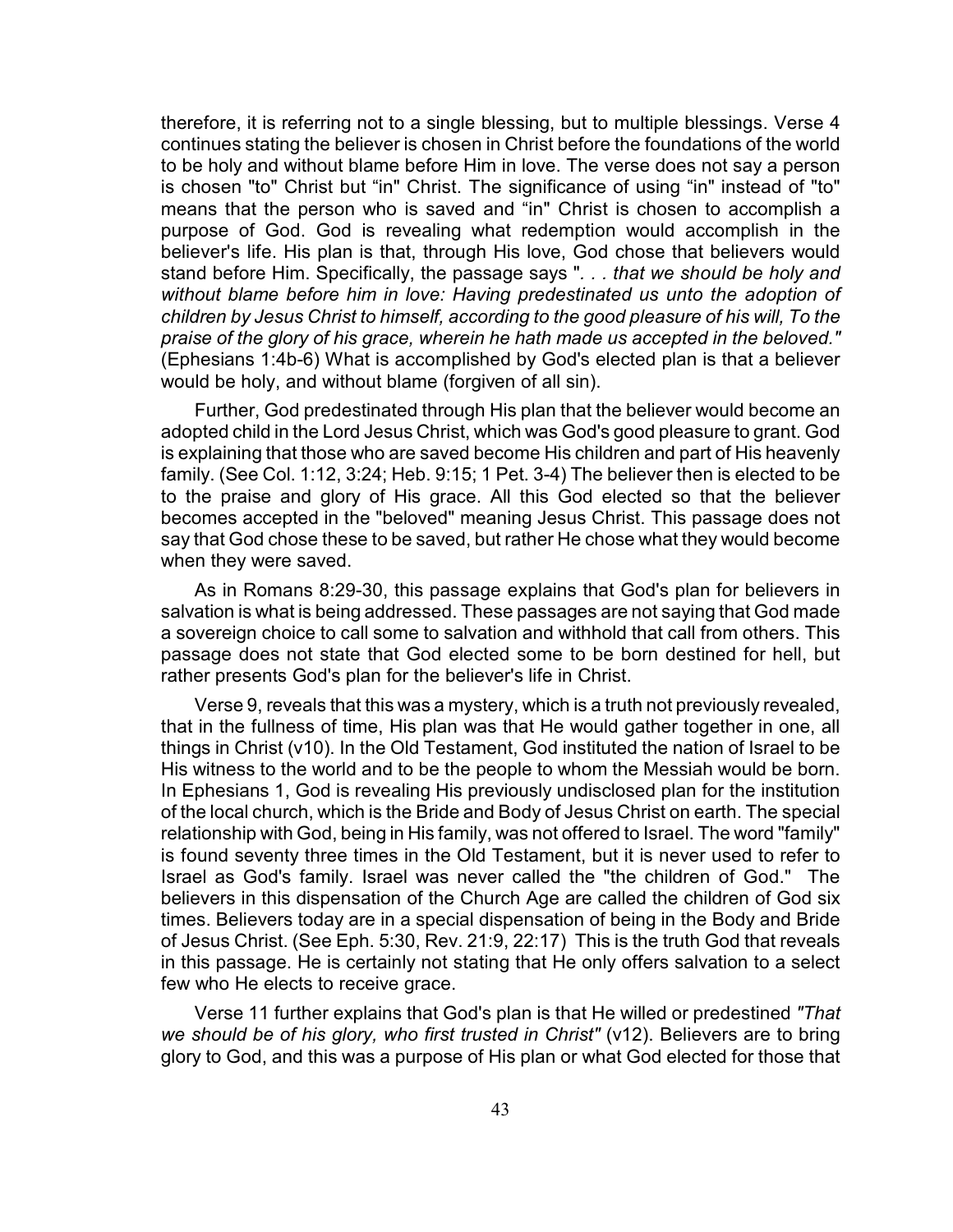therefore, it is referring not to a single blessing, but to multiple blessings. Verse 4 continues stating the believer is chosen in Christ before the foundations of the world to be holy and without blame before Him in love. The verse does not say a person is chosen "to" Christ but "in" Christ. The significance of using "in" instead of "to" means that the person who is saved and "in" Christ is chosen to accomplish a purpose of God. God is revealing what redemption would accomplish in the believer's life. His plan is that, through His love, God chose that believers would stand before Him. Specifically, the passage says "*. . . that we should be holy and without blame before him in love: Having predestinated us unto the adoption of children by Jesus Christ to himself, according to the good pleasure of his will, To the praise of the glory of his grace, wherein he hath made us accepted in the beloved."* (Ephesians 1:4b-6) What is accomplished by God's elected plan is that a believer would be holy, and without blame (forgiven of all sin).

Further, God predestinated through His plan that the believer would become an adopted child in the Lord Jesus Christ, which was God's good pleasure to grant. God is explaining that those who are saved become His children and part of His heavenly family. (See Col. 1:12, 3:24; Heb. 9:15; 1 Pet. 3-4) The believer then is elected to be to the praise and glory of His grace. All this God elected so that the believer becomes accepted in the "beloved" meaning Jesus Christ. This passage does not say that God chose these to be saved, but rather He chose what they would become when they were saved.

As in Romans 8:29-30, this passage explains that God's plan for believers in salvation is what is being addressed. These passages are not saying that God made a sovereign choice to call some to salvation and withhold that call from others. This passage does not state that God elected some to be born destined for hell, but rather presents God's plan for the believer's life in Christ.

Verse 9, reveals that this was a mystery, which is a truth not previously revealed, that in the fullness of time, His plan was that He would gather together in one, all things in Christ (v10). In the Old Testament, God instituted the nation of Israel to be His witness to the world and to be the people to whom the Messiah would be born. In Ephesians 1, God is revealing His previously undisclosed plan for the institution of the local church, which is the Bride and Body of Jesus Christ on earth. The special relationship with God, being in His family, was not offered to Israel. The word "family" is found seventy three times in the Old Testament, but it is never used to refer to Israel as God's family. Israel was never called the "the children of God." The believers in this dispensation of the Church Age are called the children of God six times. Believers today are in a special dispensation of being in the Body and Bride of Jesus Christ. (See Eph. 5:30, Rev. 21:9, 22:17) This is the truth God that reveals in this passage. He is certainly not stating that He only offers salvation to a select few who He elects to receive grace.

Verse 11 further explains that God's plan is that He willed or predestined *"That we should be of his glory, who first trusted in Christ"* (v12). Believers are to bring glory to God, and this was a purpose of His plan or what God elected for those that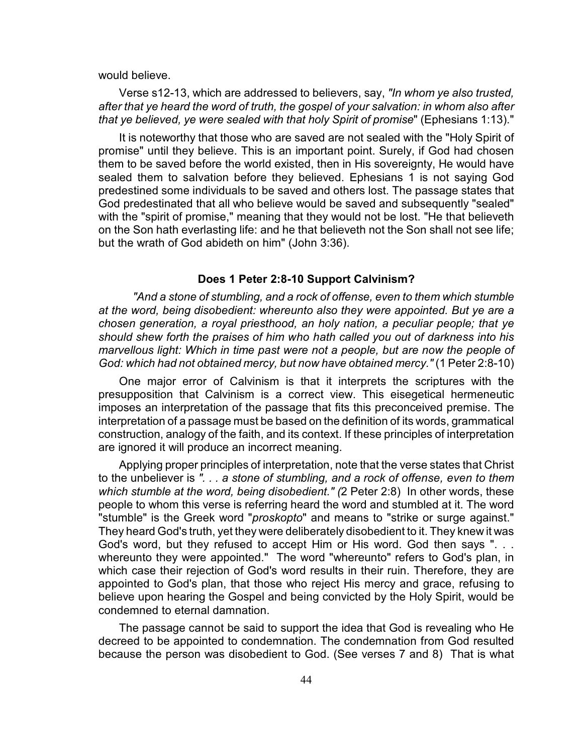would believe.

Verse s12-13, which are addressed to believers, say, *"In whom ye also trusted, after that ye heard the word of truth, the gospel of your salvation: in whom also after that ye believed, ye were sealed with that holy Spirit of promise*" (Ephesians 1:13)."

It is noteworthy that those who are saved are not sealed with the "Holy Spirit of promise" until they believe. This is an important point. Surely, if God had chosen them to be saved before the world existed, then in His sovereignty, He would have sealed them to salvation before they believed. Ephesians 1 is not saying God predestined some individuals to be saved and others lost. The passage states that God predestinated that all who believe would be saved and subsequently "sealed" with the "spirit of promise," meaning that they would not be lost. "He that believeth on the Son hath everlasting life: and he that believeth not the Son shall not see life; but the wrath of God abideth on him" (John 3:36).

### Does 1 Peter 2:8-10 Support Calvinism?

*"And a stone of stumbling, and a rock of offense, even to them which stumble at the word, being disobedient: whereunto also they were appointed. But ye are a chosen generation, a royal priesthood, an holy nation, a peculiar people; that ye should shew forth the praises of him who hath called you out of darkness into his marvellous light: Which in time past were not a people, but are now the people of God: which had not obtained mercy, but now have obtained mercy."* (1 Peter 2:8-10)

One major error of Calvinism is that it interprets the scriptures with the presupposition that Calvinism is a correct view. This eisegetical hermeneutic imposes an interpretation of the passage that fits this preconceived premise. The interpretation of a passage must be based on the definition of its words, grammatical construction, analogy of the faith, and its context. If these principles of interpretation are ignored it will produce an incorrect meaning.

Applying proper principles of interpretation, note that the verse states that Christ to the unbeliever is *". . . a stone of stumbling, and a rock of offense, even to them which stumble at the word, being disobedient." (*2 Peter 2:8) In other words, these people to whom this verse is referring heard the word and stumbled at it. The word "stumble" is the Greek word "*proskopto*" and means to "strike or surge against." They heard God's truth, yet they were deliberately disobedient to it. They knew it was God's word, but they refused to accept Him or His word. God then says ". . . whereunto they were appointed." The word "whereunto" refers to God's plan, in which case their rejection of God's word results in their ruin. Therefore, they are appointed to God's plan, that those who reject His mercy and grace, refusing to believe upon hearing the Gospel and being convicted by the Holy Spirit, would be condemned to eternal damnation.

The passage cannot be said to support the idea that God is revealing who He decreed to be appointed to condemnation. The condemnation from God resulted because the person was disobedient to God. (See verses 7 and 8) That is what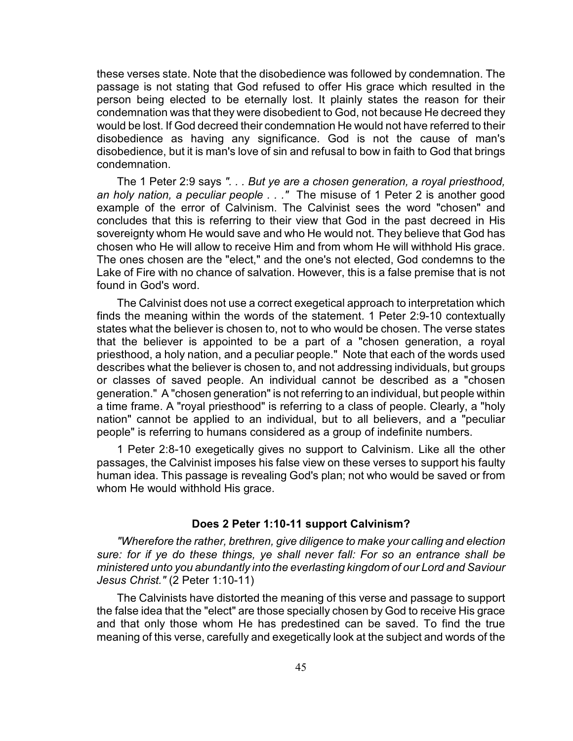these verses state. Note that the disobedience was followed by condemnation. The passage is not stating that God refused to offer His grace which resulted in the person being elected to be eternally lost. It plainly states the reason for their condemnation was that they were disobedient to God, not because He decreed they would be lost. If God decreed their condemnation He would not have referred to their disobedience as having any significance. God is not the cause of man's disobedience, but it is man's love of sin and refusal to bow in faith to God that brings condemnation.

The 1 Peter 2:9 says *". . . But ye are a chosen generation, a royal priesthood, an holy nation, a peculiar people . . ."* The misuse of 1 Peter 2 is another good example of the error of Calvinism. The Calvinist sees the word "chosen" and concludes that this is referring to their view that God in the past decreed in His sovereignty whom He would save and who He would not. They believe that God has chosen who He will allow to receive Him and from whom He will withhold His grace. The ones chosen are the "elect," and the one's not elected, God condemns to the Lake of Fire with no chance of salvation. However, this is a false premise that is not found in God's word.

The Calvinist does not use a correct exegetical approach to interpretation which finds the meaning within the words of the statement. 1 Peter 2:9-10 contextually states what the believer is chosen to, not to who would be chosen. The verse states that the believer is appointed to be a part of a "chosen generation, a royal priesthood, a holy nation, and a peculiar people." Note that each of the words used describes what the believer is chosen to, and not addressing individuals, but groups or classes of saved people. An individual cannot be described as a "chosen generation." A "chosen generation" is not referring to an individual, but people within a time frame. A "royal priesthood" is referring to a class of people. Clearly, a "holy nation" cannot be applied to an individual, but to all believers, and a "peculiar people" is referring to humans considered as a group of indefinite numbers.

1 Peter 2:8-10 exegetically gives no support to Calvinism. Like all the other passages, the Calvinist imposes his false view on these verses to support his faulty human idea. This passage is revealing God's plan; not who would be saved or from whom He would withhold His grace.

### Does 2 Peter 1:10-11 support Calvinism?

*"Wherefore the rather, brethren, give diligence to make your calling and election sure: for if ye do these things, ye shall never fall: For so an entrance shall be ministered unto you abundantly into the everlasting kingdom of our Lord and Saviour Jesus Christ."* (2 Peter 1:10-11)

The Calvinists have distorted the meaning of this verse and passage to support the false idea that the "elect" are those specially chosen by God to receive His grace and that only those whom He has predestined can be saved. To find the true meaning of this verse, carefully and exegetically look at the subject and words of the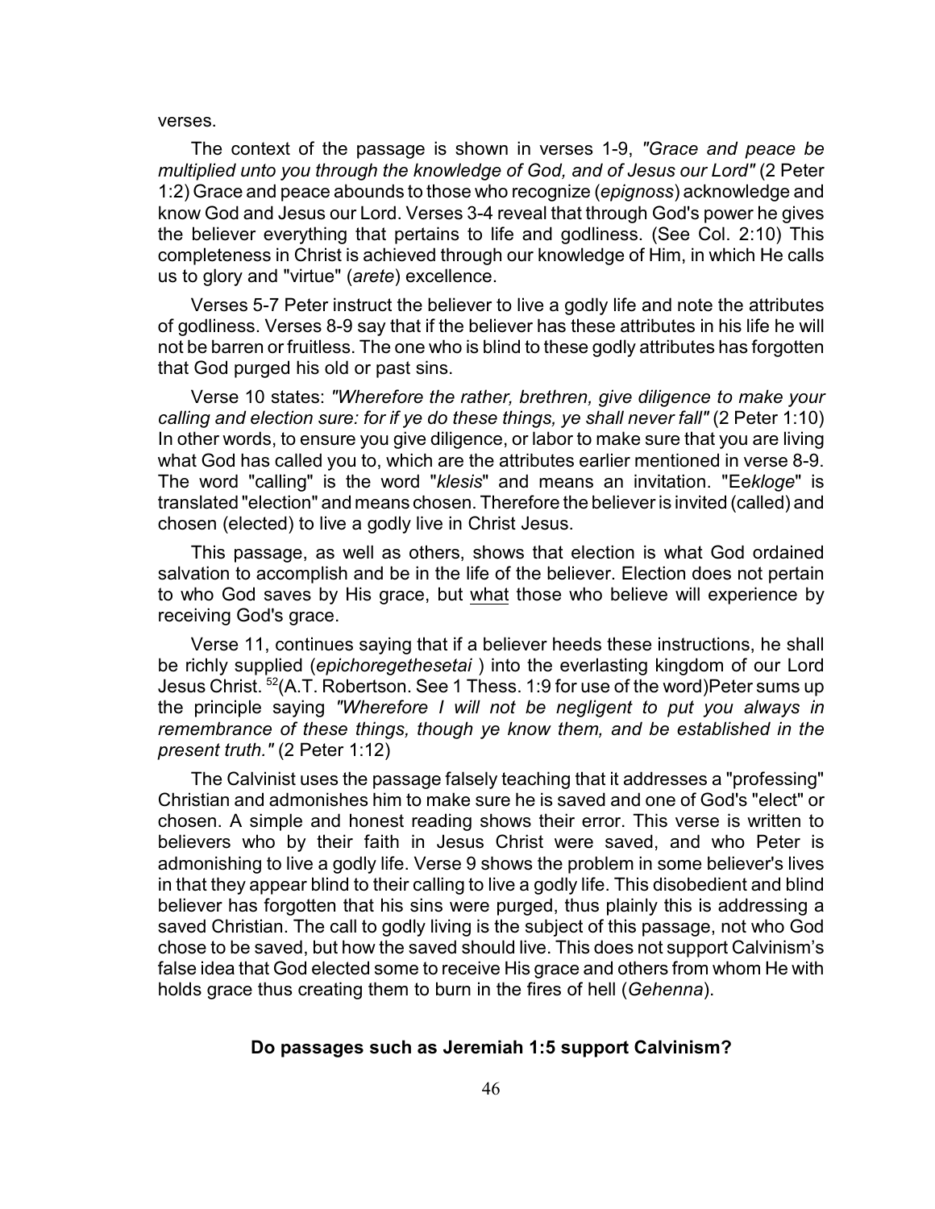verses.

The context of the passage is shown in verses 1-9, *"Grace and peace be multiplied unto you through the knowledge of God, and of Jesus our Lord"* (2 Peter 1:2) Grace and peace abounds to those who recognize (*epignoss*) acknowledge and know God and Jesus our Lord. Verses 3-4 reveal that through God's power he gives the believer everything that pertains to life and godliness. (See Col. 2:10) This completeness in Christ is achieved through our knowledge of Him, in which He calls us to glory and "virtue" (*arete*) excellence.

Verses 5-7 Peter instruct the believer to live a godly life and note the attributes of godliness. Verses 8-9 say that if the believer has these attributes in his life he will not be barren or fruitless. The one who is blind to these godly attributes has forgotten that God purged his old or past sins.

Verse 10 states: *"Wherefore the rather, brethren, give diligence to make your calling and election sure: for if ye do these things, ye shall never fall"* (2 Peter 1:10) In other words, to ensure you give diligence, or labor to make sure that you are living what God has called you to, which are the attributes earlier mentioned in verse 8-9. The word "calling" is the word "*klesis*" and means an invitation. "Ee*kloge*" is translated "election" and means chosen. Therefore the believer is invited (called) and chosen (elected) to live a godly live in Christ Jesus.

This passage, as well as others, shows that election is what God ordained salvation to accomplish and be in the life of the believer. Election does not pertain to who God saves by His grace, but <u>what</u> those who believe will experience by receiving God's grace.

Verse 11, continues saying that if a believer heeds these instructions, he shall be richly supplied (*epichoregethesetai* ) into the everlasting kingdom of our Lord Jesus Christ. [52](A.T. Robertson. See 1 Thess. 1:9 for use of the word)Peter sums up the principle saying *"Wherefore I will not be negligent to put you always in remembrance of these things, though ye know them, and be established in the present truth."* (2 Peter 1:12)

The Calvinist uses the passage falsely teaching that it addresses a "professing" Christian and admonishes him to make sure he is saved and one of God's "elect" or chosen. A simple and honest reading shows their error. This verse is written to believers who by their faith in Jesus Christ were saved, and who Peter is admonishing to live a godly life. Verse 9 shows the problem in some believer's lives in that they appear blind to their calling to live a godly life. This disobedient and blind believer has forgotten that his sins were purged, thus plainly this is addressing a saved Christian. The call to godly living is the subject of this passage, not who God chose to be saved, but how the saved should live. This does not support Calvinism's false idea that God elected some to receive His grace and others from whom He with holds grace thus creating them to burn in the fires of hell (*Gehenna*).

**Do passages such as Jeremiah 1:5 support Calvinism?**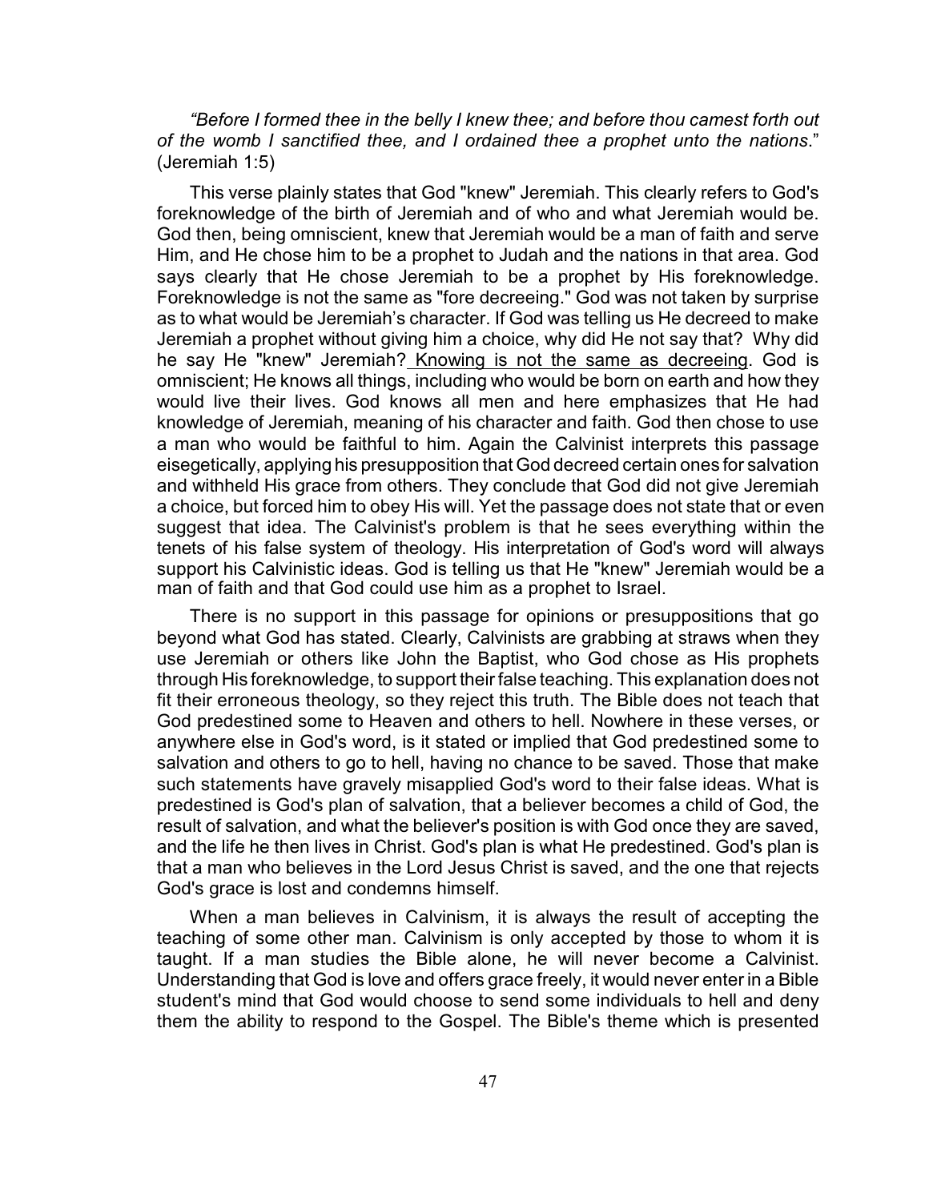*"Before I formed thee in the belly I knew thee; and before thou camest forth out of the womb I sanctified thee, and I ordained thee a prophet unto the nations*." (Jeremiah 1:5)

This verse plainly states that God "knew" Jeremiah. This clearly refers to God's foreknowledge of the birth of Jeremiah and of who and what Jeremiah would be. God then, being omniscient, knew that Jeremiah would be a man of faith and serve Him, and He chose him to be a prophet to Judah and the nations in that area. God says clearly that He chose Jeremiah to be a prophet by His foreknowledge. Foreknowledge is not the same as "fore decreeing." God was not taken by surprise as to what would be Jeremiah's character. If God was telling us He decreed to make Jeremiah a prophet without giving him a choice, why did He not say that? Why did he say He "knew" Jeremiah? <u>Knowing is not the same as decreeing</u>. God is omniscient; He knows all things, including who would be born on earth and how they would live their lives. God knows all men and here emphasizes that He had knowledge of Jeremiah, meaning of his character and faith. God then chose to use a man who would be faithful to him. Again the Calvinist interprets this passage eisegetically, applying his presupposition that God decreed certain ones for salvation and withheld His grace from others. They conclude that God did not give Jeremiah a choice, but forced him to obey His will. Yet the passage does not state that or even suggest that idea. The Calvinist's problem is that he sees everything within the tenets of his false system of theology. His interpretation of God's word will always support his Calvinistic ideas. God is telling us that He "knew" Jeremiah would be a man of faith and that God could use him as a prophet to Israel.

There is no support in this passage for opinions or presuppositions that go beyond what God has stated. Clearly, Calvinists are grabbing at straws when they use Jeremiah or others like John the Baptist, who God chose as His prophets through His foreknowledge, to support their false teaching. This explanation does not fit their erroneous theology, so they reject this truth. The Bible does not teach that God predestined some to Heaven and others to hell. Nowhere in these verses, or anywhere else in God's word, is it stated or implied that God predestined some to salvation and others to go to hell, having no chance to be saved. Those that make such statements have gravely misapplied God's word to their false ideas. What is predestined is God's plan of salvation, that a believer becomes a child of God, the result of salvation, and what the believer's position is with God once they are saved, and the life he then lives in Christ. God's plan is what He predestined. God's plan is that a man who believes in the Lord Jesus Christ is saved, and the one that rejects God's grace is lost and condemns himself.

When a man believes in Calvinism, it is always the result of accepting the teaching of some other man. Calvinism is only accepted by those to whom it is taught. If a man studies the Bible alone, he will never become a Calvinist. Understanding that God is love and offers grace freely, it would never enter in a Bible student's mind that God would choose to send some individuals to hell and deny them the ability to respond to the Gospel. The Bible's theme which is presented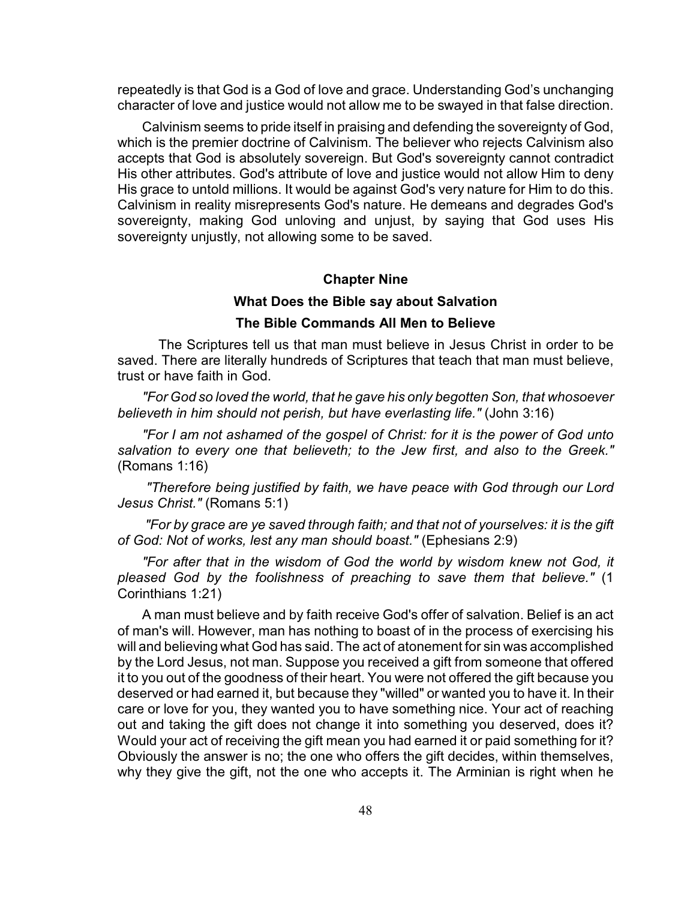repeatedly is that God is a God of love and grace. Understanding God's unchanging character of love and justice would not allow me to be swayed in that false direction.

Calvinism seems to pride itself in praising and defending the sovereignty of God, which is the premier doctrine of Calvinism. The believer who rejects Calvinism also accepts that God is absolutely sovereign. But God's sovereignty cannot contradict His other attributes. God's attribute of love and justice would not allow Him to deny His grace to untold millions. It would be against God's very nature for Him to do this. Calvinism in reality misrepresents God's nature. He demeans and degrades God's sovereignty, making God unloving and unjust, by saying that God uses His sovereignty unjustly, not allowing some to be saved.

## Chapter Nine

## What Does the Bible say about Salvation

### The Bible Commands All Men to Believe

The Scriptures tell us that man must believe in Jesus Christ in order to be saved. There are literally hundreds of Scriptures that teach that man must believe, trust or have faith in God.

*"For God so loved the world, that he gave his only begotten Son, that whosoever believeth in him should not perish, but have everlasting life."* (John 3:16)

*"For I am not ashamed of the gospel of Christ: for it is the power of God unto salvation to every one that believeth; to the Jew first, and also to the Greek."* (Romans 1:16)

*"Therefore being justified by faith, we have peace with God through our Lord Jesus Christ."* (Romans 5:1)

*"For by grace are ye saved through faith; and that not of yourselves: it is the gift of God: Not of works, lest any man should boast."* (Ephesians 2:9)

*"For after that in the wisdom of God the world by wisdom knew not God, it pleased God by the foolishness of preaching to save them that believe."* (1 Corinthians 1:21)

A man must believe and by faith receive God's offer of salvation. Belief is an act of man's will. However, man has nothing to boast of in the process of exercising his will and believing what God has said. The act of atonement for sin was accomplished by the Lord Jesus, not man. Suppose you received a gift from someone that offered it to you out of the goodness of their heart. You were not offered the gift because you deserved or had earned it, but because they "willed" or wanted you to have it. In their care or love for you, they wanted you to have something nice. Your act of reaching out and taking the gift does not change it into something you deserved, does it? Would your act of receiving the gift mean you had earned it or paid something for it? Obviously the answer is no; the one who offers the gift decides, within themselves, why they give the gift, not the one who accepts it. The Arminian is right when he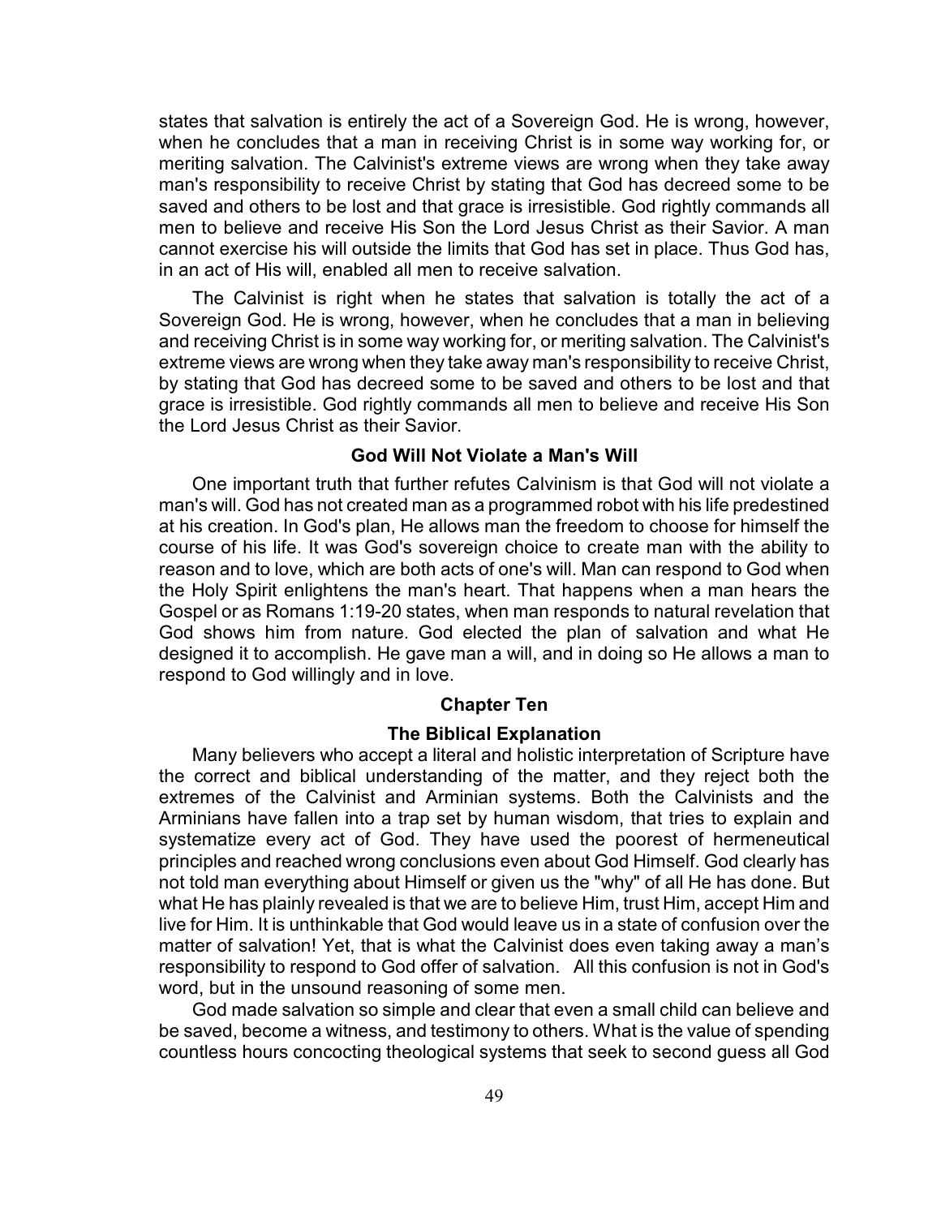states that salvation is entirely the act of a Sovereign God. He is wrong, however, when he concludes that a man in receiving Christ is in some way working for, or meriting salvation. The Calvinist's extreme views are wrong when they take away man's responsibility to receive Christ by stating that God has decreed some to be saved and others to be lost and that grace is irresistible. God rightly commands all men to believe and receive His Son the Lord Jesus Christ as their Savior. A man cannot exercise his will outside the limits that God has set in place. Thus God has, in an act of His will, enabled all men to receive salvation.

The Calvinist is right when he states that salvation is totally the act of a Sovereign God. He is wrong, however, when he concludes that a man in believing and receiving Christ is in some way working for, or meriting salvation. The Calvinist's extreme views are wrong when they take away man's responsibility to receive Christ, by stating that God has decreed some to be saved and others to be lost and that grace is irresistible. God rightly commands all men to believe and receive His Son the Lord Jesus Christ as their Savior.

### God Will Not Violate a Man's Will

One important truth that further refutes Calvinism is that God will not violate a man's will. God has not created man as a programmed robot with his life predestined at his creation. In God's plan, He allows man the freedom to choose for himself the course of his life. It was God's sovereign choice to create man with the ability to reason and to love, which are both acts of one's will. Man can respond to God when the Holy Spirit enlightens the man's heart. That happens when a man hears the Gospel or as Romans 1:19-20 states, when man responds to natural revelation that God shows him from nature. God elected the plan of salvation and what He designed it to accomplish. He gave man a will, and in doing so He allows a man to respond to God willingly and in love.

## Chapter Ten

## The Biblical Explanation

Many believers who accept a literal and holistic interpretation of Scripture have the correct and biblical understanding of the matter, and they reject both the extremes of the Calvinist and Arminian systems. Both the Calvinists and the Arminians have fallen into a trap set by human wisdom, that tries to explain and systematize every act of God. They have used the poorest of hermeneutical principles and reached wrong conclusions even about God Himself. God clearly has not told man everything about Himself or given us the "why" of all He has done. But what He has plainly revealed is that we are to believe Him, trust Him, accept Him and live for Him. It is unthinkable that God would leave us in a state of confusion over the matter of salvation! Yet, that is what the Calvinist does even taking away a man's responsibility to respond to God offer of salvation. All this confusion is not in God's word, but in the unsound reasoning of some men.

God made salvation so simple and clear that even a small child can believe and be saved, become a witness, and testimony to others. What is the value of spending countless hours concocting theological systems that seek to second guess all God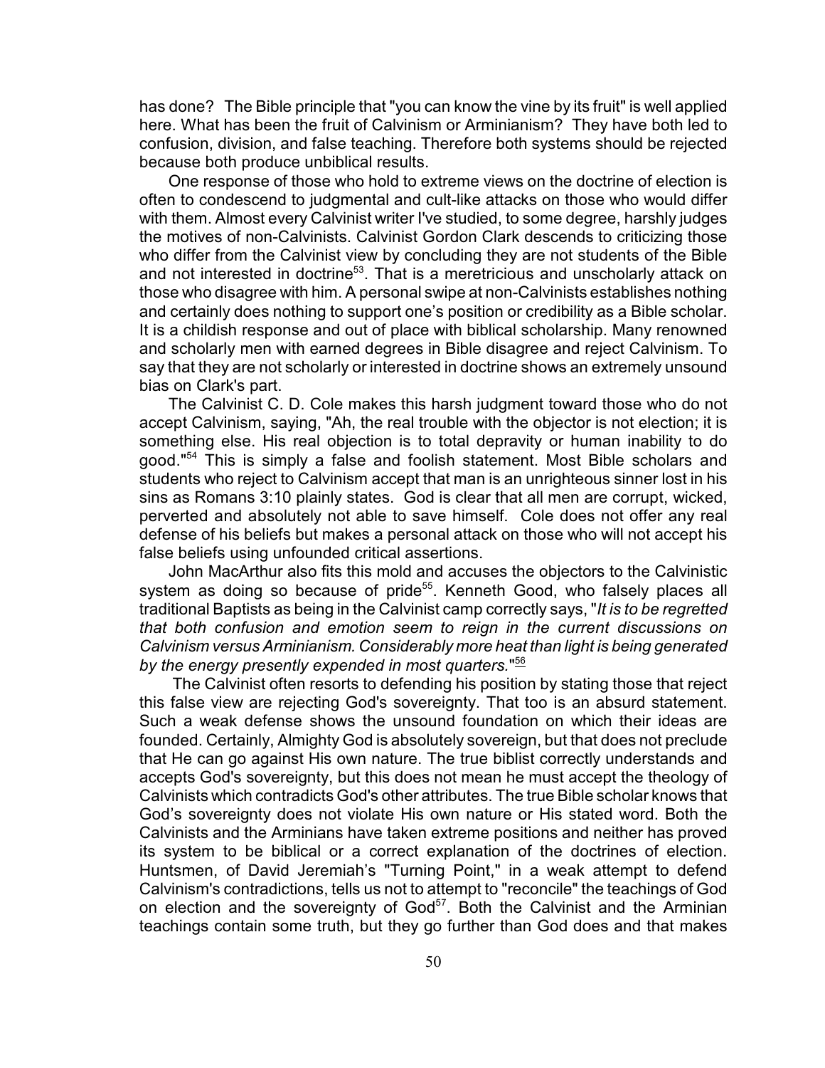has done? The Bible principle that "you can know the vine by its fruit" is well applied here. What has been the fruit of Calvinism or Arminianism? They have both led to confusion, division, and false teaching. Therefore both systems should be rejected because both produce unbiblical results.

One response of those who hold to extreme views on the doctrine of election is often to condescend to judgmental and cult-like attacks on those who would differ with them. Almost every Calvinist writer I've studied, to some degree, harshly judges the motives of non-Calvinists. Calvinist Gordon Clark descends to criticizing those who differ from the Calvinist view by concluding they are not students of the Bible and not interested in doctrine[53]. That is a meretricious and unscholarly attack on those who disagree with him. A personal swipe at non-Calvinists establishes nothing and certainly does nothing to support one's position or credibility as a Bible scholar. It is a childish response and out of place with biblical scholarship. Many renowned and scholarly men with earned degrees in Bible disagree and reject Calvinism. To say that they are not scholarly or interested in doctrine shows an extremely unsound bias on Clark's part.

The Calvinist C. D. Cole makes this harsh judgment toward those who do not accept Calvinism, saying, "Ah, the real trouble with the objector is not election; it is something else. His real objection is to total depravity or human inability to do good."[54] This is simply a false and foolish statement. Most Bible scholars and students who reject to Calvinism accept that man is an unrighteous sinner lost in his sins as Romans 3:10 plainly states. God is clear that all men are corrupt, wicked, perverted and absolutely not able to save himself. Cole does not offer any real defense of his beliefs but makes a personal attack on those who will not accept his false beliefs using unfounded critical assertions.

John MacArthur also fits this mold and accuses the objectors to the Calvinistic system as doing so because of pride[55]. Kenneth Good, who falsely places all traditional Baptists as being in the Calvinist camp correctly says, "*It is to be regretted that both confusion and emotion seem to reign in the current discussions on Calvinism versus Arminianism. Considerably more heat than light is being generated by the energy presently expended in most quarters.*"[56]

The Calvinist often resorts to defending his position by stating those that reject this false view are rejecting God's sovereignty. That too is an absurd statement. Such a weak defense shows the unsound foundation on which their ideas are founded. Certainly, Almighty God is absolutely sovereign, but that does not preclude that He can go against His own nature. The true biblist correctly understands and accepts God's sovereignty, but this does not mean he must accept the theology of Calvinists which contradicts God's other attributes. The true Bible scholar knows that God's sovereignty does not violate His own nature or His stated word. Both the Calvinists and the Arminians have taken extreme positions and neither has proved its system to be biblical or a correct explanation of the doctrines of election. Huntsmen, of David Jeremiah's "Turning Point," in a weak attempt to defend Calvinism's contradictions, tells us not to attempt to "reconcile" the teachings of God on election and the sovereignty of God[57]. Both the Calvinist and the Arminian teachings contain some truth, but they go further than God does and that makes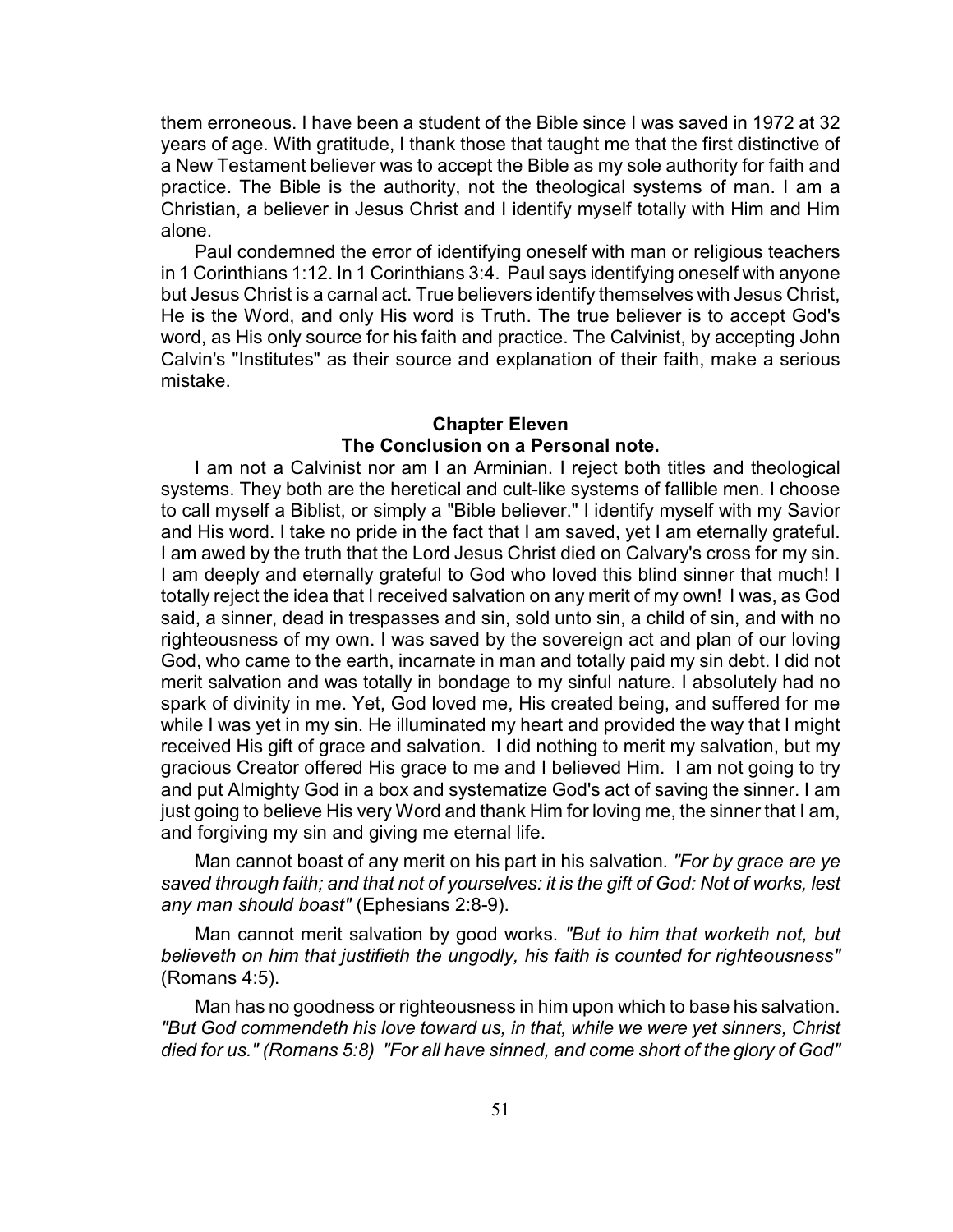them erroneous. I have been a student of the Bible since I was saved in 1972 at 32 years of age. With gratitude, I thank those that taught me that the first distinctive of a New Testament believer was to accept the Bible as my sole authority for faith and practice. The Bible is the authority, not the theological systems of man. I am a Christian, a believer in Jesus Christ and I identify myself totally with Him and Him alone.

Paul condemned the error of identifying oneself with man or religious teachers in 1 Corinthians 1:12. In 1 Corinthians 3:4. Paul says identifying oneself with anyone but Jesus Christ is a carnal act. True believers identify themselves with Jesus Christ, He is the Word, and only His word is Truth. The true believer is to accept God's word, as His only source for his faith and practice. The Calvinist, by accepting John Calvin's "Institutes" as their source and explanation of their faith, make a serious mistake.

## Chapter Eleven
## The Conclusion on a Personal note.

I am not a Calvinist nor am I an Arminian. I reject both titles and theological systems. They both are the heretical and cult-like systems of fallible men. I choose to call myself a Biblist, or simply a "Bible believer." I identify myself with my Savior and His word. I take no pride in the fact that I am saved, yet I am eternally grateful. I am awed by the truth that the Lord Jesus Christ died on Calvary's cross for my sin. I am deeply and eternally grateful to God who loved this blind sinner that much! I totally reject the idea that I received salvation on any merit of my own! I was, as God said, a sinner, dead in trespasses and sin, sold unto sin, a child of sin, and with no righteousness of my own. I was saved by the sovereign act and plan of our loving God, who came to the earth, incarnate in man and totally paid my sin debt. I did not merit salvation and was totally in bondage to my sinful nature. I absolutely had no spark of divinity in me. Yet, God loved me, His created being, and suffered for me while I was yet in my sin. He illuminated my heart and provided the way that I might received His gift of grace and salvation. I did nothing to merit my salvation, but my gracious Creator offered His grace to me and I believed Him. I am not going to try and put Almighty God in a box and systematize God's act of saving the sinner. I am just going to believe His very Word and thank Him for loving me, the sinner that I am, and forgiving my sin and giving me eternal life.

Man cannot boast of any merit on his part in his salvation. *"For by grace are ye saved through faith; and that not of yourselves: it is the gift of God: Not of works, lest any man should boast"* (Ephesians 2:8-9).

Man cannot merit salvation by good works. *"But to him that worketh not, but believeth on him that justifieth the ungodly, his faith is counted for righteousness"* (Romans 4:5).

Man has no goodness or righteousness in him upon which to base his salvation. *"But God commendeth his love toward us, in that, while we were yet sinners, Christ died for us." (Romans 5:8) "For all have sinned, and come short of the glory of God"*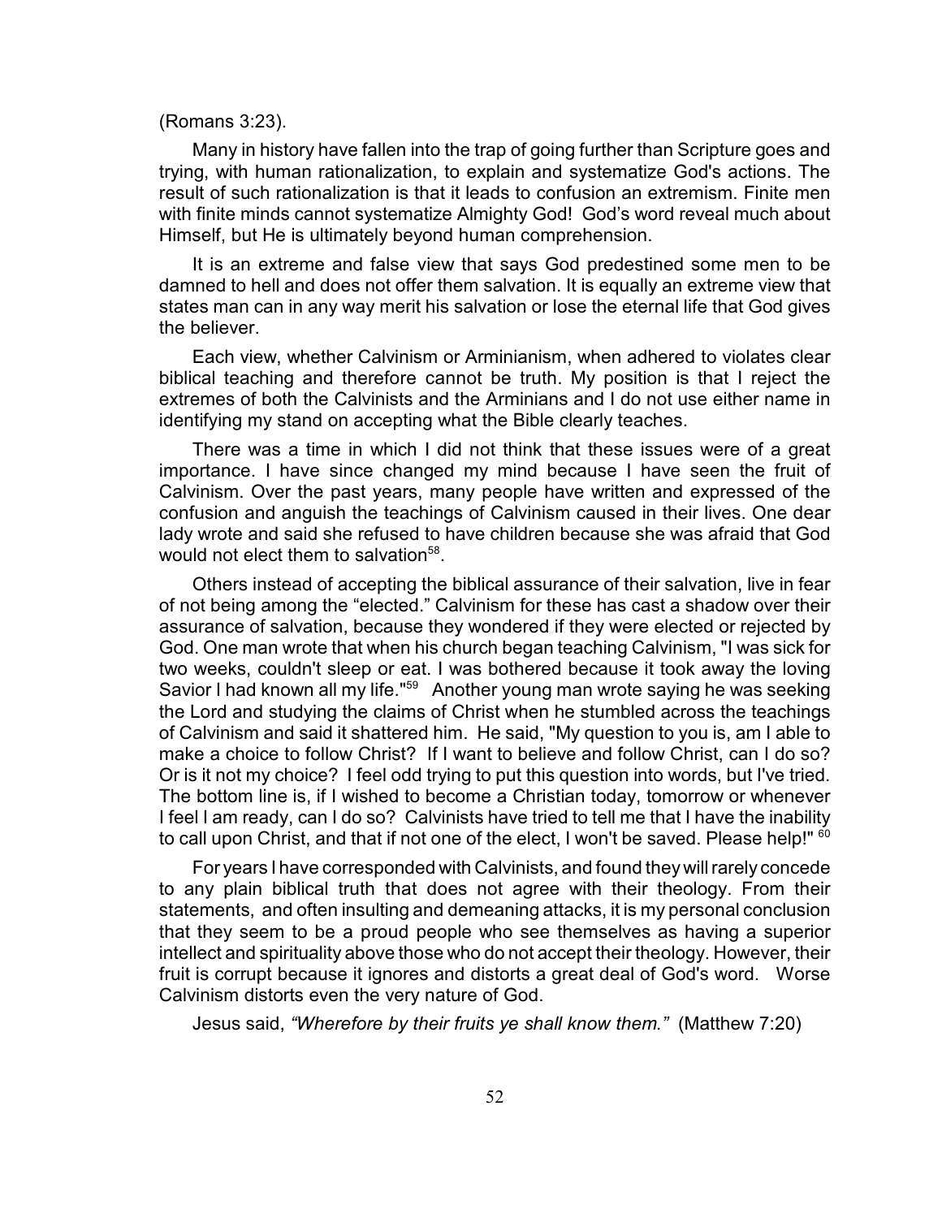(Romans 3:23).

Many in history have fallen into the trap of going further than Scripture goes and trying, with human rationalization, to explain and systematize God's actions. The result of such rationalization is that it leads to confusion an extremism. Finite men with finite minds cannot systematize Almighty God! God's word reveal much about Himself, but He is ultimately beyond human comprehension.

It is an extreme and false view that says God predestined some men to be damned to hell and does not offer them salvation. It is equally an extreme view that states man can in any way merit his salvation or lose the eternal life that God gives the believer.

Each view, whether Calvinism or Arminianism, when adhered to violates clear biblical teaching and therefore cannot be truth. My position is that I reject the extremes of both the Calvinists and the Arminians and I do not use either name in identifying my stand on accepting what the Bible clearly teaches.

There was a time in which I did not think that these issues were of a great importance. I have since changed my mind because I have seen the fruit of Calvinism. Over the past years, many people have written and expressed of the confusion and anguish the teachings of Calvinism caused in their lives. One dear lady wrote and said she refused to have children because she was afraid that God would not elect them to salvation[58].

Others instead of accepting the biblical assurance of their salvation, live in fear of not being among the "elected." Calvinism for these has cast a shadow over their assurance of salvation, because they wondered if they were elected or rejected by God. One man wrote that when his church began teaching Calvinism, "I was sick for two weeks, couldn't sleep or eat. I was bothered because it took away the loving Savior I had known all my life."[59] Another young man wrote saying he was seeking the Lord and studying the claims of Christ when he stumbled across the teachings of Calvinism and said it shattered him. He said, "My question to you is, am I able to make a choice to follow Christ? If I want to believe and follow Christ, can I do so? Or is it not my choice? I feel odd trying to put this question into words, but I've tried. The bottom line is, if I wished to become a Christian today, tomorrow or whenever I feel I am ready, can I do so? Calvinists have tried to tell me that I have the inability to call upon Christ, and that if not one of the elect, I won't be saved. Please help!" [60]

For years I have corresponded with Calvinists, and found they will rarely concede to any plain biblical truth that does not agree with their theology. From their statements, and often insulting and demeaning attacks, it is my personal conclusion that they seem to be a proud people who see themselves as having a superior intellect and spirituality above those who do not accept their theology. However, their fruit is corrupt because it ignores and distorts a great deal of God's word. Worse Calvinism distorts even the very nature of God.

Jesus said, *"Wherefore by their fruits ye shall know them."* (Matthew 7:20)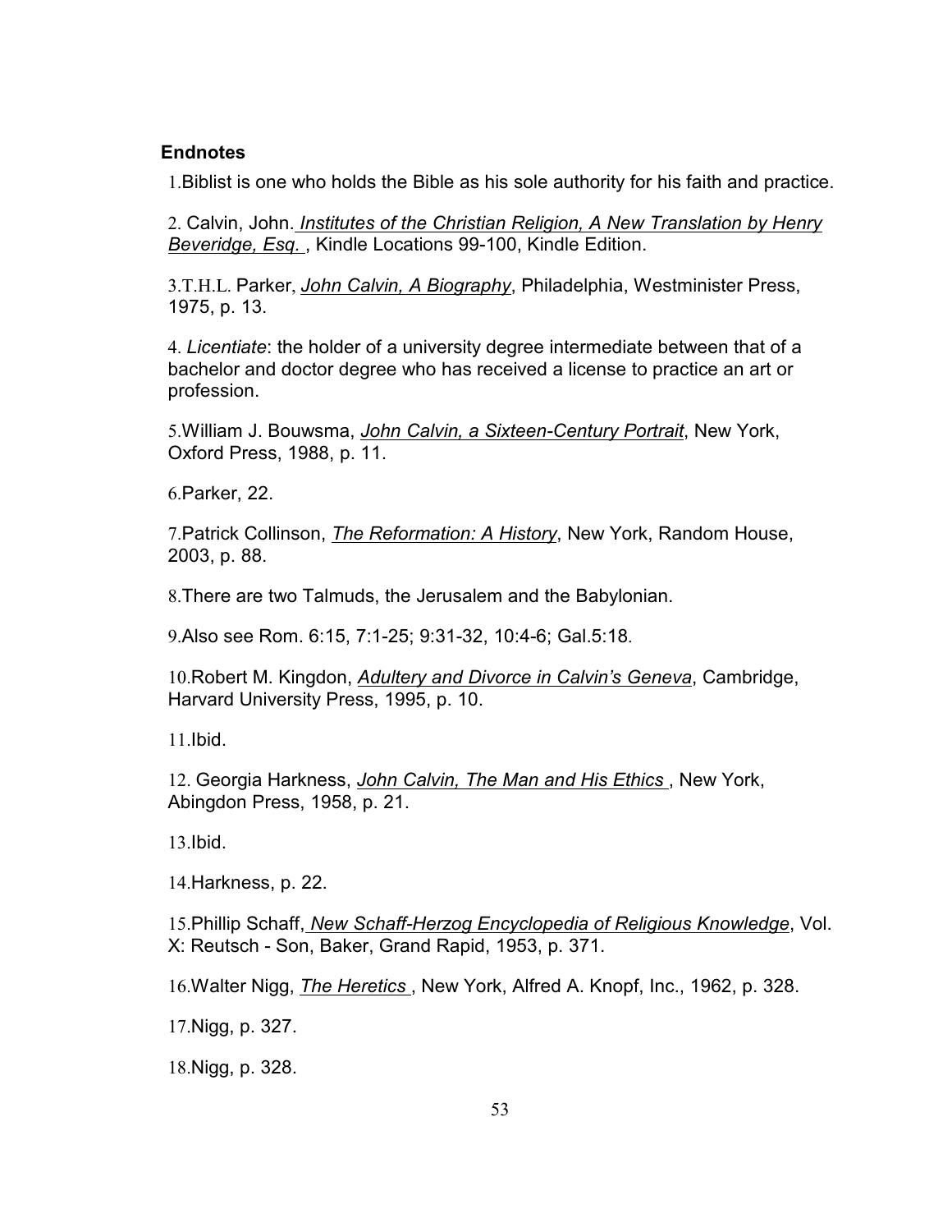## Endnotes

1. Biblist is one who holds the Bible as his sole authority for his faith and practice.

2. Calvin, John. *Institutes of the Christian Religion, A New Translation by Henry Beveridge, Esq.* , Kindle Locations 99-100, Kindle Edition.

3. T.H.L. Parker, *John Calvin, A Biography*, Philadelphia, Westminister Press, 1975, p. 13.

4. *Licentiate*: the holder of a university degree intermediate between that of a bachelor and doctor degree who has received a license to practice an art or profession.

5. William J. Bouwsma, *John Calvin, a Sixteen-Century Portrait*, New York, Oxford Press, 1988, p. 11.

6. Parker, 22.

7. Patrick Collinson, *The Reformation: A History*, New York, Random House, 2003, p. 88.

8. There are two Talmuds, the Jerusalem and the Babylonian.

9. Also see Rom. 6:15, 7:1-25; 9:31-32, 10:4-6; Gal.5:18.

10. Robert M. Kingdon, *Adultery and Divorce in Calvin's Geneva*, Cambridge, Harvard University Press, 1995, p. 10.

11. Ibid.

12. Georgia Harkness, *John Calvin, The Man and His Ethics* , New York, Abingdon Press, 1958, p. 21.

13. Ibid.

14. Harkness, p. 22.

15. Phillip Schaff, *New Schaff-Herzog Encyclopedia of Religious Knowledge*, Vol. X: Reutsch - Son, Baker, Grand Rapid, 1953, p. 371.

16. Walter Nigg, *The Heretics* , New York, Alfred A. Knopf, Inc., 1962, p. 328.

17. Nigg, p. 327.

18. Nigg, p. 328.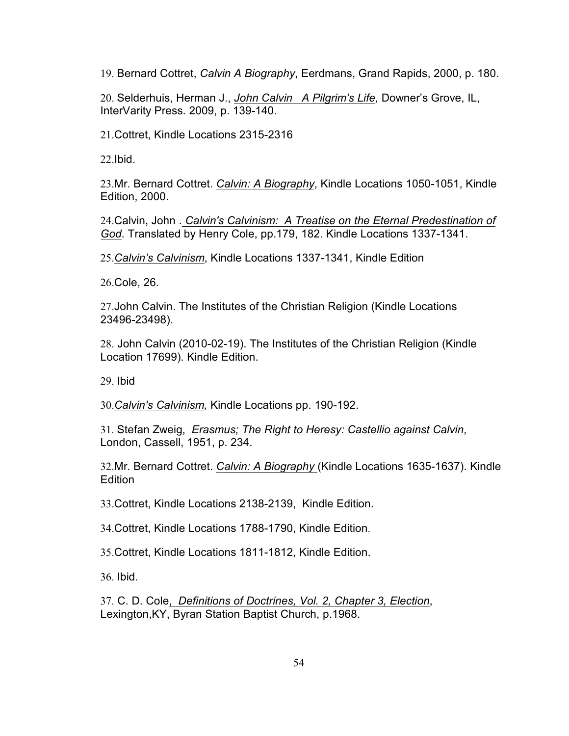19. Bernard Cottret, *Calvin A Biography*, Eerdmans, Grand Rapids, 2000, p. 180.

20. Selderhuis, Herman J., *John Calvin A Pilgrim's Life,* Downer's Grove, IL, InterVarity Press. 2009, p. 139-140.

21.Cottret, Kindle Locations 2315-2316

22.Ibid.

23.Mr. Bernard Cottret. *Calvin: A Biography*, Kindle Locations 1050-1051, Kindle Edition, 2000.

24.Calvin, John . *Calvin's Calvinism: A Treatise on the Eternal Predestination of God.* Translated by Henry Cole, pp.179, 182. Kindle Locations 1337-1341.

25.*Calvin's Calvinism*, Kindle Locations 1337-1341, Kindle Edition

26.Cole, 26.

27.John Calvin. The Institutes of the Christian Religion (Kindle Locations 23496-23498).

28. John Calvin (2010-02-19). The Institutes of the Christian Religion (Kindle Location 17699). Kindle Edition.

29. Ibid

30.*Calvin's Calvinism,* Kindle Locations pp. 190-192.

31. Stefan Zweig, *Erasmus; The Right to Heresy: Castellio against Calvin*, London, Cassell, 1951, p. 234.

32.Mr. Bernard Cottret. *Calvin: A Biography* (Kindle Locations 1635-1637). Kindle Edition

33.Cottret, Kindle Locations 2138-2139, Kindle Edition.

34.Cottret, Kindle Locations 1788-1790, Kindle Edition.

35.Cottret, Kindle Locations 1811-1812, Kindle Edition.

36. Ibid.

37. C. D. Cole, *Definitions of Doctrines, Vol. 2, Chapter 3, Election*, Lexington,KY, Byran Station Baptist Church, p.1968.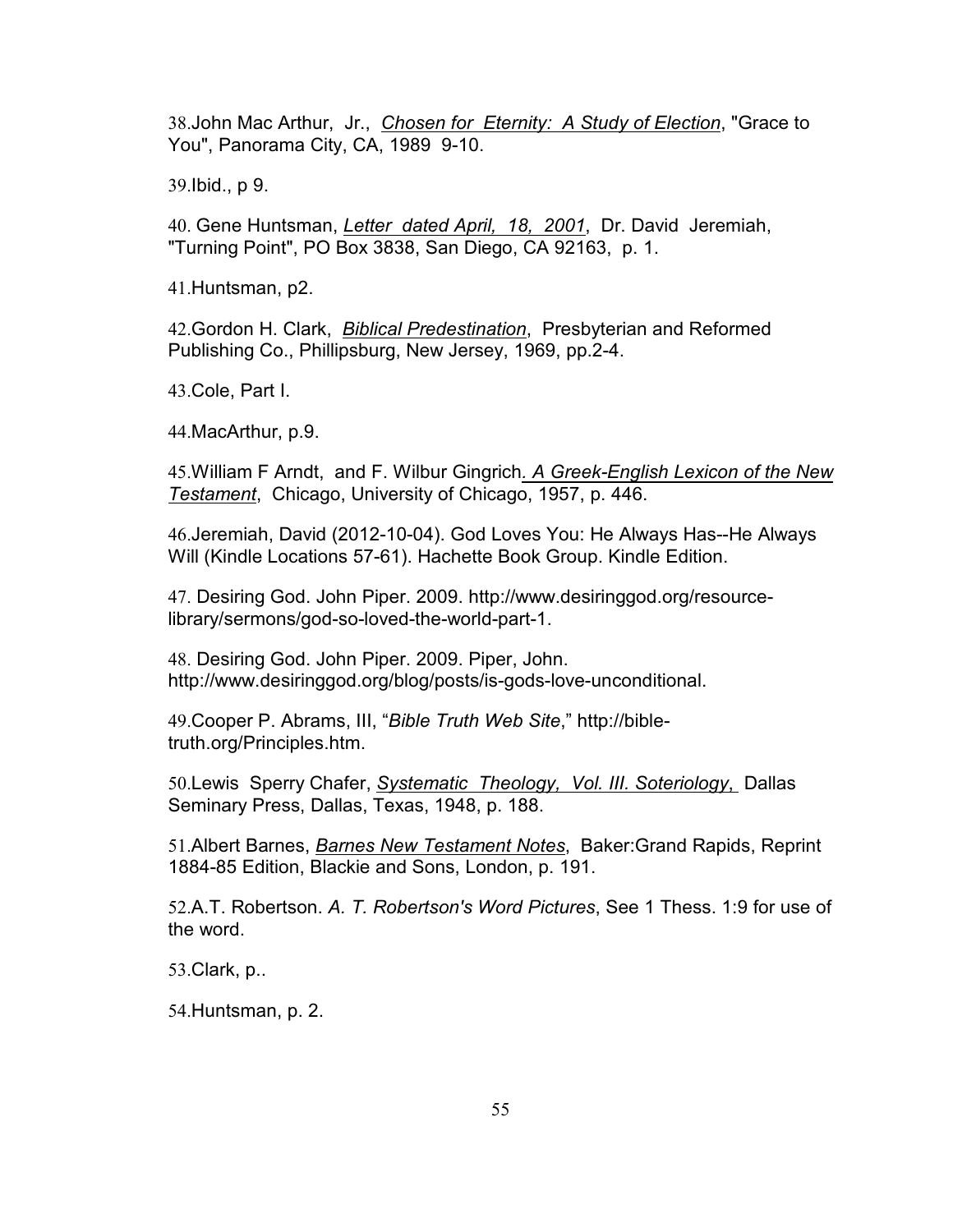38.John Mac Arthur, Jr., *Chosen for Eternity: A Study of Election*, "Grace to You", Panorama City, CA, 1989 9-10.

39.Ibid., p 9.

40. Gene Huntsman, *Letter dated April, 18, 2001*, Dr. David Jeremiah, "Turning Point", PO Box 3838, San Diego, CA 92163, p. 1.

41.Huntsman, p2.

42.Gordon H. Clark, *Biblical Predestination*, Presbyterian and Reformed Publishing Co., Phillipsburg, New Jersey, 1969, pp.2-4.

43.Cole, Part I.

44.MacArthur, p.9.

45.William F Arndt, and F. Wilbur Gingrich*. A Greek-English Lexicon of the New Testament*, Chicago, University of Chicago, 1957, p. 446.

46.Jeremiah, David (2012-10-04). God Loves You: He Always Has--He Always Will (Kindle Locations 57-61). Hachette Book Group. Kindle Edition.

47. Desiring God. John Piper. 2009. http://www.desiringgod.org/resource-library/sermons/god-so-loved-the-world-part-1.

48. Desiring God. John Piper. 2009. Piper, John. http://www.desiringgod.org/blog/posts/is-gods-love-unconditional.

49.Cooper P. Abrams, III, "*Bible Truth Web Site*," http://bible-truth.org/Principles.htm.

50.Lewis Sperry Chafer, *Systematic Theology, Vol. III. Soteriology*, Dallas Seminary Press, Dallas, Texas, 1948, p. 188.

51.Albert Barnes, *Barnes New Testament Notes*, Baker:Grand Rapids, Reprint 1884-85 Edition, Blackie and Sons, London, p. 191.

52.A.T. Robertson. *A. T. Robertson's Word Pictures*, See 1 Thess. 1:9 for use of the word.

53.Clark, p..

54.Huntsman, p. 2.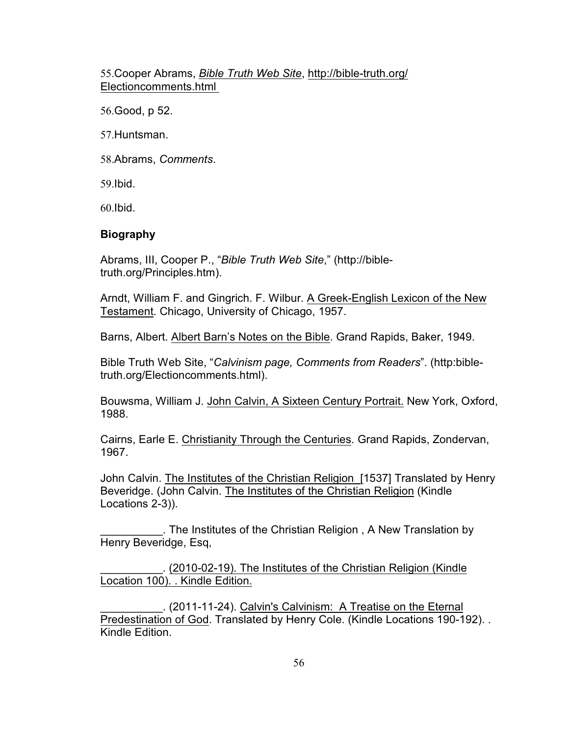55.Cooper Abrams, *Bible Truth Web Site*, http://bible-truth.org/Electioncomments.html

56.Good, p 52.

57.Huntsman.

58.Abrams, *Comments*.

59.Ibid.

60.Ibid.

**Biography**

Abrams, III, Cooper P., "*Bible Truth Web Site*," (http://bible-truth.org/Principles.htm).

Arndt, William F. and Gingrich. F. Wilbur. A Greek-English Lexicon of the New Testament. Chicago, University of Chicago, 1957.

Barns, Albert. Albert Barn's Notes on the Bible. Grand Rapids, Baker, 1949.

Bible Truth Web Site, "*Calvinism page, Comments from Readers*". (http:bible-truth.org/Electioncomments.html).

Bouwsma, William J. John Calvin, A Sixteen Century Portrait. New York, Oxford, 1988.

Cairns, Earle E. Christianity Through the Centuries. Grand Rapids, Zondervan, 1967.

John Calvin. The Institutes of the Christian Religion [1537] Translated by Henry Beveridge. (John Calvin. The Institutes of the Christian Religion (Kindle Locations 2-3)).

__________. The Institutes of the Christian Religion , A New Translation by Henry Beveridge, Esq,

__________. (2010-02-19). The Institutes of the Christian Religion (Kindle Location 100). . Kindle Edition.

__________. (2011-11-24). Calvin's Calvinism: A Treatise on the Eternal Predestination of God. Translated by Henry Cole. (Kindle Locations 190-192). . Kindle Edition.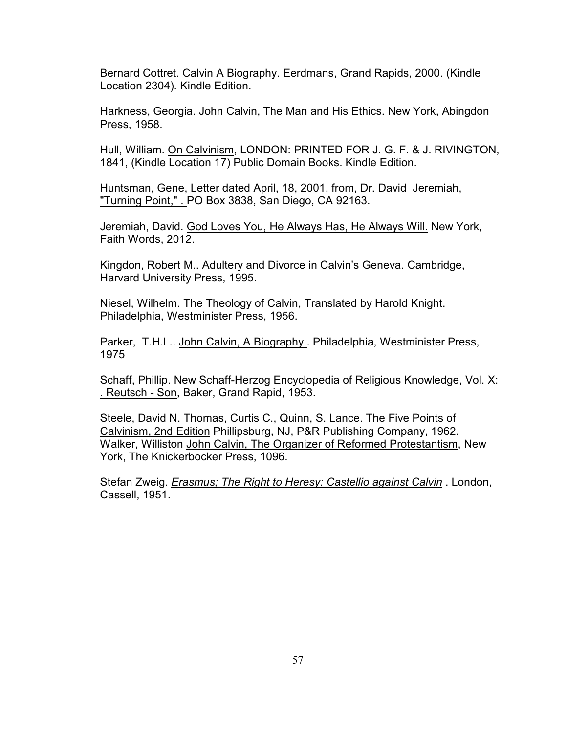Bernard Cottret. Calvin A Biography. Eerdmans, Grand Rapids, 2000. (Kindle Location 2304). Kindle Edition.

Harkness, Georgia. John Calvin, The Man and His Ethics. New York, Abingdon Press, 1958.

Hull, William. On Calvinism, LONDON: PRINTED FOR J. G. F. & J. RIVINGTON, 1841, (Kindle Location 17) Public Domain Books. Kindle Edition.

Huntsman, Gene, Letter dated April, 18, 2001, from, Dr. David Jeremiah, "Turning Point," . PO Box 3838, San Diego, CA 92163.

Jeremiah, David. God Loves You, He Always Has, He Always Will. New York, Faith Words, 2012.

Kingdon, Robert M.. Adultery and Divorce in Calvin's Geneva. Cambridge, Harvard University Press, 1995.

Niesel, Wilhelm. The Theology of Calvin, Translated by Harold Knight. Philadelphia, Westminister Press, 1956.

Parker, T.H.L.. John Calvin, A Biography . Philadelphia, Westminister Press, 1975

Schaff, Phillip. New Schaff-Herzog Encyclopedia of Religious Knowledge, Vol. X: . Reutsch - Son, Baker, Grand Rapid, 1953.

Steele, David N. Thomas, Curtis C., Quinn, S. Lance. The Five Points of Calvinism, 2nd Edition Phillipsburg, NJ, P&R Publishing Company, 1962.
Walker, Williston John Calvin, The Organizer of Reformed Protestantism, New York, The Knickerbocker Press, 1096.

Stefan Zweig. *Erasmus; The Right to Heresy: Castellio against Calvin* . London, Cassell, 1951.